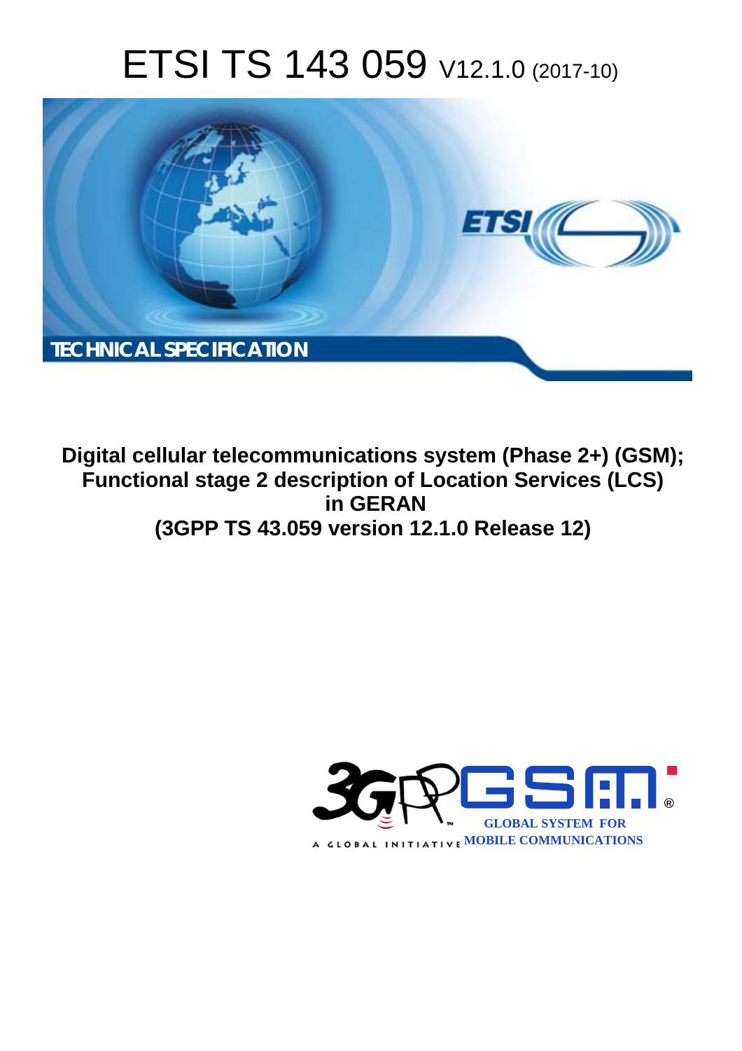# ETSI TS 143 059 V12.1.0 (2017-10)

TECHNICAL SPECIFICATION

**Digital cellular telecommunications system (Phase 2+) (GSM); Functional stage 2 description of Location Services (LCS) in GERAN (3GPP TS 43.059 version 12.1.0 Release 12)**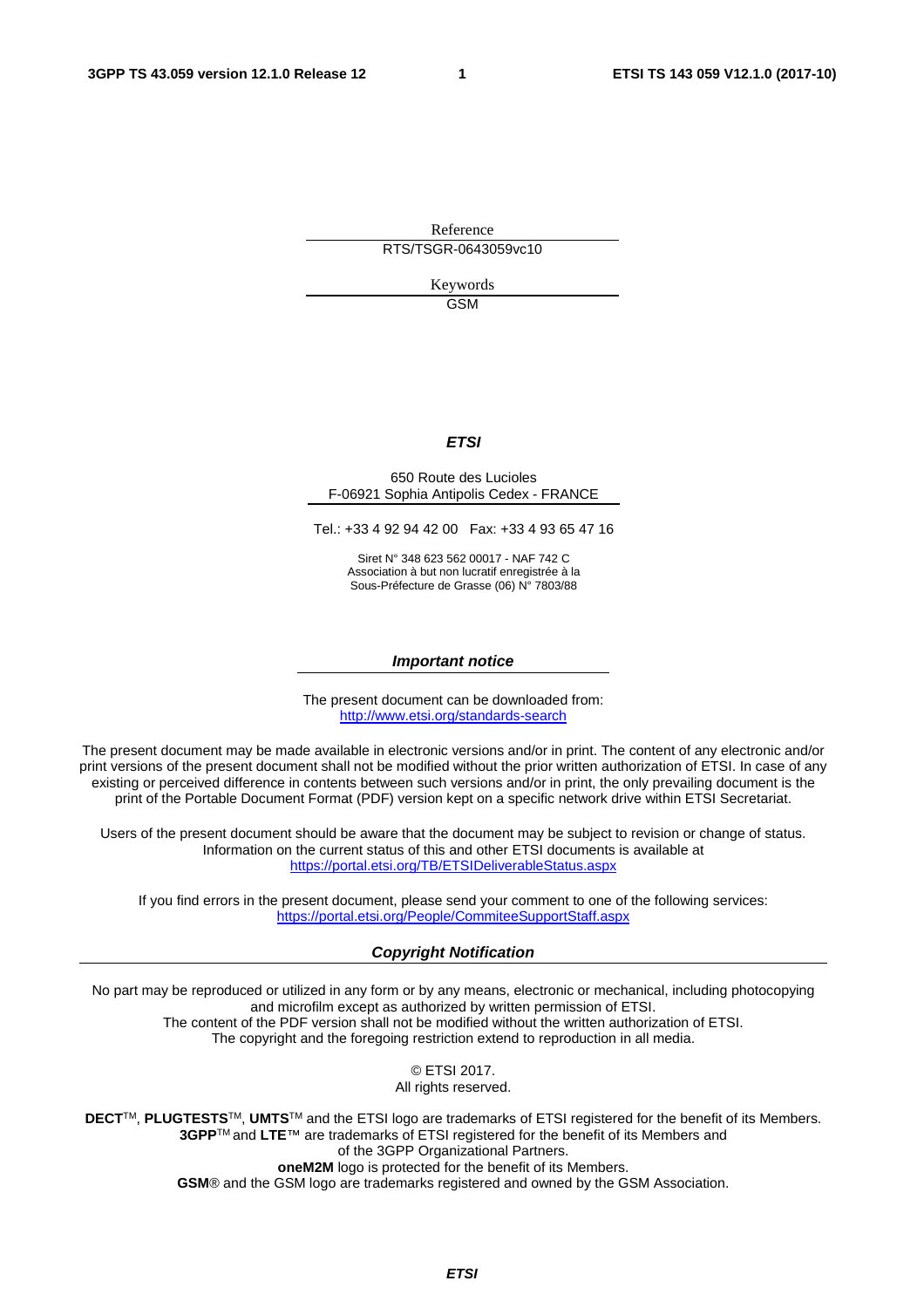Reference

RTS/TSGR-0643059vc10

Keywords

GSM

***ETSI***

650 Route des Lucioles
F-06921 Sophia Antipolis Cedex - FRANCE

Tel.: +33 4 92 94 42 00   Fax: +33 4 93 65 47 16

Siret N° 348 623 562 00017 - NAF 742 C
Association à but non lucratif enregistrée à la
Sous-Préfecture de Grasse (06) N° 7803/88

***Important notice***

The present document can be downloaded from:
http://www.etsi.org/standards-search

The present document may be made available in electronic versions and/or in print. The content of any electronic and/or print versions of the present document shall not be modified without the prior written authorization of ETSI. In case of any existing or perceived difference in contents between such versions and/or in print, the only prevailing document is the print of the Portable Document Format (PDF) version kept on a specific network drive within ETSI Secretariat.

Users of the present document should be aware that the document may be subject to revision or change of status. Information on the current status of this and other ETSI documents is available at
https://portal.etsi.org/TB/ETSIDeliverableStatus.aspx

If you find errors in the present document, please send your comment to one of the following services:
https://portal.etsi.org/People/CommiteeSupportStaff.aspx

***Copyright Notification***

No part may be reproduced or utilized in any form or by any means, electronic or mechanical, including photocopying and microfilm except as authorized by written permission of ETSI.
The content of the PDF version shall not be modified without the written authorization of ETSI.
The copyright and the foregoing restriction extend to reproduction in all media.

© ETSI 2017.
All rights reserved.

**DECT**™, **PLUGTESTS**™, **UMTS**™ and the ETSI logo are trademarks of ETSI registered for the benefit of its Members.
**3GPP**™ and **LTE**™ are trademarks of ETSI registered for the benefit of its Members and of the 3GPP Organizational Partners.
**oneM2M** logo is protected for the benefit of its Members.
**GSM**® and the GSM logo are trademarks registered and owned by the GSM Association.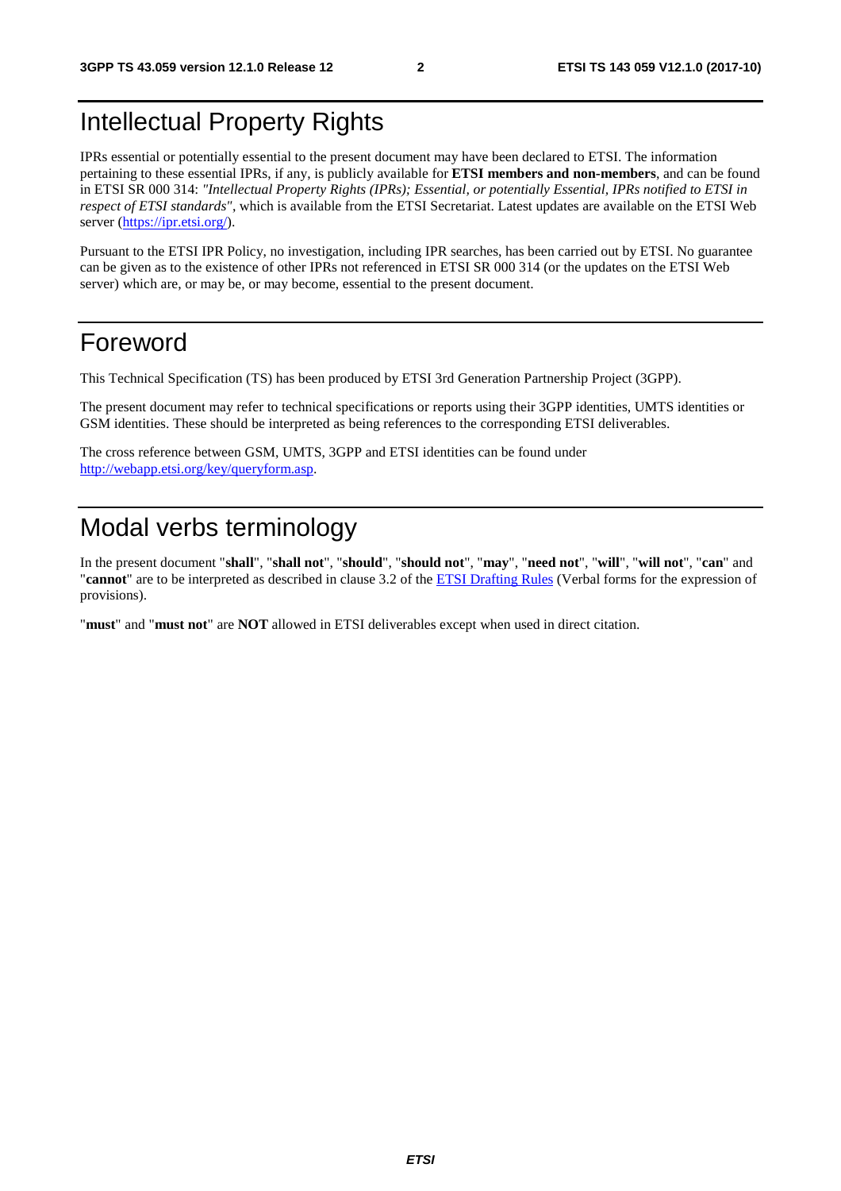# Intellectual Property Rights

IPRs essential or potentially essential to the present document may have been declared to ETSI. The information pertaining to these essential IPRs, if any, is publicly available for **ETSI members and non-members**, and can be found in ETSI SR 000 314: *"Intellectual Property Rights (IPRs); Essential, or potentially Essential, IPRs notified to ETSI in respect of ETSI standards"*, which is available from the ETSI Secretariat. Latest updates are available on the ETSI Web server (https://ipr.etsi.org/).

Pursuant to the ETSI IPR Policy, no investigation, including IPR searches, has been carried out by ETSI. No guarantee can be given as to the existence of other IPRs not referenced in ETSI SR 000 314 (or the updates on the ETSI Web server) which are, or may be, or may become, essential to the present document.

# Foreword

This Technical Specification (TS) has been produced by ETSI 3rd Generation Partnership Project (3GPP).

The present document may refer to technical specifications or reports using their 3GPP identities, UMTS identities or GSM identities. These should be interpreted as being references to the corresponding ETSI deliverables.

The cross reference between GSM, UMTS, 3GPP and ETSI identities can be found under http://webapp.etsi.org/key/queryform.asp.

# Modal verbs terminology

In the present document "**shall**", "**shall not**", "**should**", "**should not**", "**may**", "**need not**", "**will**", "**will not**", "**can**" and "**cannot**" are to be interpreted as described in clause 3.2 of the ETSI Drafting Rules (Verbal forms for the expression of provisions).

"**must**" and "**must not**" are **NOT** allowed in ETSI deliverables except when used in direct citation.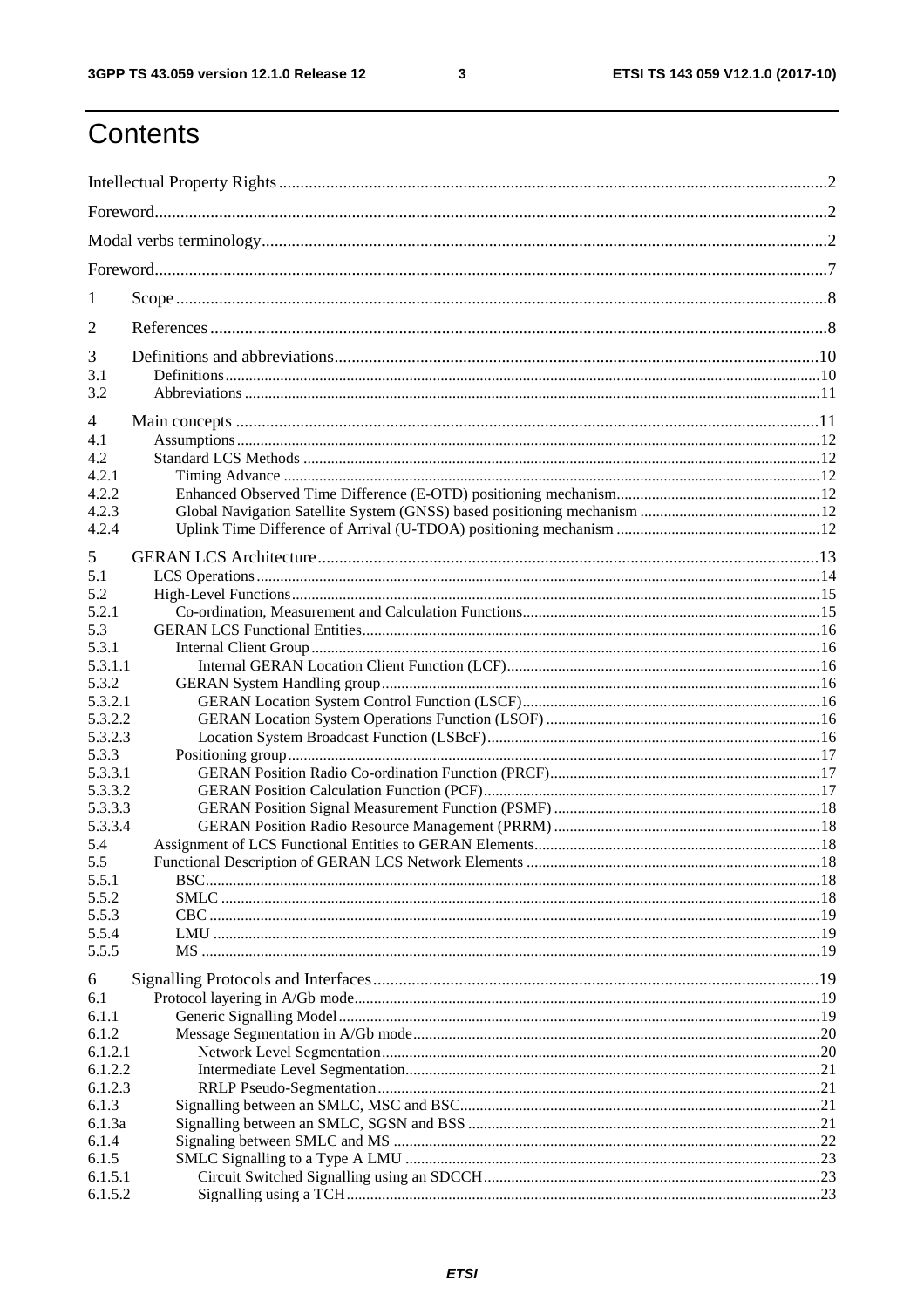# Contents

Intellectual Property Rights ..... 2

Foreword ..... 2

Modal verbs terminology ..... 2

Foreword ..... 7

1 Scope ..... 8

2 References ..... 8

3 Definitions and abbreviations ..... 10
3.1 Definitions ..... 10
3.2 Abbreviations ..... 11

4 Main concepts ..... 11
4.1 Assumptions ..... 12
4.2 Standard LCS Methods ..... 12
4.2.1 Timing Advance ..... 12
4.2.2 Enhanced Observed Time Difference (E-OTD) positioning mechanism ..... 12
4.2.3 Global Navigation Satellite System (GNSS) based positioning mechanism ..... 12
4.2.4 Uplink Time Difference of Arrival (U-TDOA) positioning mechanism ..... 12

5 GERAN LCS Architecture ..... 13
5.1 LCS Operations ..... 14
5.2 High-Level Functions ..... 15
5.2.1 Co-ordination, Measurement and Calculation Functions ..... 15
5.3 GERAN LCS Functional Entities ..... 16
5.3.1 Internal Client Group ..... 16
5.3.1.1 Internal GERAN Location Client Function (LCF) ..... 16
5.3.2 GERAN System Handling group ..... 16
5.3.2.1 GERAN Location System Control Function (LSCF) ..... 16
5.3.2.2 GERAN Location System Operations Function (LSOF) ..... 16
5.3.2.3 Location System Broadcast Function (LSBcF) ..... 16
5.3.3 Positioning group ..... 17
5.3.3.1 GERAN Position Radio Co-ordination Function (PRCF) ..... 17
5.3.3.2 GERAN Position Calculation Function (PCF) ..... 17
5.3.3.3 GERAN Position Signal Measurement Function (PSMF) ..... 18
5.3.3.4 GERAN Position Radio Resource Management (PRRM) ..... 18
5.4 Assignment of LCS Functional Entities to GERAN Elements ..... 18
5.5 Functional Description of GERAN LCS Network Elements ..... 18
5.5.1 BSC ..... 18
5.5.2 SMLC ..... 18
5.5.3 CBC ..... 19
5.5.4 LMU ..... 19
5.5.5 MS ..... 19

6 Signalling Protocols and Interfaces ..... 19
6.1 Protocol layering in A/Gb mode ..... 19
6.1.1 Generic Signalling Model ..... 19
6.1.2 Message Segmentation in A/Gb mode ..... 20
6.1.2.1 Network Level Segmentation ..... 20
6.1.2.2 Intermediate Level Segmentation ..... 21
6.1.2.3 RRLP Pseudo-Segmentation ..... 21
6.1.3 Signalling between an SMLC, MSC and BSC ..... 21
6.1.3a Signalling between an SMLC, SGSN and BSS ..... 21
6.1.4 Signaling between SMLC and MS ..... 22
6.1.5 SMLC Signalling to a Type A LMU ..... 23
6.1.5.1 Circuit Switched Signalling using an SDCCH ..... 23
6.1.5.2 Signalling using a TCH ..... 23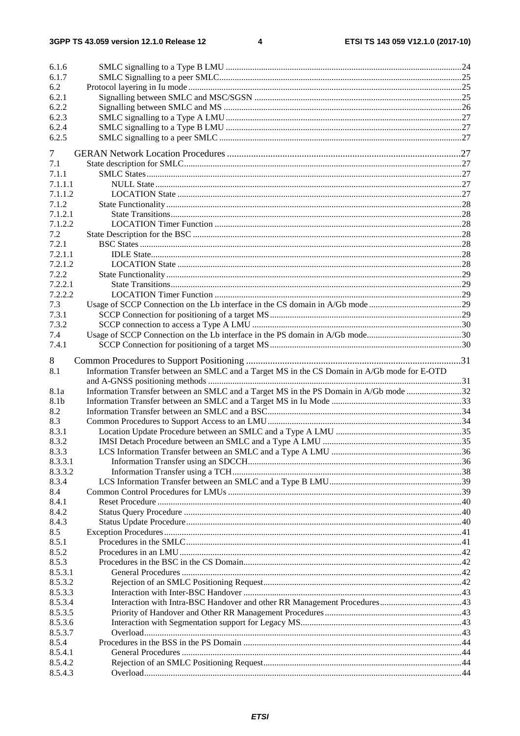6.1.6 SMLC signalling to a Type B LMU .....24
6.1.7 SMLC Signalling to a peer SMLC .....25
6.2 Protocol layering in Iu mode .....25
6.2.1 Signalling between SMLC and MSC/SGSN .....25
6.2.2 Signalling between SMLC and MS .....26
6.2.3 SMLC signalling to a Type A LMU .....27
6.2.4 SMLC signalling to a Type B LMU .....27
6.2.5 SMLC signalling to a peer SMLC .....27

7 GERAN Network Location Procedures .....27
7.1 State description for SMLC .....27
7.1.1 SMLC States .....27
7.1.1.1 NULL State .....27
7.1.1.2 LOCATION State .....27
7.1.2 State Functionality .....28
7.1.2.1 State Transitions .....28
7.1.2.2 LOCATION Timer Function .....28
7.2 State Description for the BSC .....28
7.2.1 BSC States .....28
7.2.1.1 IDLE State .....28
7.2.1.2 LOCATION State .....28
7.2.2 State Functionality .....29
7.2.2.1 State Transitions .....29
7.2.2.2 LOCATION Timer Function .....29
7.3 Usage of SCCP Connection on the Lb interface in the CS domain in A/Gb mode .....29
7.3.1 SCCP Connection for positioning of a target MS .....29
7.3.2 SCCP connection to access a Type A LMU .....30
7.4 Usage of SCCP Connection on the Lb interface in the PS domain in A/Gb mode .....30
7.4.1 SCCP Connection for positioning of a target MS .....30

8 Common Procedures to Support Positioning .....31
8.1 Information Transfer between an SMLC and a Target MS in the CS Domain in A/Gb mode for E-OTD and A-GNSS positioning methods .....31
8.1a Information Transfer between an SMLC and a Target MS in the PS Domain in A/Gb mode .....32
8.1b Information Transfer between an SMLC and a Target MS in Iu Mode .....33
8.2 Information Transfer between an SMLC and a BSC .....34
8.3 Common Procedures to Support Access to an LMU .....34
8.3.1 Location Update Procedure between an SMLC and a Type A LMU .....35
8.3.2 IMSI Detach Procedure between an SMLC and a Type A LMU .....35
8.3.3 LCS Information Transfer between an SMLC and a Type A LMU .....36
8.3.3.1 Information Transfer using an SDCCH .....36
8.3.3.2 Information Transfer using a TCH .....38
8.3.4 LCS Information Transfer between an SMLC and a Type B LMU .....39
8.4 Common Control Procedures for LMUs .....39
8.4.1 Reset Procedure .....40
8.4.2 Status Query Procedure .....40
8.4.3 Status Update Procedure .....40
8.5 Exception Procedures .....41
8.5.1 Procedures in the SMLC .....41
8.5.2 Procedures in an LMU .....42
8.5.3 Procedures in the BSC in the CS Domain .....42
8.5.3.1 General Procedures .....42
8.5.3.2 Rejection of an SMLC Positioning Request .....42
8.5.3.3 Interaction with Inter-BSC Handover .....43
8.5.3.4 Interaction with Intra-BSC Handover and other RR Management Procedures .....43
8.5.3.5 Priority of Handover and Other RR Management Procedures .....43
8.5.3.6 Interaction with Segmentation support for Legacy MS .....43
8.5.3.7 Overload .....43
8.5.4 Procedures in the BSS in the PS Domain .....44
8.5.4.1 General Procedures .....44
8.5.4.2 Rejection of an SMLC Positioning Request .....44
8.5.4.3 Overload .....44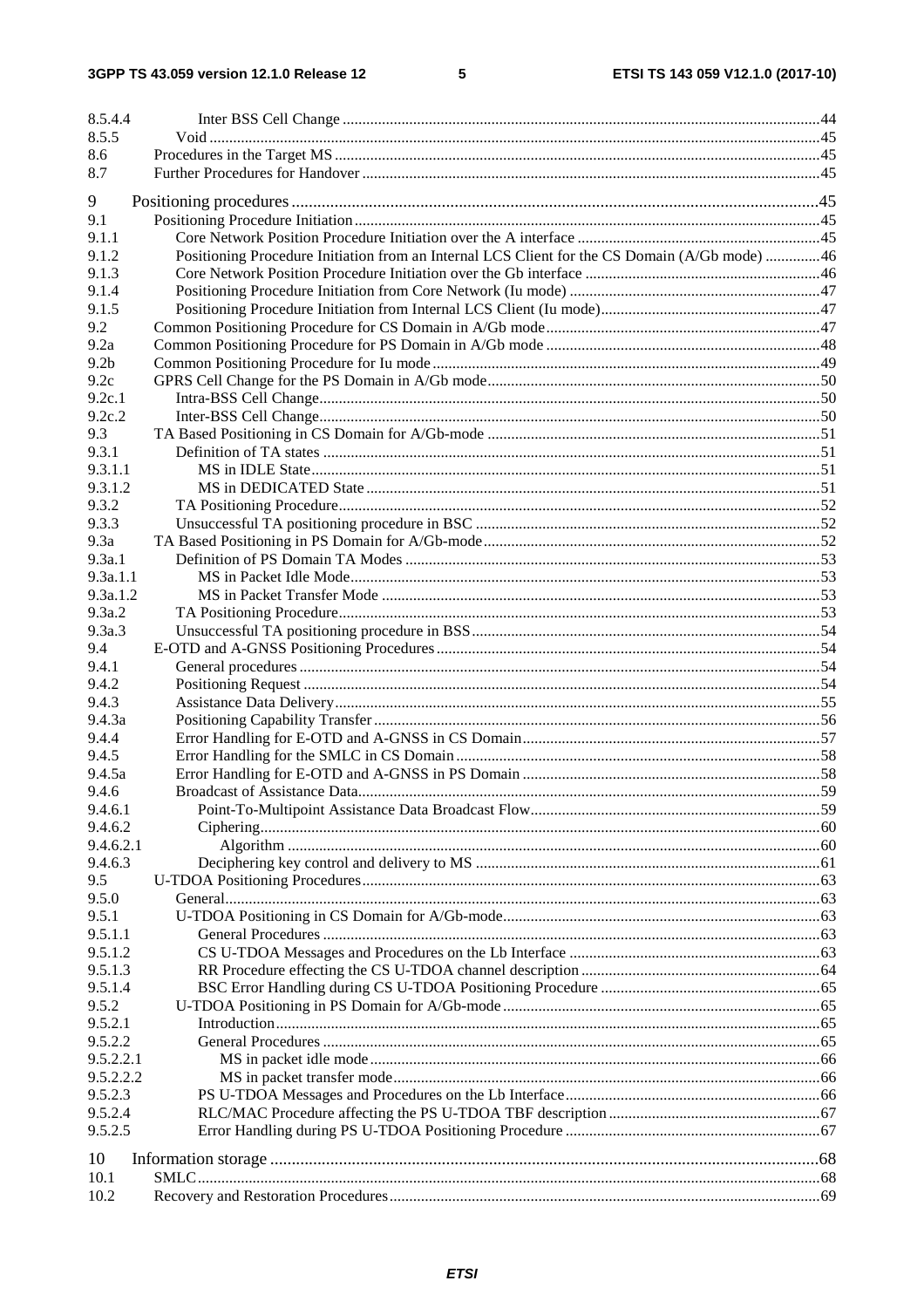8.5.4.4 Inter BSS Cell Change ... 44
8.5.5 Void ... 45
8.6 Procedures in the Target MS ... 45
8.7 Further Procedures for Handover ... 45

9 Positioning procedures ... 45
9.1 Positioning Procedure Initiation ... 45
9.1.1 Core Network Position Procedure Initiation over the A interface ... 45
9.1.2 Positioning Procedure Initiation from an Internal LCS Client for the CS Domain (A/Gb mode) ... 46
9.1.3 Core Network Position Procedure Initiation over the Gb interface ... 46
9.1.4 Positioning Procedure Initiation from Core Network (Iu mode) ... 47
9.1.5 Positioning Procedure Initiation from Internal LCS Client (Iu mode) ... 47
9.2 Common Positioning Procedure for CS Domain in A/Gb mode ... 47
9.2a Common Positioning Procedure for PS Domain in A/Gb mode ... 48
9.2b Common Positioning Procedure for Iu mode ... 49
9.2c GPRS Cell Change for the PS Domain in A/Gb mode ... 50
9.2c.1 Intra-BSS Cell Change ... 50
9.2c.2 Inter-BSS Cell Change ... 50
9.3 TA Based Positioning in CS Domain for A/Gb-mode ... 51
9.3.1 Definition of TA states ... 51
9.3.1.1 MS in IDLE State ... 51
9.3.1.2 MS in DEDICATED State ... 51
9.3.2 TA Positioning Procedure ... 52
9.3.3 Unsuccessful TA positioning procedure in BSC ... 52
9.3a TA Based Positioning in PS Domain for A/Gb-mode ... 52
9.3a.1 Definition of PS Domain TA Modes ... 53
9.3a.1.1 MS in Packet Idle Mode ... 53
9.3a.1.2 MS in Packet Transfer Mode ... 53
9.3a.2 TA Positioning Procedure ... 53
9.3a.3 Unsuccessful TA positioning procedure in BSS ... 54
9.4 E-OTD and A-GNSS Positioning Procedures ... 54
9.4.1 General procedures ... 54
9.4.2 Positioning Request ... 54
9.4.3 Assistance Data Delivery ... 55
9.4.3a Positioning Capability Transfer ... 56
9.4.4 Error Handling for E-OTD and A-GNSS in CS Domain ... 57
9.4.5 Error Handling for the SMLC in CS Domain ... 58
9.4.5a Error Handling for E-OTD and A-GNSS in PS Domain ... 58
9.4.6 Broadcast of Assistance Data ... 59
9.4.6.1 Point-To-Multipoint Assistance Data Broadcast Flow ... 59
9.4.6.2 Ciphering ... 60
9.4.6.2.1 Algorithm ... 60
9.4.6.3 Deciphering key control and delivery to MS ... 61
9.5 U-TDOA Positioning Procedures ... 63
9.5.0 General ... 63
9.5.1 U-TDOA Positioning in CS Domain for A/Gb-mode ... 63
9.5.1.1 General Procedures ... 63
9.5.1.2 CS U-TDOA Messages and Procedures on the Lb Interface ... 63
9.5.1.3 RR Procedure effecting the CS U-TDOA channel description ... 64
9.5.1.4 BSC Error Handling during CS U-TDOA Positioning Procedure ... 65
9.5.2 U-TDOA Positioning in PS Domain for A/Gb-mode ... 65
9.5.2.1 Introduction ... 65
9.5.2.2 General Procedures ... 65
9.5.2.2.1 MS in packet idle mode ... 66
9.5.2.2.2 MS in packet transfer mode ... 66
9.5.2.3 PS U-TDOA Messages and Procedures on the Lb Interface ... 66
9.5.2.4 RLC/MAC Procedure affecting the PS U-TDOA TBF description ... 67
9.5.2.5 Error Handling during PS U-TDOA Positioning Procedure ... 67

10 Information storage ... 68
10.1 SMLC ... 68
10.2 Recovery and Restoration Procedures ... 69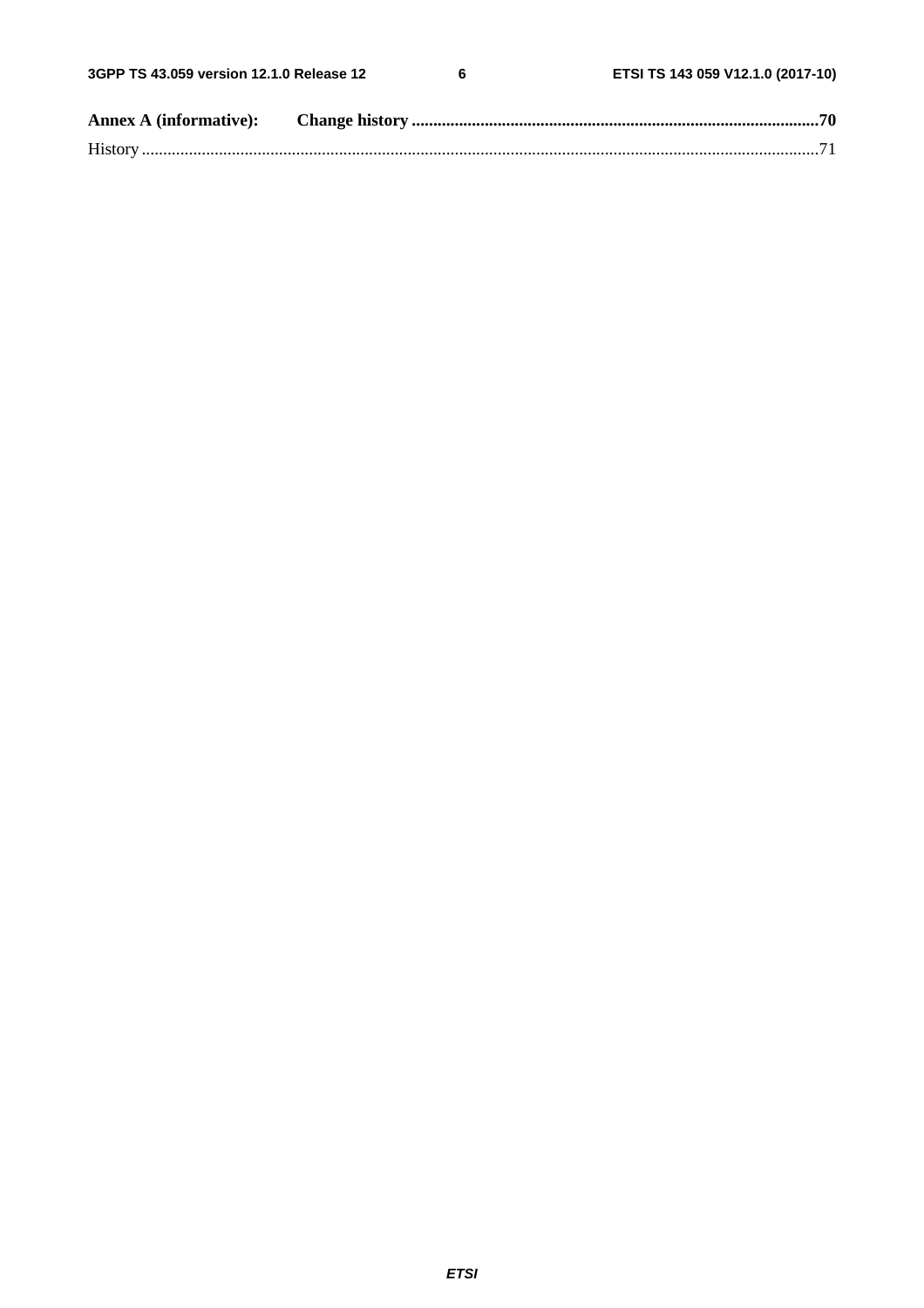**Annex A (informative): Change history** .....70

History .....71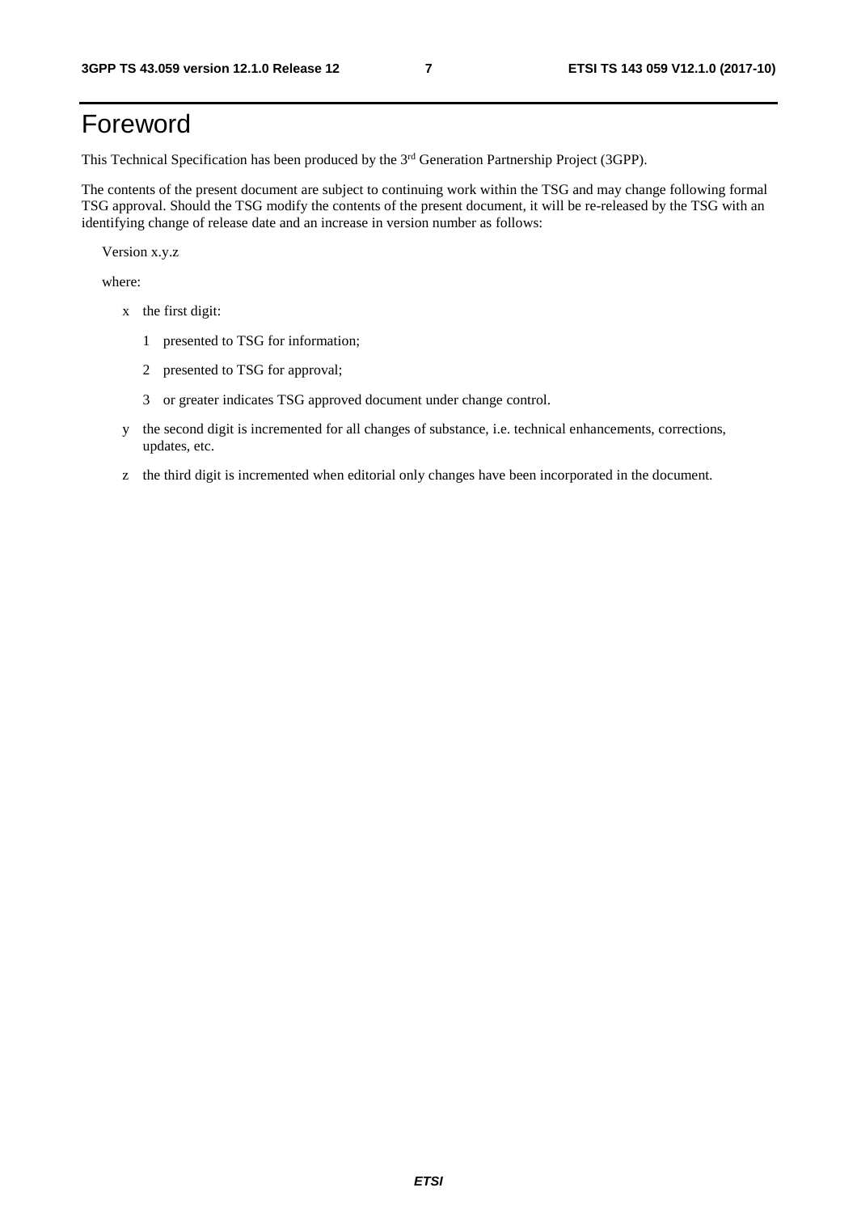# Foreword

This Technical Specification has been produced by the 3rd Generation Partnership Project (3GPP).

The contents of the present document are subject to continuing work within the TSG and may change following formal TSG approval. Should the TSG modify the contents of the present document, it will be re-released by the TSG with an identifying change of release date and an increase in version number as follows:

Version x.y.z

where:

- x the first digit:
  - 1 presented to TSG for information;
  - 2 presented to TSG for approval;
  - 3 or greater indicates TSG approved document under change control.
- y the second digit is incremented for all changes of substance, i.e. technical enhancements, corrections, updates, etc.
- z the third digit is incremented when editorial only changes have been incorporated in the document.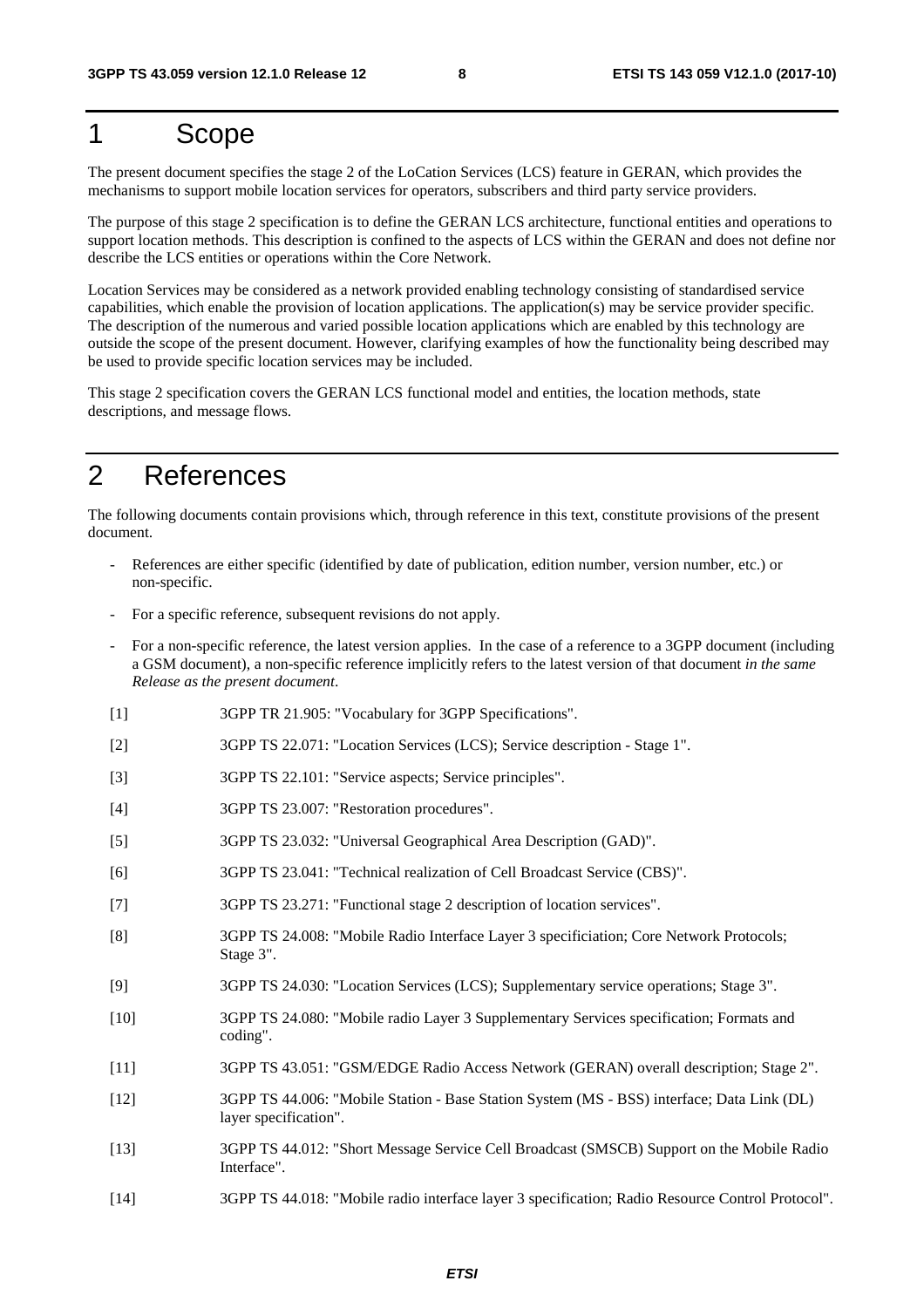# 1 Scope

The present document specifies the stage 2 of the LoCation Services (LCS) feature in GERAN, which provides the mechanisms to support mobile location services for operators, subscribers and third party service providers.

The purpose of this stage 2 specification is to define the GERAN LCS architecture, functional entities and operations to support location methods. This description is confined to the aspects of LCS within the GERAN and does not define nor describe the LCS entities or operations within the Core Network.

Location Services may be considered as a network provided enabling technology consisting of standardised service capabilities, which enable the provision of location applications. The application(s) may be service provider specific. The description of the numerous and varied possible location applications which are enabled by this technology are outside the scope of the present document. However, clarifying examples of how the functionality being described may be used to provide specific location services may be included.

This stage 2 specification covers the GERAN LCS functional model and entities, the location methods, state descriptions, and message flows.

# 2 References

The following documents contain provisions which, through reference in this text, constitute provisions of the present document.

- References are either specific (identified by date of publication, edition number, version number, etc.) or non-specific.
- For a specific reference, subsequent revisions do not apply.
- For a non-specific reference, the latest version applies. In the case of a reference to a 3GPP document (including a GSM document), a non-specific reference implicitly refers to the latest version of that document *in the same Release as the present document*.

[1] 3GPP TR 21.905: "Vocabulary for 3GPP Specifications".

[2] 3GPP TS 22.071: "Location Services (LCS); Service description - Stage 1".

[3] 3GPP TS 22.101: "Service aspects; Service principles".

[4] 3GPP TS 23.007: "Restoration procedures".

[5] 3GPP TS 23.032: "Universal Geographical Area Description (GAD)".

[6] 3GPP TS 23.041: "Technical realization of Cell Broadcast Service (CBS)".

[7] 3GPP TS 23.271: "Functional stage 2 description of location services".

[8] 3GPP TS 24.008: "Mobile Radio Interface Layer 3 specificiation; Core Network Protocols; Stage 3".

[9] 3GPP TS 24.030: "Location Services (LCS); Supplementary service operations; Stage 3".

[10] 3GPP TS 24.080: "Mobile radio Layer 3 Supplementary Services specification; Formats and coding".

[11] 3GPP TS 43.051: "GSM/EDGE Radio Access Network (GERAN) overall description; Stage 2".

[12] 3GPP TS 44.006: "Mobile Station - Base Station System (MS - BSS) interface; Data Link (DL) layer specification".

[13] 3GPP TS 44.012: "Short Message Service Cell Broadcast (SMSCB) Support on the Mobile Radio Interface".

[14] 3GPP TS 44.018: "Mobile radio interface layer 3 specification; Radio Resource Control Protocol".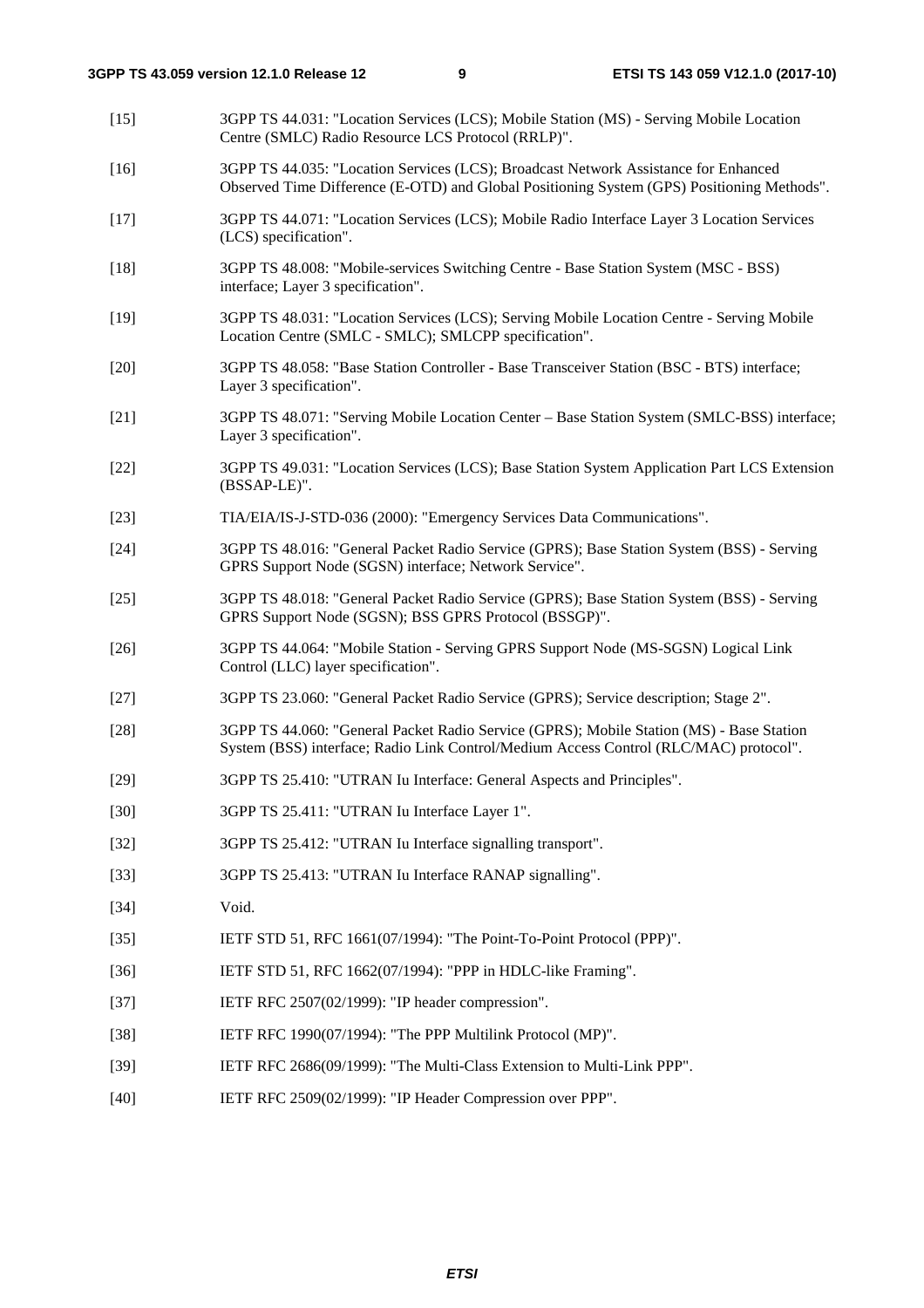[15] 3GPP TS 44.031: "Location Services (LCS); Mobile Station (MS) - Serving Mobile Location Centre (SMLC) Radio Resource LCS Protocol (RRLP)".

[16] 3GPP TS 44.035: "Location Services (LCS); Broadcast Network Assistance for Enhanced Observed Time Difference (E-OTD) and Global Positioning System (GPS) Positioning Methods".

[17] 3GPP TS 44.071: "Location Services (LCS); Mobile Radio Interface Layer 3 Location Services (LCS) specification".

[18] 3GPP TS 48.008: "Mobile-services Switching Centre - Base Station System (MSC - BSS) interface; Layer 3 specification".

[19] 3GPP TS 48.031: "Location Services (LCS); Serving Mobile Location Centre - Serving Mobile Location Centre (SMLC - SMLC); SMLCPP specification".

[20] 3GPP TS 48.058: "Base Station Controller - Base Transceiver Station (BSC - BTS) interface; Layer 3 specification".

[21] 3GPP TS 48.071: "Serving Mobile Location Center – Base Station System (SMLC-BSS) interface; Layer 3 specification".

[22] 3GPP TS 49.031: "Location Services (LCS); Base Station System Application Part LCS Extension (BSSAP-LE)".

[23] TIA/EIA/IS-J-STD-036 (2000): "Emergency Services Data Communications".

[24] 3GPP TS 48.016: "General Packet Radio Service (GPRS); Base Station System (BSS) - Serving GPRS Support Node (SGSN) interface; Network Service".

[25] 3GPP TS 48.018: "General Packet Radio Service (GPRS); Base Station System (BSS) - Serving GPRS Support Node (SGSN); BSS GPRS Protocol (BSSGP)".

[26] 3GPP TS 44.064: "Mobile Station - Serving GPRS Support Node (MS-SGSN) Logical Link Control (LLC) layer specification".

[27] 3GPP TS 23.060: "General Packet Radio Service (GPRS); Service description; Stage 2".

[28] 3GPP TS 44.060: "General Packet Radio Service (GPRS); Mobile Station (MS) - Base Station System (BSS) interface; Radio Link Control/Medium Access Control (RLC/MAC) protocol".

[29] 3GPP TS 25.410: "UTRAN Iu Interface: General Aspects and Principles".

[30] 3GPP TS 25.411: "UTRAN Iu Interface Layer 1".

[32] 3GPP TS 25.412: "UTRAN Iu Interface signalling transport".

[33] 3GPP TS 25.413: "UTRAN Iu Interface RANAP signalling".

[34] Void.

[35] IETF STD 51, RFC 1661(07/1994): "The Point-To-Point Protocol (PPP)".

[36] IETF STD 51, RFC 1662(07/1994): "PPP in HDLC-like Framing".

[37] IETF RFC 2507(02/1999): "IP header compression".

[38] IETF RFC 1990(07/1994): "The PPP Multilink Protocol (MP)".

[39] IETF RFC 2686(09/1999): "The Multi-Class Extension to Multi-Link PPP".

[40] IETF RFC 2509(02/1999): "IP Header Compression over PPP".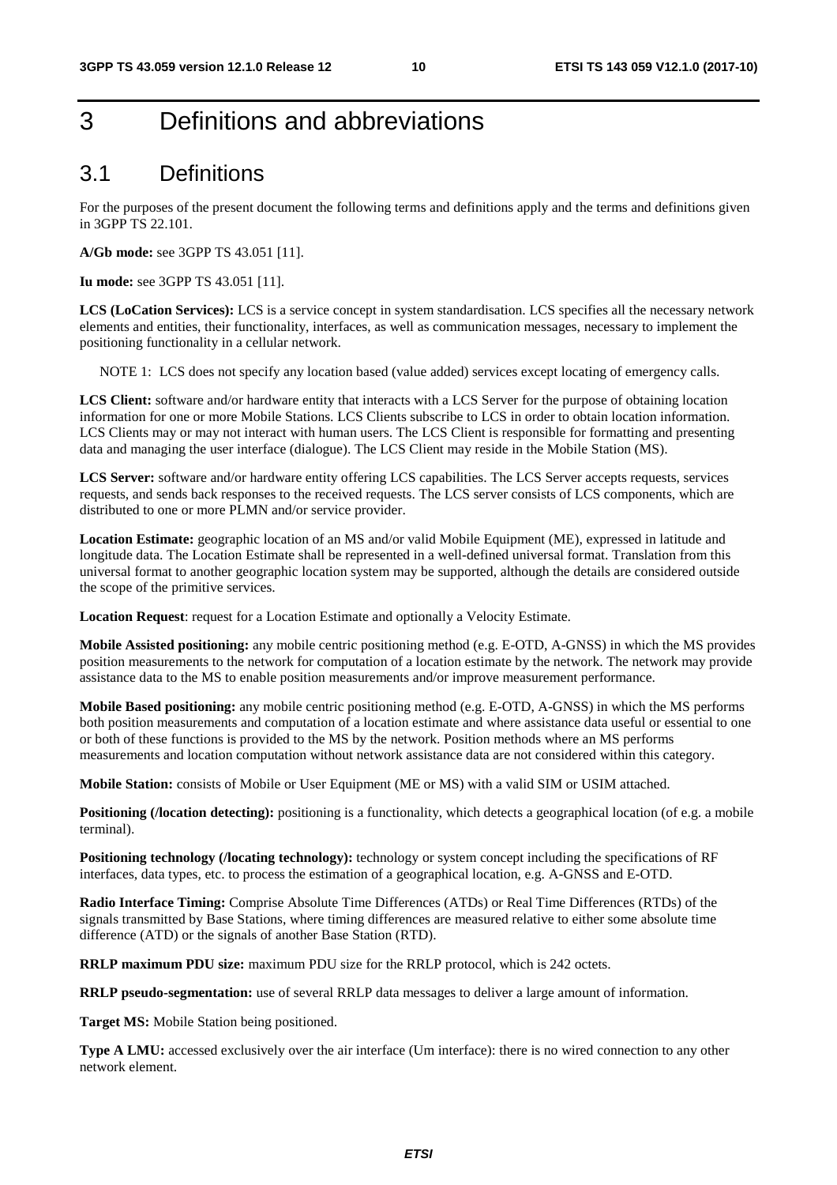# 3 Definitions and abbreviations

## 3.1 Definitions

For the purposes of the present document the following terms and definitions apply and the terms and definitions given in 3GPP TS 22.101.

**A/Gb mode:** see 3GPP TS 43.051 [11].

**Iu mode:** see 3GPP TS 43.051 [11].

**LCS (LoCation Services):** LCS is a service concept in system standardisation. LCS specifies all the necessary network elements and entities, their functionality, interfaces, as well as communication messages, necessary to implement the positioning functionality in a cellular network.

NOTE 1: LCS does not specify any location based (value added) services except locating of emergency calls.

**LCS Client:** software and/or hardware entity that interacts with a LCS Server for the purpose of obtaining location information for one or more Mobile Stations. LCS Clients subscribe to LCS in order to obtain location information. LCS Clients may or may not interact with human users. The LCS Client is responsible for formatting and presenting data and managing the user interface (dialogue). The LCS Client may reside in the Mobile Station (MS).

**LCS Server:** software and/or hardware entity offering LCS capabilities. The LCS Server accepts requests, services requests, and sends back responses to the received requests. The LCS server consists of LCS components, which are distributed to one or more PLMN and/or service provider.

**Location Estimate:** geographic location of an MS and/or valid Mobile Equipment (ME), expressed in latitude and longitude data. The Location Estimate shall be represented in a well-defined universal format. Translation from this universal format to another geographic location system may be supported, although the details are considered outside the scope of the primitive services.

**Location Request**: request for a Location Estimate and optionally a Velocity Estimate.

**Mobile Assisted positioning:** any mobile centric positioning method (e.g. E-OTD, A-GNSS) in which the MS provides position measurements to the network for computation of a location estimate by the network. The network may provide assistance data to the MS to enable position measurements and/or improve measurement performance.

**Mobile Based positioning:** any mobile centric positioning method (e.g. E-OTD, A-GNSS) in which the MS performs both position measurements and computation of a location estimate and where assistance data useful or essential to one or both of these functions is provided to the MS by the network. Position methods where an MS performs measurements and location computation without network assistance data are not considered within this category.

**Mobile Station:** consists of Mobile or User Equipment (ME or MS) with a valid SIM or USIM attached.

**Positioning (/location detecting):** positioning is a functionality, which detects a geographical location (of e.g. a mobile terminal).

**Positioning technology (/locating technology):** technology or system concept including the specifications of RF interfaces, data types, etc. to process the estimation of a geographical location, e.g. A-GNSS and E-OTD.

**Radio Interface Timing:** Comprise Absolute Time Differences (ATDs) or Real Time Differences (RTDs) of the signals transmitted by Base Stations, where timing differences are measured relative to either some absolute time difference (ATD) or the signals of another Base Station (RTD).

**RRLP maximum PDU size:** maximum PDU size for the RRLP protocol, which is 242 octets.

**RRLP pseudo-segmentation:** use of several RRLP data messages to deliver a large amount of information.

**Target MS:** Mobile Station being positioned.

**Type A LMU:** accessed exclusively over the air interface (Um interface): there is no wired connection to any other network element.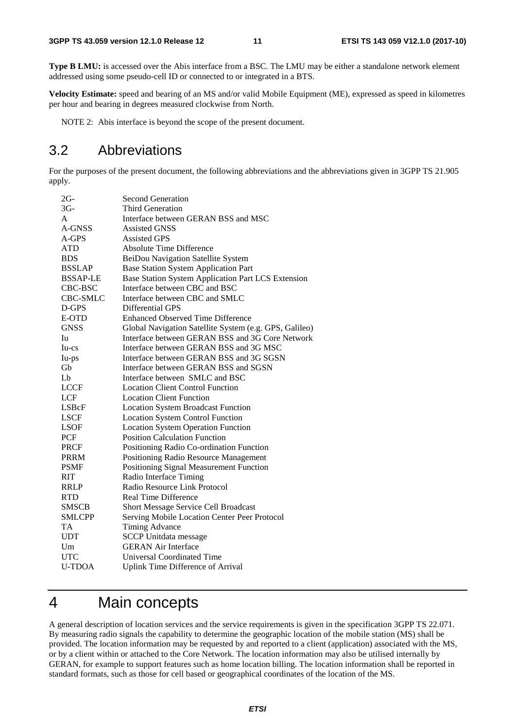**Type B LMU:** is accessed over the Abis interface from a BSC. The LMU may be either a standalone network element addressed using some pseudo-cell ID or connected to or integrated in a BTS.

**Velocity Estimate:** speed and bearing of an MS and/or valid Mobile Equipment (ME), expressed as speed in kilometres per hour and bearing in degrees measured clockwise from North.

NOTE 2: Abis interface is beyond the scope of the present document.

## 3.2 Abbreviations

For the purposes of the present document, the following abbreviations and the abbreviations given in 3GPP TS 21.905 apply.

| | |
|---|---|
| 2G- | Second Generation |
| 3G- | Third Generation |
| A | Interface between GERAN BSS and MSC |
| A-GNSS | Assisted GNSS |
| A-GPS | Assisted GPS |
| ATD | Absolute Time Difference |
| BDS | BeiDou Navigation Satellite System |
| BSSLAP | Base Station System Application Part |
| BSSAP-LE | Base Station System Application Part LCS Extension |
| CBC-BSC | Interface between CBC and BSC |
| CBC-SMLC | Interface between CBC and SMLC |
| D-GPS | Differential GPS |
| E-OTD | Enhanced Observed Time Difference |
| GNSS | Global Navigation Satellite System (e.g. GPS, Galileo) |
| Iu | Interface between GERAN BSS and 3G Core Network |
| Iu-cs | Interface between GERAN BSS and 3G MSC |
| Iu-ps | Interface between GERAN BSS and 3G SGSN |
| Gb | Interface between GERAN BSS and SGSN |
| Lb | Interface between SMLC and BSC |
| LCCF | Location Client Control Function |
| LCF | Location Client Function |
| LSBcF | Location System Broadcast Function |
| LSCF | Location System Control Function |
| LSOF | Location System Operation Function |
| PCF | Position Calculation Function |
| PRCF | Positioning Radio Co-ordination Function |
| PRRM | Positioning Radio Resource Management |
| PSMF | Positioning Signal Measurement Function |
| RIT | Radio Interface Timing |
| RRLP | Radio Resource Link Protocol |
| RTD | Real Time Difference |
| SMSCB | Short Message Service Cell Broadcast |
| SMLCPP | Serving Mobile Location Center Peer Protocol |
| TA | Timing Advance |
| UDT | SCCP Unitdata message |
| Um | GERAN Air Interface |
| UTC | Universal Coordinated Time |
| U-TDOA | Uplink Time Difference of Arrival |

# 4 Main concepts

A general description of location services and the service requirements is given in the specification 3GPP TS 22.071. By measuring radio signals the capability to determine the geographic location of the mobile station (MS) shall be provided. The location information may be requested by and reported to a client (application) associated with the MS, or by a client within or attached to the Core Network. The location information may also be utilised internally by GERAN, for example to support features such as home location billing. The location information shall be reported in standard formats, such as those for cell based or geographical coordinates of the location of the MS.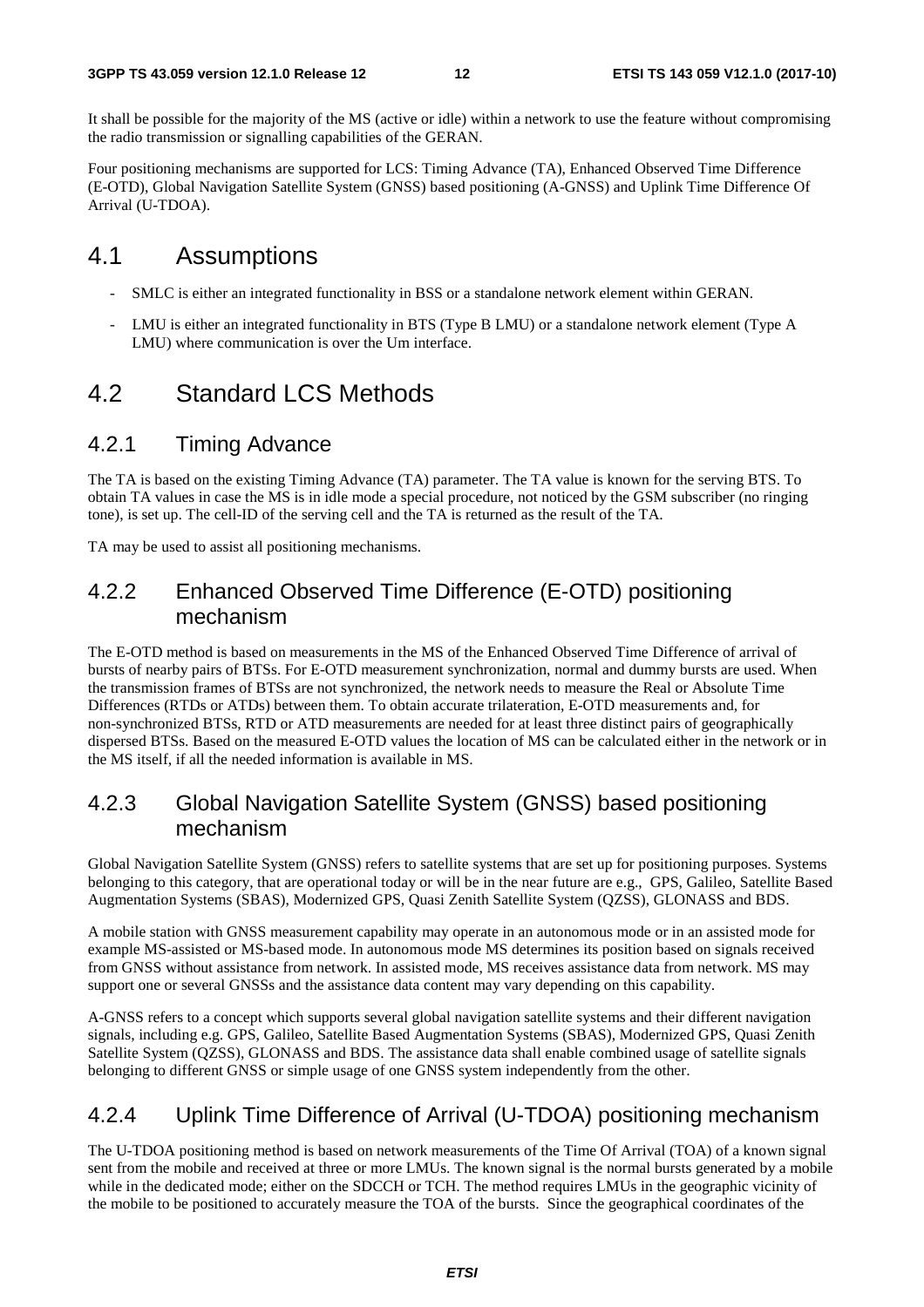It shall be possible for the majority of the MS (active or idle) within a network to use the feature without compromising the radio transmission or signalling capabilities of the GERAN.

Four positioning mechanisms are supported for LCS: Timing Advance (TA), Enhanced Observed Time Difference (E-OTD), Global Navigation Satellite System (GNSS) based positioning (A-GNSS) and Uplink Time Difference Of Arrival (U-TDOA).

## 4.1 Assumptions

- SMLC is either an integrated functionality in BSS or a standalone network element within GERAN.
- LMU is either an integrated functionality in BTS (Type B LMU) or a standalone network element (Type A LMU) where communication is over the Um interface.

## 4.2 Standard LCS Methods

### 4.2.1 Timing Advance

The TA is based on the existing Timing Advance (TA) parameter. The TA value is known for the serving BTS. To obtain TA values in case the MS is in idle mode a special procedure, not noticed by the GSM subscriber (no ringing tone), is set up. The cell-ID of the serving cell and the TA is returned as the result of the TA.

TA may be used to assist all positioning mechanisms.

### 4.2.2 Enhanced Observed Time Difference (E-OTD) positioning mechanism

The E-OTD method is based on measurements in the MS of the Enhanced Observed Time Difference of arrival of bursts of nearby pairs of BTSs. For E-OTD measurement synchronization, normal and dummy bursts are used. When the transmission frames of BTSs are not synchronized, the network needs to measure the Real or Absolute Time Differences (RTDs or ATDs) between them. To obtain accurate trilateration, E-OTD measurements and, for non-synchronized BTSs, RTD or ATD measurements are needed for at least three distinct pairs of geographically dispersed BTSs. Based on the measured E-OTD values the location of MS can be calculated either in the network or in the MS itself, if all the needed information is available in MS.

### 4.2.3 Global Navigation Satellite System (GNSS) based positioning mechanism

Global Navigation Satellite System (GNSS) refers to satellite systems that are set up for positioning purposes. Systems belonging to this category, that are operational today or will be in the near future are e.g., GPS, Galileo, Satellite Based Augmentation Systems (SBAS), Modernized GPS, Quasi Zenith Satellite System (QZSS), GLONASS and BDS.

A mobile station with GNSS measurement capability may operate in an autonomous mode or in an assisted mode for example MS-assisted or MS-based mode. In autonomous mode MS determines its position based on signals received from GNSS without assistance from network. In assisted mode, MS receives assistance data from network. MS may support one or several GNSSs and the assistance data content may vary depending on this capability.

A-GNSS refers to a concept which supports several global navigation satellite systems and their different navigation signals, including e.g. GPS, Galileo, Satellite Based Augmentation Systems (SBAS), Modernized GPS, Quasi Zenith Satellite System (QZSS), GLONASS and BDS. The assistance data shall enable combined usage of satellite signals belonging to different GNSS or simple usage of one GNSS system independently from the other.

### 4.2.4 Uplink Time Difference of Arrival (U-TDOA) positioning mechanism

The U-TDOA positioning method is based on network measurements of the Time Of Arrival (TOA) of a known signal sent from the mobile and received at three or more LMUs. The known signal is the normal bursts generated by a mobile while in the dedicated mode; either on the SDCCH or TCH. The method requires LMUs in the geographic vicinity of the mobile to be positioned to accurately measure the TOA of the bursts. Since the geographical coordinates of the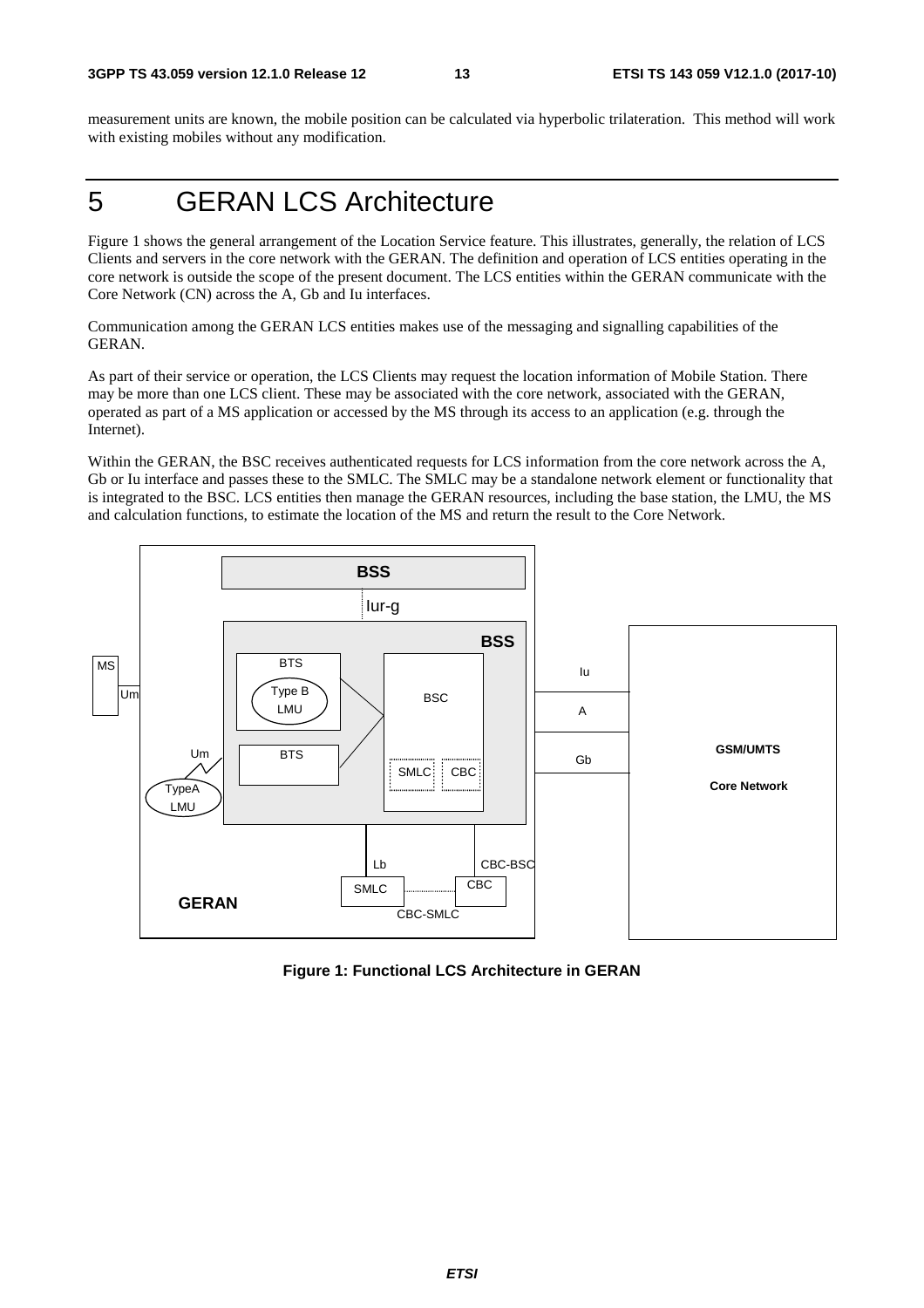measurement units are known, the mobile position can be calculated via hyperbolic trilateration. This method will work with existing mobiles without any modification.

# 5 GERAN LCS Architecture

Figure 1 shows the general arrangement of the Location Service feature. This illustrates, generally, the relation of LCS Clients and servers in the core network with the GERAN. The definition and operation of LCS entities operating in the core network is outside the scope of the present document. The LCS entities within the GERAN communicate with the Core Network (CN) across the A, Gb and Iu interfaces.

Communication among the GERAN LCS entities makes use of the messaging and signalling capabilities of the GERAN.

As part of their service or operation, the LCS Clients may request the location information of Mobile Station. There may be more than one LCS client. These may be associated with the core network, associated with the GERAN, operated as part of a MS application or accessed by the MS through its access to an application (e.g. through the Internet).

Within the GERAN, the BSC receives authenticated requests for LCS information from the core network across the A, Gb or Iu interface and passes these to the SMLC. The SMLC may be a standalone network element or functionality that is integrated to the BSC. LCS entities then manage the GERAN resources, including the base station, the LMU, the MS and calculation functions, to estimate the location of the MS and return the result to the Core Network.

**Figure 1: Functional LCS Architecture in GERAN**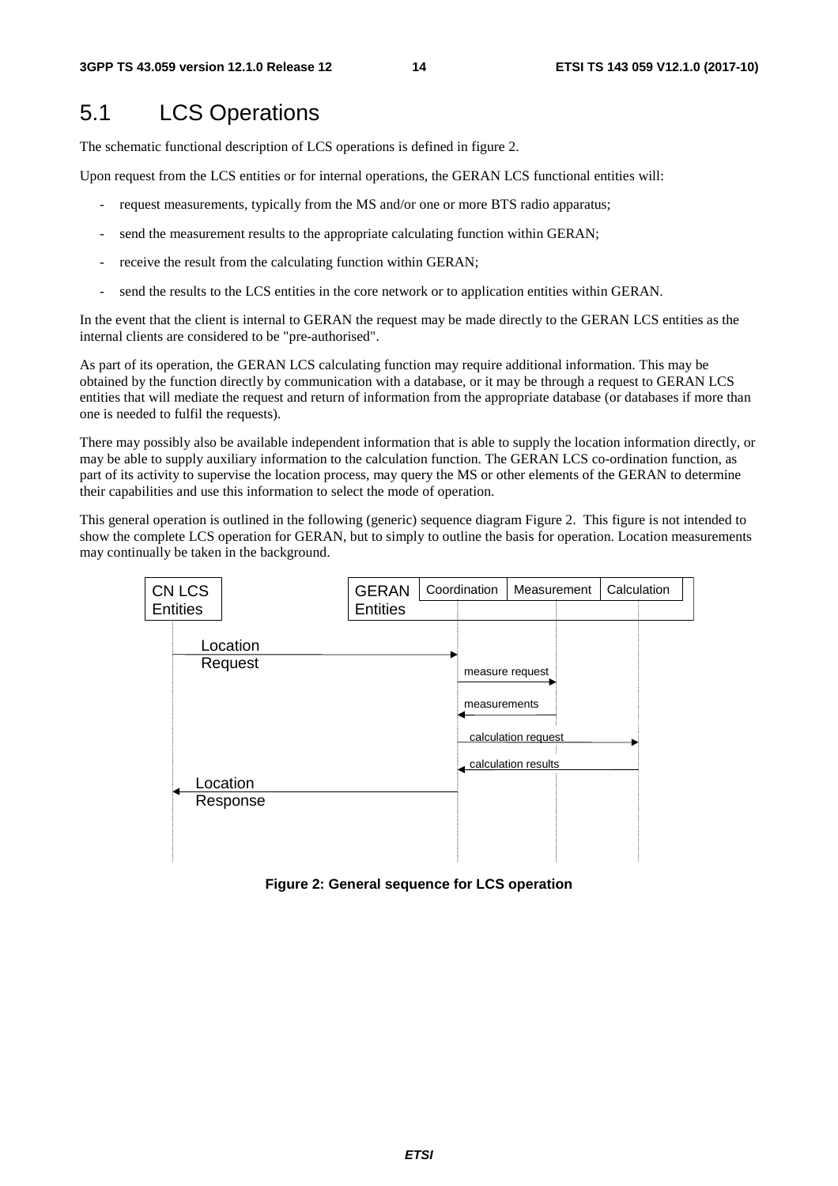## 5.1 LCS Operations

The schematic functional description of LCS operations is defined in figure 2.

Upon request from the LCS entities or for internal operations, the GERAN LCS functional entities will:

- request measurements, typically from the MS and/or one or more BTS radio apparatus;
- send the measurement results to the appropriate calculating function within GERAN;
- receive the result from the calculating function within GERAN;
- send the results to the LCS entities in the core network or to application entities within GERAN.

In the event that the client is internal to GERAN the request may be made directly to the GERAN LCS entities as the internal clients are considered to be "pre-authorised".

As part of its operation, the GERAN LCS calculating function may require additional information. This may be obtained by the function directly by communication with a database, or it may be through a request to GERAN LCS entities that will mediate the request and return of information from the appropriate database (or databases if more than one is needed to fulfil the requests).

There may possibly also be available independent information that is able to supply the location information directly, or may be able to supply auxiliary information to the calculation function. The GERAN LCS co-ordination function, as part of its activity to supervise the location process, may query the MS or other elements of the GERAN to determine their capabilities and use this information to select the mode of operation.

This general operation is outlined in the following (generic) sequence diagram Figure 2. This figure is not intended to show the complete LCS operation for GERAN, but to simply to outline the basis for operation. Location measurements may continually be taken in the background.

```
CN LCS Entities          GERAN Entities: Coordination | Measurement | Calculation

CN LCS Entities --Location Request--> Coordination
Coordination --measure request--> Measurement
Measurement --measurements--> Coordination
Coordination --calculation request--> Calculation
Calculation --calculation results--> Coordination
Coordination --Location Response--> CN LCS Entities
```

**Figure 2: General sequence for LCS operation**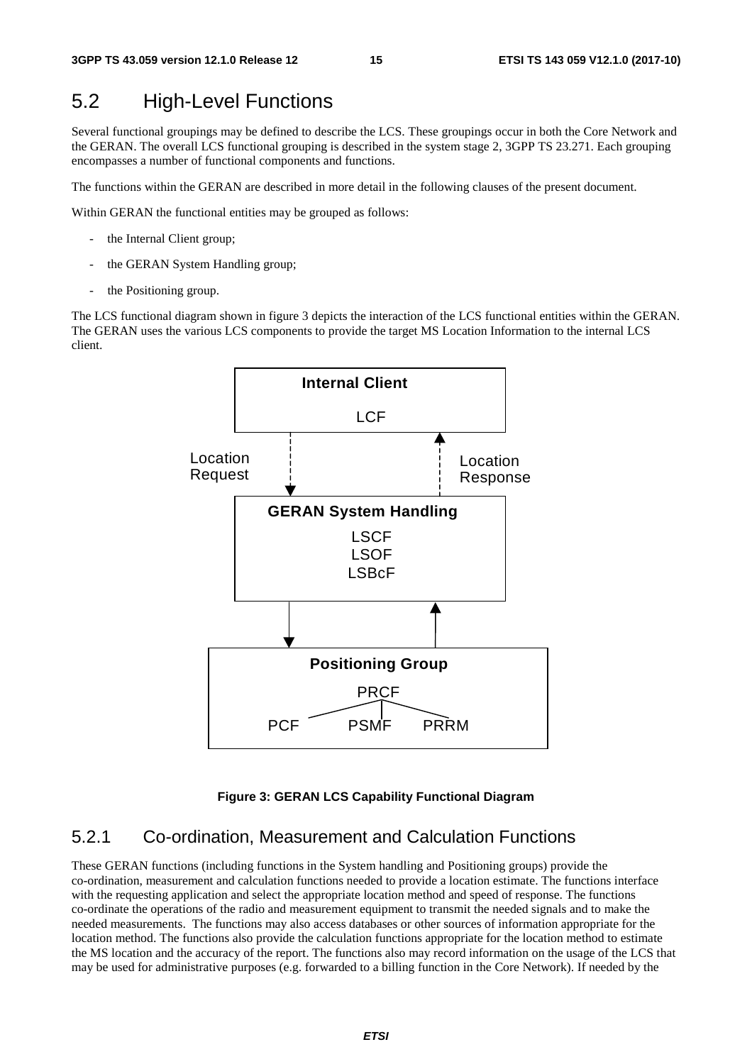## 5.2 High-Level Functions

Several functional groupings may be defined to describe the LCS. These groupings occur in both the Core Network and the GERAN. The overall LCS functional grouping is described in the system stage 2, 3GPP TS 23.271. Each grouping encompasses a number of functional components and functions.

The functions within the GERAN are described in more detail in the following clauses of the present document.

Within GERAN the functional entities may be grouped as follows:

- the Internal Client group;
- the GERAN System Handling group;
- the Positioning group.

The LCS functional diagram shown in figure 3 depicts the interaction of the LCS functional entities within the GERAN. The GERAN uses the various LCS components to provide the target MS Location Information to the internal LCS client.

Internal Client
LCF

Location Request

Location Response

GERAN System Handling
LSCF
LSOF
LSBcF

Positioning Group
PRCF
PCF PSMF PRRM

**Figure 3: GERAN LCS Capability Functional Diagram**

### 5.2.1 Co-ordination, Measurement and Calculation Functions

These GERAN functions (including functions in the System handling and Positioning groups) provide the co-ordination, measurement and calculation functions needed to provide a location estimate. The functions interface with the requesting application and select the appropriate location method and speed of response. The functions co-ordinate the operations of the radio and measurement equipment to transmit the needed signals and to make the needed measurements. The functions may also access databases or other sources of information appropriate for the location method. The functions also provide the calculation functions appropriate for the location method to estimate the MS location and the accuracy of the report. The functions also may record information on the usage of the LCS that may be used for administrative purposes (e.g. forwarded to a billing function in the Core Network). If needed by the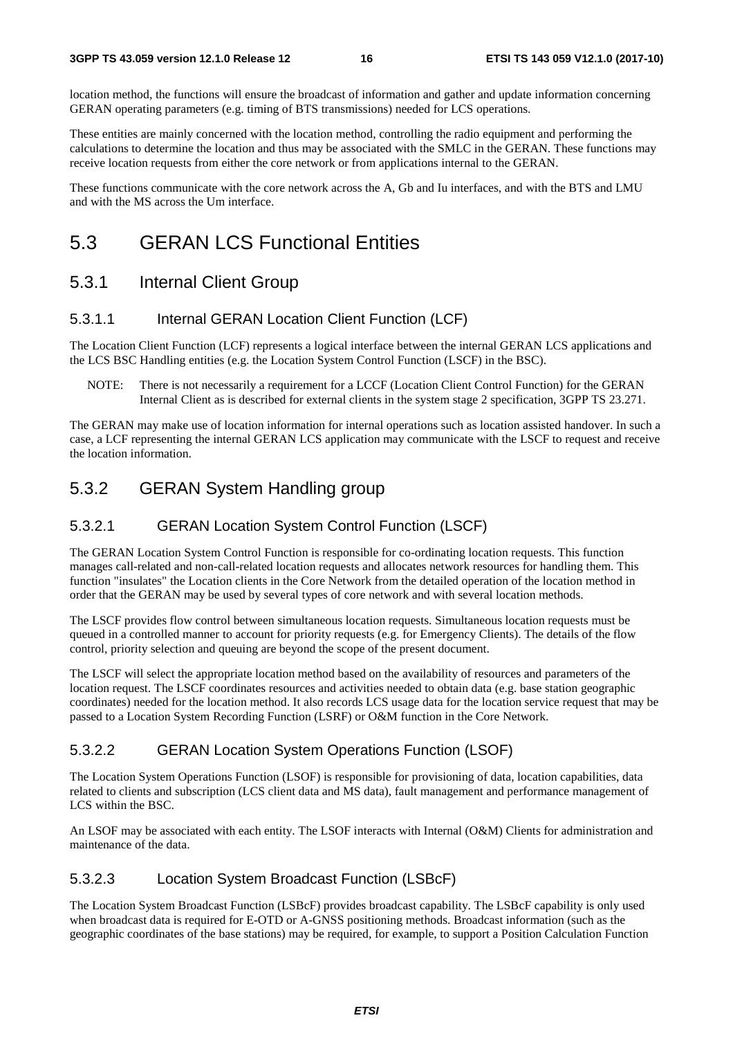location method, the functions will ensure the broadcast of information and gather and update information concerning GERAN operating parameters (e.g. timing of BTS transmissions) needed for LCS operations.

These entities are mainly concerned with the location method, controlling the radio equipment and performing the calculations to determine the location and thus may be associated with the SMLC in the GERAN. These functions may receive location requests from either the core network or from applications internal to the GERAN.

These functions communicate with the core network across the A, Gb and Iu interfaces, and with the BTS and LMU and with the MS across the Um interface.

# 5.3 GERAN LCS Functional Entities

## 5.3.1 Internal Client Group

### 5.3.1.1 Internal GERAN Location Client Function (LCF)

The Location Client Function (LCF) represents a logical interface between the internal GERAN LCS applications and the LCS BSC Handling entities (e.g. the Location System Control Function (LSCF) in the BSC).

NOTE: There is not necessarily a requirement for a LCCF (Location Client Control Function) for the GERAN Internal Client as is described for external clients in the system stage 2 specification, 3GPP TS 23.271.

The GERAN may make use of location information for internal operations such as location assisted handover. In such a case, a LCF representing the internal GERAN LCS application may communicate with the LSCF to request and receive the location information.

## 5.3.2 GERAN System Handling group

### 5.3.2.1 GERAN Location System Control Function (LSCF)

The GERAN Location System Control Function is responsible for co-ordinating location requests. This function manages call-related and non-call-related location requests and allocates network resources for handling them. This function "insulates" the Location clients in the Core Network from the detailed operation of the location method in order that the GERAN may be used by several types of core network and with several location methods.

The LSCF provides flow control between simultaneous location requests. Simultaneous location requests must be queued in a controlled manner to account for priority requests (e.g. for Emergency Clients). The details of the flow control, priority selection and queuing are beyond the scope of the present document.

The LSCF will select the appropriate location method based on the availability of resources and parameters of the location request. The LSCF coordinates resources and activities needed to obtain data (e.g. base station geographic coordinates) needed for the location method. It also records LCS usage data for the location service request that may be passed to a Location System Recording Function (LSRF) or O&M function in the Core Network.

### 5.3.2.2 GERAN Location System Operations Function (LSOF)

The Location System Operations Function (LSOF) is responsible for provisioning of data, location capabilities, data related to clients and subscription (LCS client data and MS data), fault management and performance management of LCS within the BSC.

An LSOF may be associated with each entity. The LSOF interacts with Internal (O&M) Clients for administration and maintenance of the data.

### 5.3.2.3 Location System Broadcast Function (LSBcF)

The Location System Broadcast Function (LSBcF) provides broadcast capability. The LSBcF capability is only used when broadcast data is required for E-OTD or A-GNSS positioning methods. Broadcast information (such as the geographic coordinates of the base stations) may be required, for example, to support a Position Calculation Function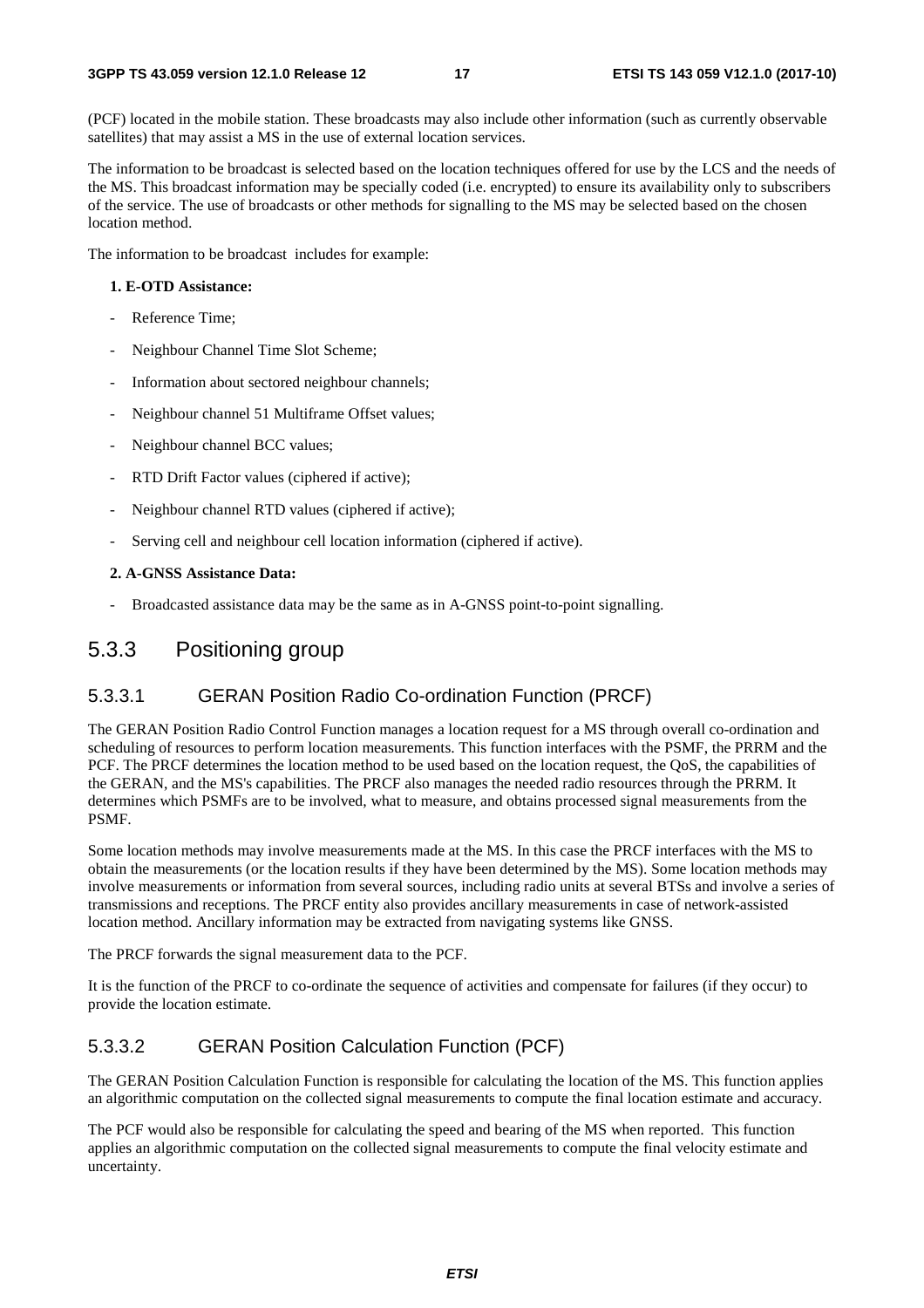(PCF) located in the mobile station. These broadcasts may also include other information (such as currently observable satellites) that may assist a MS in the use of external location services.

The information to be broadcast is selected based on the location techniques offered for use by the LCS and the needs of the MS. This broadcast information may be specially coded (i.e. encrypted) to ensure its availability only to subscribers of the service. The use of broadcasts or other methods for signalling to the MS may be selected based on the chosen location method.

The information to be broadcast includes for example:

**1. E-OTD Assistance:**

- Reference Time;
- Neighbour Channel Time Slot Scheme;
- Information about sectored neighbour channels;
- Neighbour channel 51 Multiframe Offset values;
- Neighbour channel BCC values;
- RTD Drift Factor values (ciphered if active);
- Neighbour channel RTD values (ciphered if active);
- Serving cell and neighbour cell location information (ciphered if active).

**2. A-GNSS Assistance Data:**

- Broadcasted assistance data may be the same as in A-GNSS point-to-point signalling.

## 5.3.3 Positioning group

### 5.3.3.1 GERAN Position Radio Co-ordination Function (PRCF)

The GERAN Position Radio Control Function manages a location request for a MS through overall co-ordination and scheduling of resources to perform location measurements. This function interfaces with the PSMF, the PRRM and the PCF. The PRCF determines the location method to be used based on the location request, the QoS, the capabilities of the GERAN, and the MS's capabilities. The PRCF also manages the needed radio resources through the PRRM. It determines which PSMFs are to be involved, what to measure, and obtains processed signal measurements from the PSMF.

Some location methods may involve measurements made at the MS. In this case the PRCF interfaces with the MS to obtain the measurements (or the location results if they have been determined by the MS). Some location methods may involve measurements or information from several sources, including radio units at several BTSs and involve a series of transmissions and receptions. The PRCF entity also provides ancillary measurements in case of network-assisted location method. Ancillary information may be extracted from navigating systems like GNSS.

The PRCF forwards the signal measurement data to the PCF.

It is the function of the PRCF to co-ordinate the sequence of activities and compensate for failures (if they occur) to provide the location estimate.

### 5.3.3.2 GERAN Position Calculation Function (PCF)

The GERAN Position Calculation Function is responsible for calculating the location of the MS. This function applies an algorithmic computation on the collected signal measurements to compute the final location estimate and accuracy.

The PCF would also be responsible for calculating the speed and bearing of the MS when reported. This function applies an algorithmic computation on the collected signal measurements to compute the final velocity estimate and uncertainty.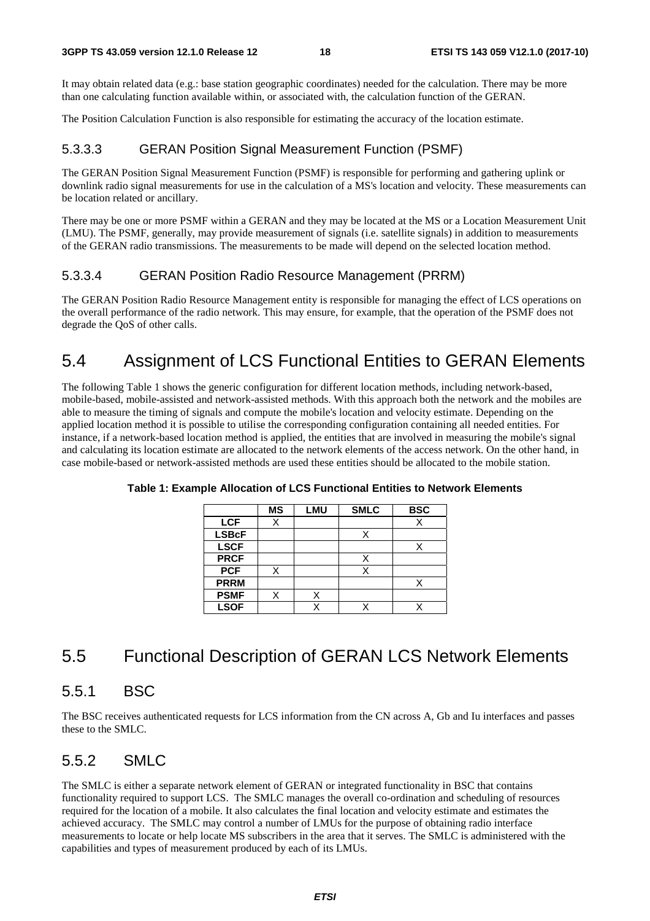It may obtain related data (e.g.: base station geographic coordinates) needed for the calculation. There may be more than one calculating function available within, or associated with, the calculation function of the GERAN.

The Position Calculation Function is also responsible for estimating the accuracy of the location estimate.

#### 5.3.3.3 GERAN Position Signal Measurement Function (PSMF)

The GERAN Position Signal Measurement Function (PSMF) is responsible for performing and gathering uplink or downlink radio signal measurements for use in the calculation of a MS's location and velocity. These measurements can be location related or ancillary.

There may be one or more PSMF within a GERAN and they may be located at the MS or a Location Measurement Unit (LMU). The PSMF, generally, may provide measurement of signals (i.e. satellite signals) in addition to measurements of the GERAN radio transmissions. The measurements to be made will depend on the selected location method.

#### 5.3.3.4 GERAN Position Radio Resource Management (PRRM)

The GERAN Position Radio Resource Management entity is responsible for managing the effect of LCS operations on the overall performance of the radio network. This may ensure, for example, that the operation of the PSMF does not degrade the QoS of other calls.

## 5.4 Assignment of LCS Functional Entities to GERAN Elements

The following Table 1 shows the generic configuration for different location methods, including network-based, mobile-based, mobile-assisted and network-assisted methods. With this approach both the network and the mobiles are able to measure the timing of signals and compute the mobile's location and velocity estimate. Depending on the applied location method it is possible to utilise the corresponding configuration containing all needed entities. For instance, if a network-based location method is applied, the entities that are involved in measuring the mobile's signal and calculating its location estimate are allocated to the network elements of the access network. On the other hand, in case mobile-based or network-assisted methods are used these entities should be allocated to the mobile station.

**Table 1: Example Allocation of LCS Functional Entities to Network Elements**

| | MS | LMU | SMLC | BSC |
|---|---|---|---|---|
| **LCF** | X | | | X |
| **LSBcF** | | | X | |
| **LSCF** | | | | X |
| **PRCF** | | | X | |
| **PCF** | X | | X | |
| **PRRM** | | | | X |
| **PSMF** | X | X | | |
| **LSOF** | | X | X | X |

## 5.5 Functional Description of GERAN LCS Network Elements

### 5.5.1 BSC

The BSC receives authenticated requests for LCS information from the CN across A, Gb and Iu interfaces and passes these to the SMLC.

### 5.5.2 SMLC

The SMLC is either a separate network element of GERAN or integrated functionality in BSC that contains functionality required to support LCS. The SMLC manages the overall co-ordination and scheduling of resources required for the location of a mobile. It also calculates the final location and velocity estimate and estimates the achieved accuracy. The SMLC may control a number of LMUs for the purpose of obtaining radio interface measurements to locate or help locate MS subscribers in the area that it serves. The SMLC is administered with the capabilities and types of measurement produced by each of its LMUs.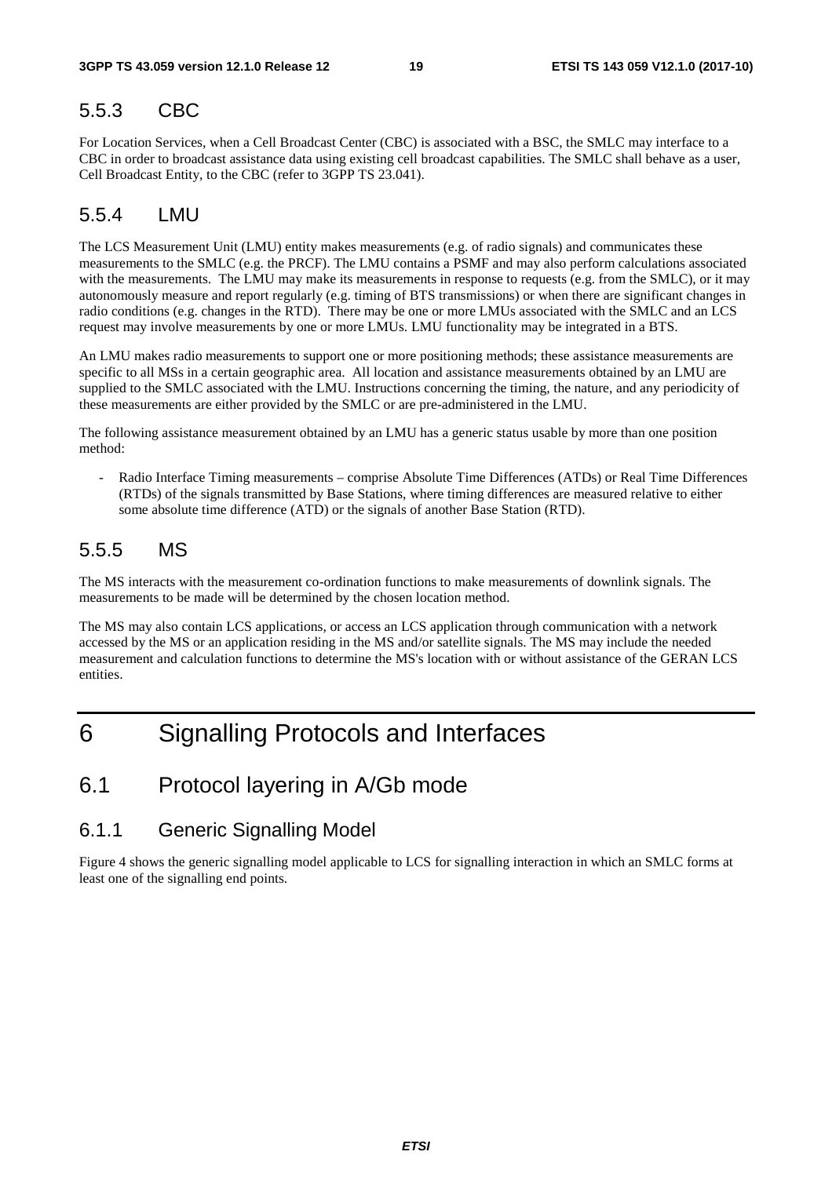### 5.5.3 CBC

For Location Services, when a Cell Broadcast Center (CBC) is associated with a BSC, the SMLC may interface to a CBC in order to broadcast assistance data using existing cell broadcast capabilities. The SMLC shall behave as a user, Cell Broadcast Entity, to the CBC (refer to 3GPP TS 23.041).

### 5.5.4 LMU

The LCS Measurement Unit (LMU) entity makes measurements (e.g. of radio signals) and communicates these measurements to the SMLC (e.g. the PRCF). The LMU contains a PSMF and may also perform calculations associated with the measurements. The LMU may make its measurements in response to requests (e.g. from the SMLC), or it may autonomously measure and report regularly (e.g. timing of BTS transmissions) or when there are significant changes in radio conditions (e.g. changes in the RTD). There may be one or more LMUs associated with the SMLC and an LCS request may involve measurements by one or more LMUs. LMU functionality may be integrated in a BTS.

An LMU makes radio measurements to support one or more positioning methods; these assistance measurements are specific to all MSs in a certain geographic area. All location and assistance measurements obtained by an LMU are supplied to the SMLC associated with the LMU. Instructions concerning the timing, the nature, and any periodicity of these measurements are either provided by the SMLC or are pre-administered in the LMU.

The following assistance measurement obtained by an LMU has a generic status usable by more than one position method:

- Radio Interface Timing measurements – comprise Absolute Time Differences (ATDs) or Real Time Differences (RTDs) of the signals transmitted by Base Stations, where timing differences are measured relative to either some absolute time difference (ATD) or the signals of another Base Station (RTD).

### 5.5.5 MS

The MS interacts with the measurement co-ordination functions to make measurements of downlink signals. The measurements to be made will be determined by the chosen location method.

The MS may also contain LCS applications, or access an LCS application through communication with a network accessed by the MS or an application residing in the MS and/or satellite signals. The MS may include the needed measurement and calculation functions to determine the MS's location with or without assistance of the GERAN LCS entities.

# 6 Signalling Protocols and Interfaces

## 6.1 Protocol layering in A/Gb mode

### 6.1.1 Generic Signalling Model

Figure 4 shows the generic signalling model applicable to LCS for signalling interaction in which an SMLC forms at least one of the signalling end points.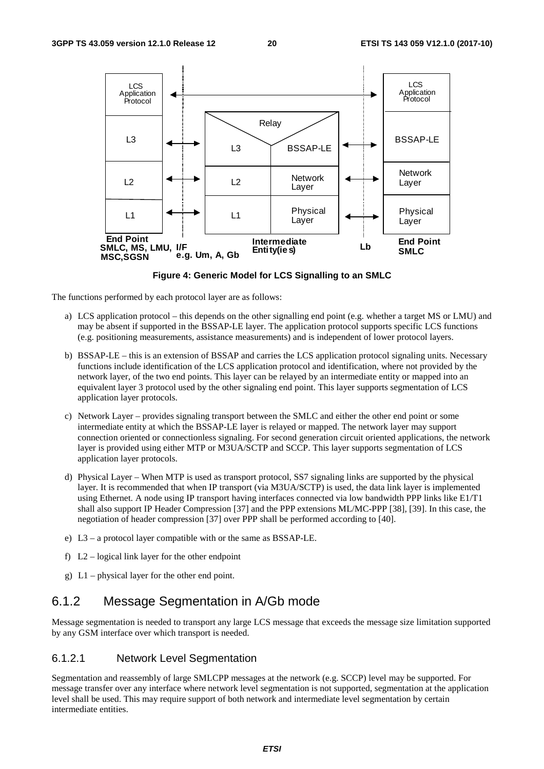Figure 4: Generic Model for LCS Signalling to an SMLC

The functions performed by each protocol layer are as follows:

a) LCS application protocol – this depends on the other signalling end point (e.g. whether a target MS or LMU) and may be absent if supported in the BSSAP-LE layer. The application protocol supports specific LCS functions (e.g. positioning measurements, assistance measurements) and is independent of lower protocol layers.

b) BSSAP-LE – this is an extension of BSSAP and carries the LCS application protocol signaling units. Necessary functions include identification of the LCS application protocol and identification, where not provided by the network layer, of the two end points. This layer can be relayed by an intermediate entity or mapped into an equivalent layer 3 protocol used by the other signaling end point. This layer supports segmentation of LCS application layer protocols.

c) Network Layer – provides signaling transport between the SMLC and either the other end point or some intermediate entity at which the BSSAP-LE layer is relayed or mapped. The network layer may support connection oriented or connectionless signaling. For second generation circuit oriented applications, the network layer is provided using either MTP or M3UA/SCTP and SCCP. This layer supports segmentation of LCS application layer protocols.

d) Physical Layer – When MTP is used as transport protocol, SS7 signaling links are supported by the physical layer. It is recommended that when IP transport (via M3UA/SCTP) is used, the data link layer is implemented using Ethernet. A node using IP transport having interfaces connected via low bandwidth PPP links like E1/T1 shall also support IP Header Compression [37] and the PPP extensions ML/MC-PPP [38], [39]. In this case, the negotiation of header compression [37] over PPP shall be performed according to [40].

e) L3 – a protocol layer compatible with or the same as BSSAP-LE.

f) L2 – logical link layer for the other endpoint

g) L1 – physical layer for the other end point.

## 6.1.2 Message Segmentation in A/Gb mode

Message segmentation is needed to transport any large LCS message that exceeds the message size limitation supported by any GSM interface over which transport is needed.

### 6.1.2.1 Network Level Segmentation

Segmentation and reassembly of large SMLCPP messages at the network (e.g. SCCP) level may be supported. For message transfer over any interface where network level segmentation is not supported, segmentation at the application level shall be used. This may require support of both network and intermediate level segmentation by certain intermediate entities.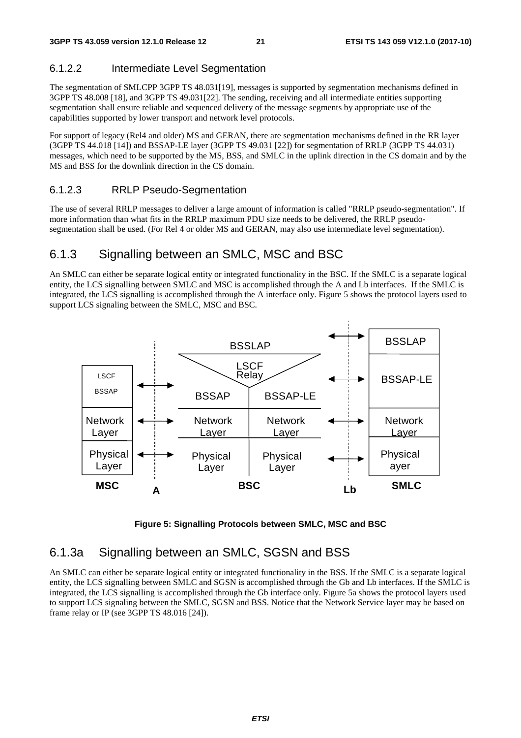#### 6.1.2.2 Intermediate Level Segmentation

The segmentation of SMLCPP 3GPP TS 48.031[19], messages is supported by segmentation mechanisms defined in 3GPP TS 48.008 [18], and 3GPP TS 49.031[22]. The sending, receiving and all intermediate entities supporting segmentation shall ensure reliable and sequenced delivery of the message segments by appropriate use of the capabilities supported by lower transport and network level protocols.

For support of legacy (Rel4 and older) MS and GERAN, there are segmentation mechanisms defined in the RR layer (3GPP TS 44.018 [14]) and BSSAP-LE layer (3GPP TS 49.031 [22]) for segmentation of RRLP (3GPP TS 44.031) messages, which need to be supported by the MS, BSS, and SMLC in the uplink direction in the CS domain and by the MS and BSS for the downlink direction in the CS domain.

#### 6.1.2.3 RRLP Pseudo-Segmentation

The use of several RRLP messages to deliver a large amount of information is called "RRLP pseudo-segmentation". If more information than what fits in the RRLP maximum PDU size needs to be delivered, the RRLP pseudo-segmentation shall be used. (For Rel 4 or older MS and GERAN, may also use intermediate level segmentation).

### 6.1.3 Signalling between an SMLC, MSC and BSC

An SMLC can either be separate logical entity or integrated functionality in the BSC. If the SMLC is a separate logical entity, the LCS signalling between SMLC and MSC is accomplished through the A and Lb interfaces. If the SMLC is integrated, the LCS signalling is accomplished through the A interface only. Figure 5 shows the protocol layers used to support LCS signaling between the SMLC, MSC and BSC.

| MSC | A | BSC | | Lb | SMLC |
|---|---|---|---|---|---|
| LSCF BSSAP | ↔ | BSSLAP / LSCF Relay / BSSAP | BSSAP-LE | ↔ | BSSLAP / BSSAP-LE |
| Network Layer | ↔ | Network Layer | Network Layer | ↔ | Network Layer |
| Physical Layer | ↔ | Physical Layer | Physical Layer | ↔ | Physical ayer |

**Figure 5: Signalling Protocols between SMLC, MSC and BSC**

### 6.1.3a Signalling between an SMLC, SGSN and BSS

An SMLC can either be separate logical entity or integrated functionality in the BSS. If the SMLC is a separate logical entity, the LCS signalling between SMLC and SGSN is accomplished through the Gb and Lb interfaces. If the SMLC is integrated, the LCS signalling is accomplished through the Gb interface only. Figure 5a shows the protocol layers used to support LCS signaling between the SMLC, SGSN and BSS. Notice that the Network Service layer may be based on frame relay or IP (see 3GPP TS 48.016 [24]).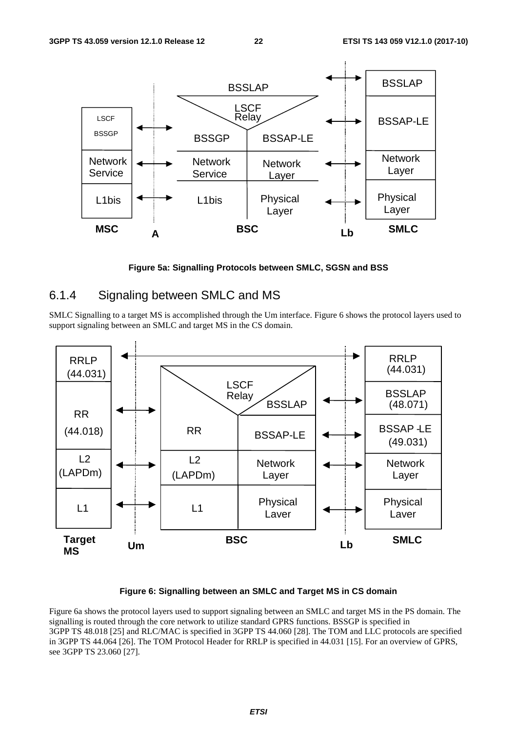Figure 5a: Signalling Protocols between SMLC, SGSN and BSS

## 6.1.4 Signaling between SMLC and MS

SMLC Signalling to a target MS is accomplished through the Um interface. Figure 6 shows the protocol layers used to support signaling between an SMLC and target MS in the CS domain.

Figure 6: Signalling between an SMLC and Target MS in CS domain

Figure 6a shows the protocol layers used to support signaling between an SMLC and target MS in the PS domain. The signalling is routed through the core network to utilize standard GPRS functions. BSSGP is specified in 3GPP TS 48.018 [25] and RLC/MAC is specified in 3GPP TS 44.060 [28]. The TOM and LLC protocols are specified in 3GPP TS 44.064 [26]. The TOM Protocol Header for RRLP is specified in 44.031 [15]. For an overview of GPRS, see 3GPP TS 23.060 [27].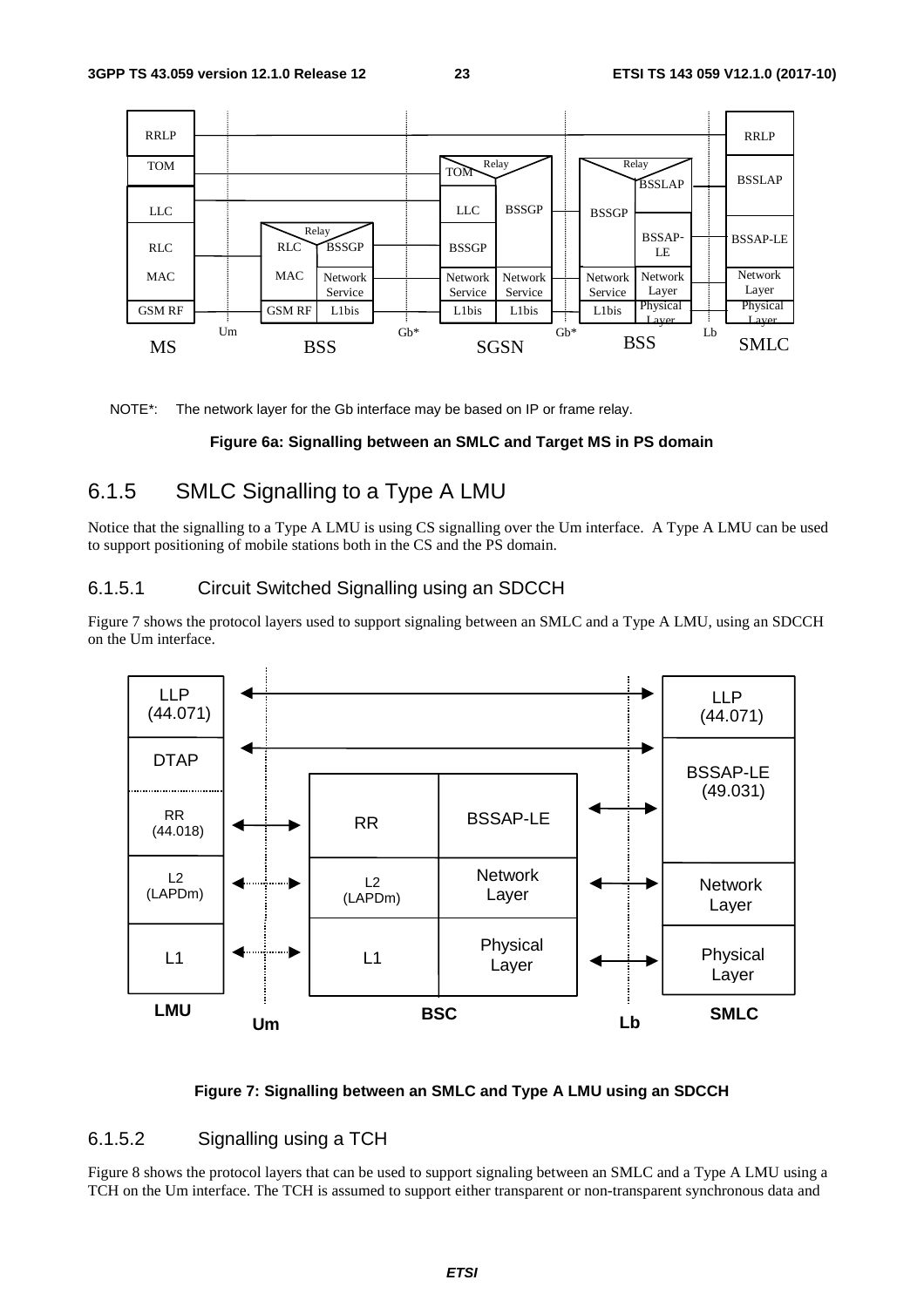NOTE*: The network layer for the Gb interface may be based on IP or frame relay.

**Figure 6a: Signalling between an SMLC and Target MS in PS domain**

## 6.1.5 SMLC Signalling to a Type A LMU

Notice that the signalling to a Type A LMU is using CS signalling over the Um interface. A Type A LMU can be used to support positioning of mobile stations both in the CS and the PS domain.

### 6.1.5.1 Circuit Switched Signalling using an SDCCH

Figure 7 shows the protocol layers used to support signaling between an SMLC and a Type A LMU, using an SDCCH on the Um interface.

**Figure 7: Signalling between an SMLC and Type A LMU using an SDCCH**

### 6.1.5.2 Signalling using a TCH

Figure 8 shows the protocol layers that can be used to support signaling between an SMLC and a Type A LMU using a TCH on the Um interface. The TCH is assumed to support either transparent or non-transparent synchronous data and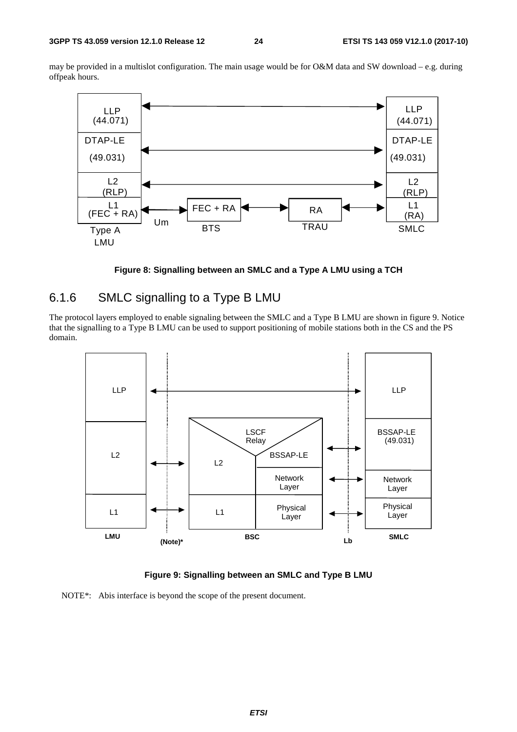may be provided in a multislot configuration. The main usage would be for O&M data and SW download – e.g. during offpeak hours.

**Figure 8: Signalling between an SMLC and a Type A LMU using a TCH**

## 6.1.6 SMLC signalling to a Type B LMU

The protocol layers employed to enable signaling between the SMLC and a Type B LMU are shown in figure 9. Notice that the signalling to a Type B LMU can be used to support positioning of mobile stations both in the CS and the PS domain.

**Figure 9: Signalling between an SMLC and Type B LMU**

NOTE*: Abis interface is beyond the scope of the present document.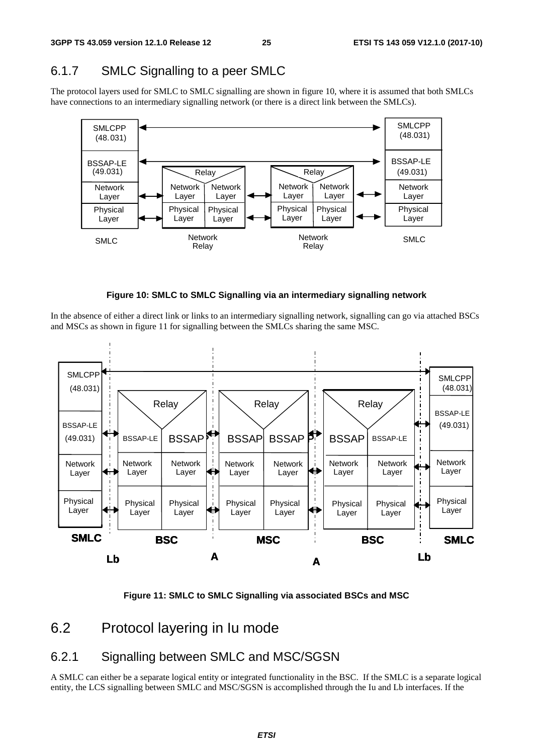## 6.1.7 SMLC Signalling to a peer SMLC

The protocol layers used for SMLC to SMLC signalling are shown in figure 10, where it is assumed that both SMLCs have connections to an intermediary signalling network (or there is a direct link between the SMLCs).

**Figure 10: SMLC to SMLC Signalling via an intermediary signalling network**

In the absence of either a direct link or links to an intermediary signalling network, signalling can go via attached BSCs and MSCs as shown in figure 11 for signalling between the SMLCs sharing the same MSC.

**Figure 11: SMLC to SMLC Signalling via associated BSCs and MSC**

# 6.2 Protocol layering in Iu mode

## 6.2.1 Signalling between SMLC and MSC/SGSN

A SMLC can either be a separate logical entity or integrated functionality in the BSC. If the SMLC is a separate logical entity, the LCS signalling between SMLC and MSC/SGSN is accomplished through the Iu and Lb interfaces. If the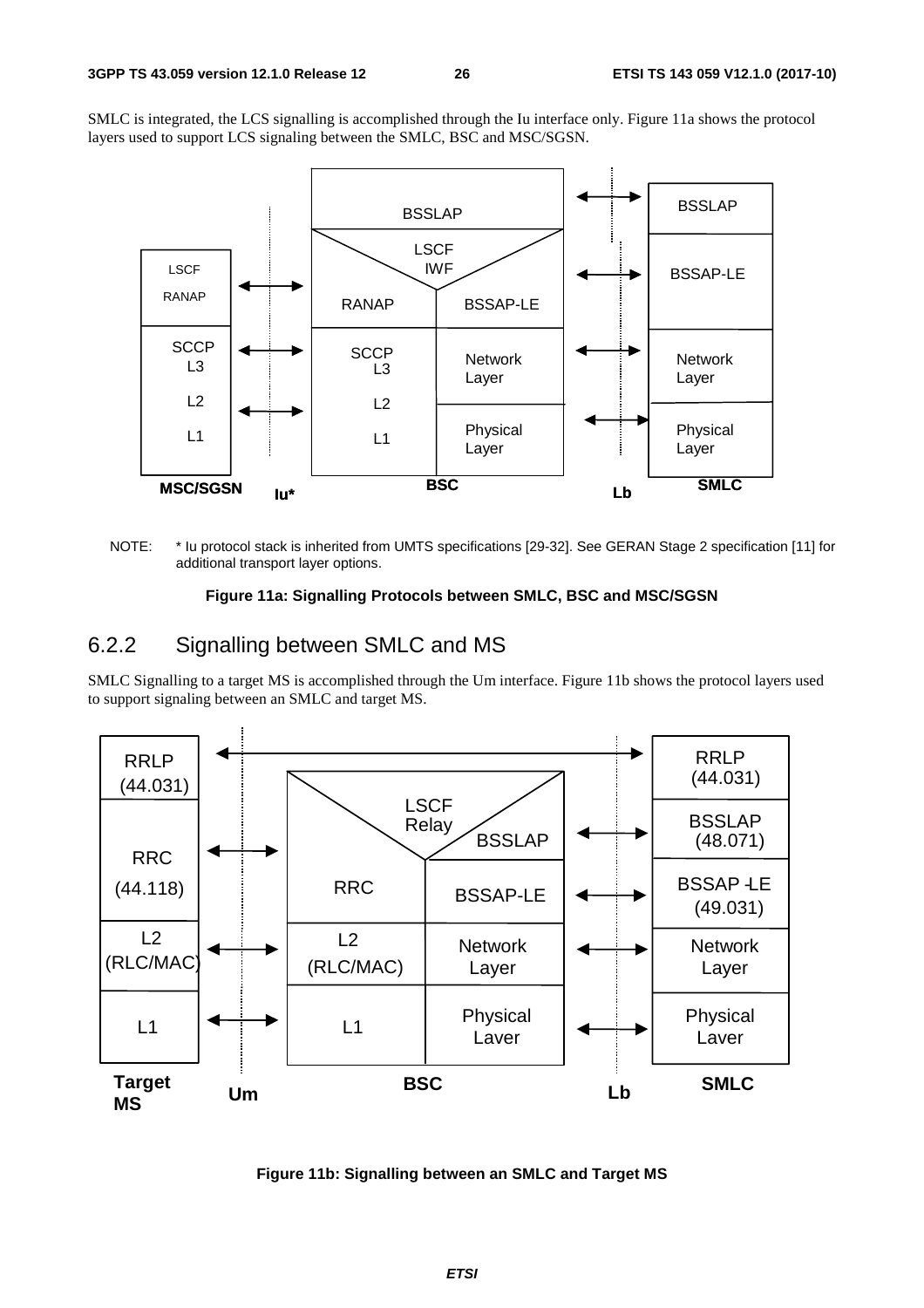SMLC is integrated, the LCS signalling is accomplished through the Iu interface only. Figure 11a shows the protocol layers used to support LCS signaling between the SMLC, BSC and MSC/SGSN.

NOTE: * Iu protocol stack is inherited from UMTS specifications [29-32]. See GERAN Stage 2 specification [11] for additional transport layer options.

**Figure 11a: Signalling Protocols between SMLC, BSC and MSC/SGSN**

## 6.2.2 Signalling between SMLC and MS

SMLC Signalling to a target MS is accomplished through the Um interface. Figure 11b shows the protocol layers used to support signaling between an SMLC and target MS.

**Figure 11b: Signalling between an SMLC and Target MS**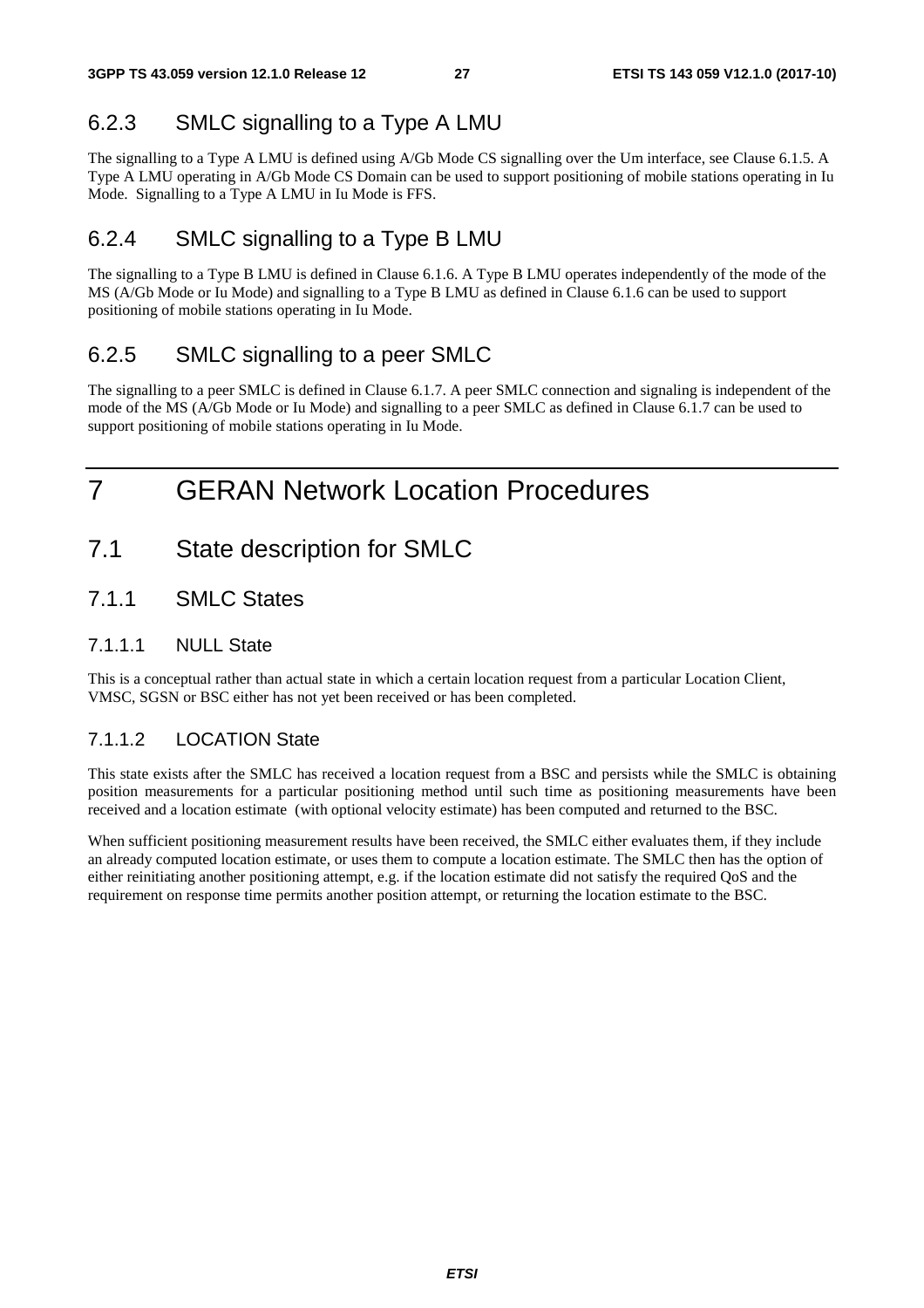### 6.2.3 SMLC signalling to a Type A LMU

The signalling to a Type A LMU is defined using A/Gb Mode CS signalling over the Um interface, see Clause 6.1.5. A Type A LMU operating in A/Gb Mode CS Domain can be used to support positioning of mobile stations operating in Iu Mode. Signalling to a Type A LMU in Iu Mode is FFS.

### 6.2.4 SMLC signalling to a Type B LMU

The signalling to a Type B LMU is defined in Clause 6.1.6. A Type B LMU operates independently of the mode of the MS (A/Gb Mode or Iu Mode) and signalling to a Type B LMU as defined in Clause 6.1.6 can be used to support positioning of mobile stations operating in Iu Mode.

### 6.2.5 SMLC signalling to a peer SMLC

The signalling to a peer SMLC is defined in Clause 6.1.7. A peer SMLC connection and signaling is independent of the mode of the MS (A/Gb Mode or Iu Mode) and signalling to a peer SMLC as defined in Clause 6.1.7 can be used to support positioning of mobile stations operating in Iu Mode.

# 7 GERAN Network Location Procedures

## 7.1 State description for SMLC

### 7.1.1 SMLC States

#### 7.1.1.1 NULL State

This is a conceptual rather than actual state in which a certain location request from a particular Location Client, VMSC, SGSN or BSC either has not yet been received or has been completed.

#### 7.1.1.2 LOCATION State

This state exists after the SMLC has received a location request from a BSC and persists while the SMLC is obtaining position measurements for a particular positioning method until such time as positioning measurements have been received and a location estimate (with optional velocity estimate) has been computed and returned to the BSC.

When sufficient positioning measurement results have been received, the SMLC either evaluates them, if they include an already computed location estimate, or uses them to compute a location estimate. The SMLC then has the option of either reinitiating another positioning attempt, e.g. if the location estimate did not satisfy the required QoS and the requirement on response time permits another position attempt, or returning the location estimate to the BSC.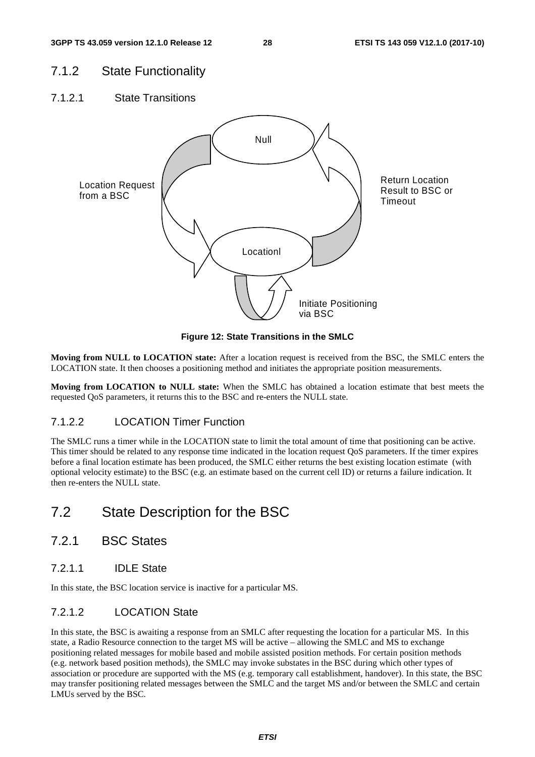### 7.1.2 State Functionality

#### 7.1.2.1 State Transitions

Null

Location Request from a BSC

Return Location Result to BSC or Timeout

Locationl

Initiate Positioning via BSC

**Figure 12: State Transitions in the SMLC**

**Moving from NULL to LOCATION state:** After a location request is received from the BSC, the SMLC enters the LOCATION state. It then chooses a positioning method and initiates the appropriate position measurements.

**Moving from LOCATION to NULL state:** When the SMLC has obtained a location estimate that best meets the requested QoS parameters, it returns this to the BSC and re-enters the NULL state.

#### 7.1.2.2 LOCATION Timer Function

The SMLC runs a timer while in the LOCATION state to limit the total amount of time that positioning can be active. This timer should be related to any response time indicated in the location request QoS parameters. If the timer expires before a final location estimate has been produced, the SMLC either returns the best existing location estimate (with optional velocity estimate) to the BSC (e.g. an estimate based on the current cell ID) or returns a failure indication. It then re-enters the NULL state.

## 7.2 State Description for the BSC

### 7.2.1 BSC States

#### 7.2.1.1 IDLE State

In this state, the BSC location service is inactive for a particular MS.

#### 7.2.1.2 LOCATION State

In this state, the BSC is awaiting a response from an SMLC after requesting the location for a particular MS. In this state, a Radio Resource connection to the target MS will be active – allowing the SMLC and MS to exchange positioning related messages for mobile based and mobile assisted position methods. For certain position methods (e.g. network based position methods), the SMLC may invoke substates in the BSC during which other types of association or procedure are supported with the MS (e.g. temporary call establishment, handover). In this state, the BSC may transfer positioning related messages between the SMLC and the target MS and/or between the SMLC and certain LMUs served by the BSC.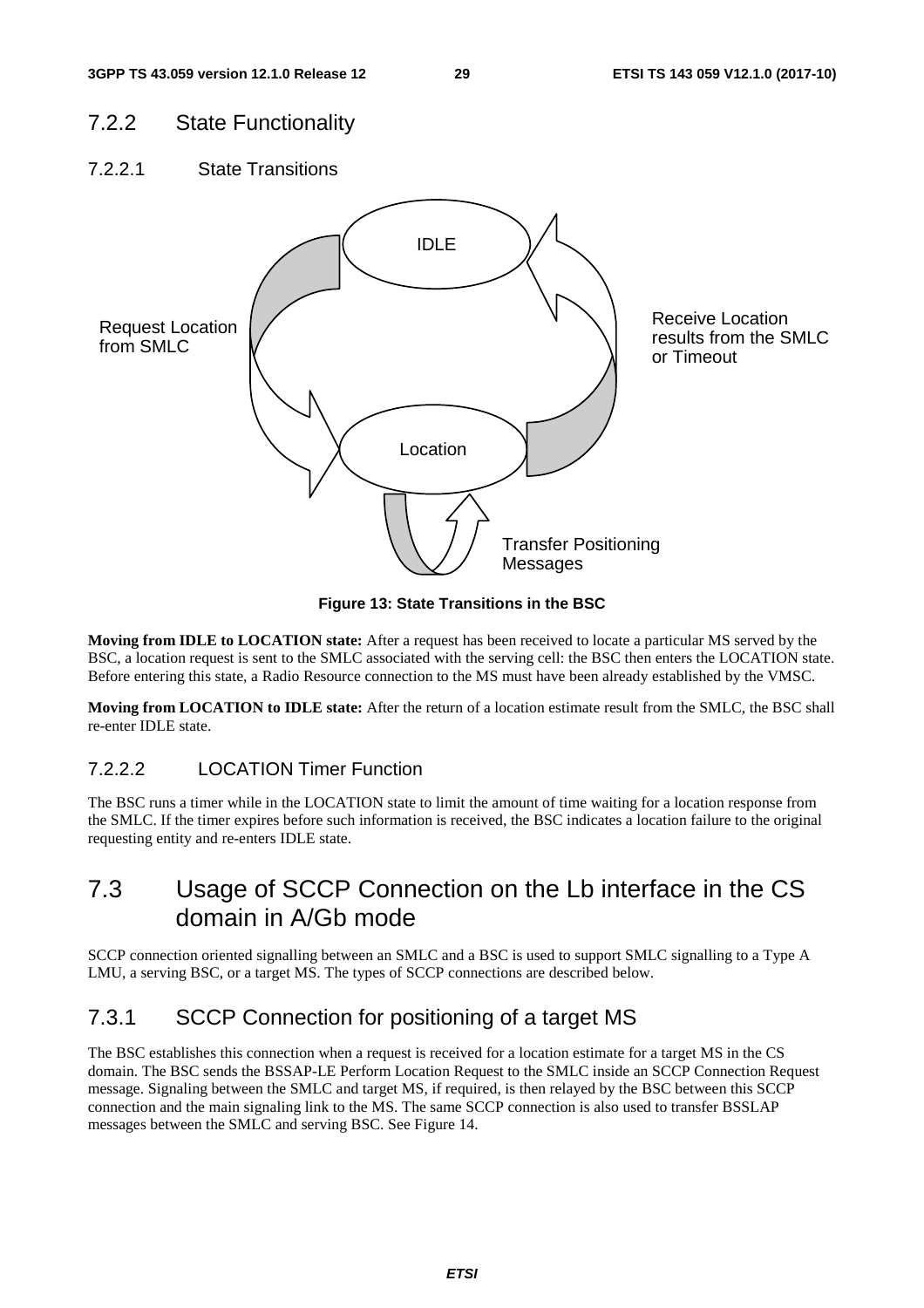### 7.2.2 State Functionality

#### 7.2.2.1 State Transitions

IDLE

Request Location from SMLC

Receive Location results from the SMLC or Timeout

Location

Transfer Positioning Messages

**Figure 13: State Transitions in the BSC**

**Moving from IDLE to LOCATION state:** After a request has been received to locate a particular MS served by the BSC, a location request is sent to the SMLC associated with the serving cell: the BSC then enters the LOCATION state. Before entering this state, a Radio Resource connection to the MS must have been already established by the VMSC.

**Moving from LOCATION to IDLE state:** After the return of a location estimate result from the SMLC, the BSC shall re-enter IDLE state.

#### 7.2.2.2 LOCATION Timer Function

The BSC runs a timer while in the LOCATION state to limit the amount of time waiting for a location response from the SMLC. If the timer expires before such information is received, the BSC indicates a location failure to the original requesting entity and re-enters IDLE state.

## 7.3 Usage of SCCP Connection on the Lb interface in the CS domain in A/Gb mode

SCCP connection oriented signalling between an SMLC and a BSC is used to support SMLC signalling to a Type A LMU, a serving BSC, or a target MS. The types of SCCP connections are described below.

### 7.3.1 SCCP Connection for positioning of a target MS

The BSC establishes this connection when a request is received for a location estimate for a target MS in the CS domain. The BSC sends the BSSAP-LE Perform Location Request to the SMLC inside an SCCP Connection Request message. Signaling between the SMLC and target MS, if required, is then relayed by the BSC between this SCCP connection and the main signaling link to the MS. The same SCCP connection is also used to transfer BSSLAP messages between the SMLC and serving BSC. See Figure 14.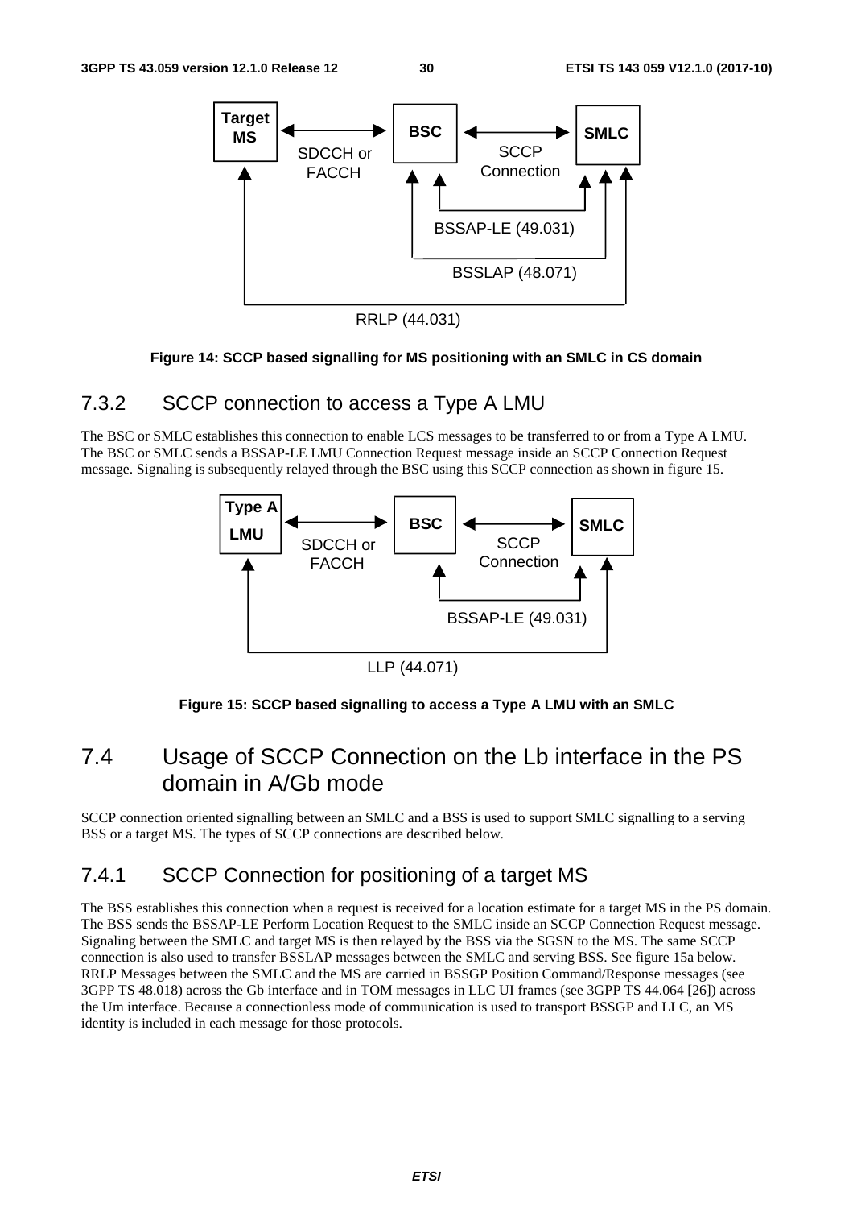Figure 14: SCCP based signalling for MS positioning with an SMLC in CS domain

### 7.3.2 SCCP connection to access a Type A LMU

The BSC or SMLC establishes this connection to enable LCS messages to be transferred to or from a Type A LMU. The BSC or SMLC sends a BSSAP-LE LMU Connection Request message inside an SCCP Connection Request message. Signaling is subsequently relayed through the BSC using this SCCP connection as shown in figure 15.

Figure 15: SCCP based signalling to access a Type A LMU with an SMLC

## 7.4 Usage of SCCP Connection on the Lb interface in the PS domain in A/Gb mode

SCCP connection oriented signalling between an SMLC and a BSS is used to support SMLC signalling to a serving BSS or a target MS. The types of SCCP connections are described below.

### 7.4.1 SCCP Connection for positioning of a target MS

The BSS establishes this connection when a request is received for a location estimate for a target MS in the PS domain. The BSS sends the BSSAP-LE Perform Location Request to the SMLC inside an SCCP Connection Request message. Signaling between the SMLC and target MS is then relayed by the BSS via the SGSN to the MS. The same SCCP connection is also used to transfer BSSLAP messages between the SMLC and serving BSS. See figure 15a below. RRLP Messages between the SMLC and the MS are carried in BSSGP Position Command/Response messages (see 3GPP TS 48.018) across the Gb interface and in TOM messages in LLC UI frames (see 3GPP TS 44.064 [26]) across the Um interface. Because a connectionless mode of communication is used to transport BSSGP and LLC, an MS identity is included in each message for those protocols.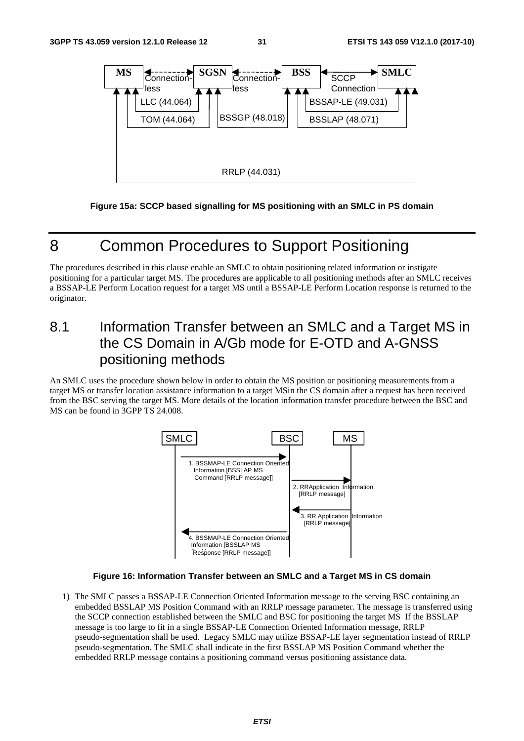Figure 15a: SCCP based signalling for MS positioning with an SMLC in PS domain

# 8 Common Procedures to Support Positioning

The procedures described in this clause enable an SMLC to obtain positioning related information or instigate positioning for a particular target MS. The procedures are applicable to all positioning methods after an SMLC receives a BSSAP-LE Perform Location request for a target MS until a BSSAP-LE Perform Location response is returned to the originator.

## 8.1 Information Transfer between an SMLC and a Target MS in the CS Domain in A/Gb mode for E-OTD and A-GNSS positioning methods

An SMLC uses the procedure shown below in order to obtain the MS position or positioning measurements from a target MS or transfer location assistance information to a target MSin the CS domain after a request has been received from the BSC serving the target MS. More details of the location information transfer procedure between the BSC and MS can be found in 3GPP TS 24.008.

Figure 16: Information Transfer between an SMLC and a Target MS in CS domain

1) The SMLC passes a BSSAP-LE Connection Oriented Information message to the serving BSC containing an embedded BSSLAP MS Position Command with an RRLP message parameter. The message is transferred using the SCCP connection established between the SMLC and BSC for positioning the target MS If the BSSLAP message is too large to fit in a single BSSAP-LE Connection Oriented Information message, RRLP pseudo-segmentation shall be used. Legacy SMLC may utilize BSSAP-LE layer segmentation instead of RRLP pseudo-segmentation. The SMLC shall indicate in the first BSSLAP MS Position Command whether the embedded RRLP message contains a positioning command versus positioning assistance data.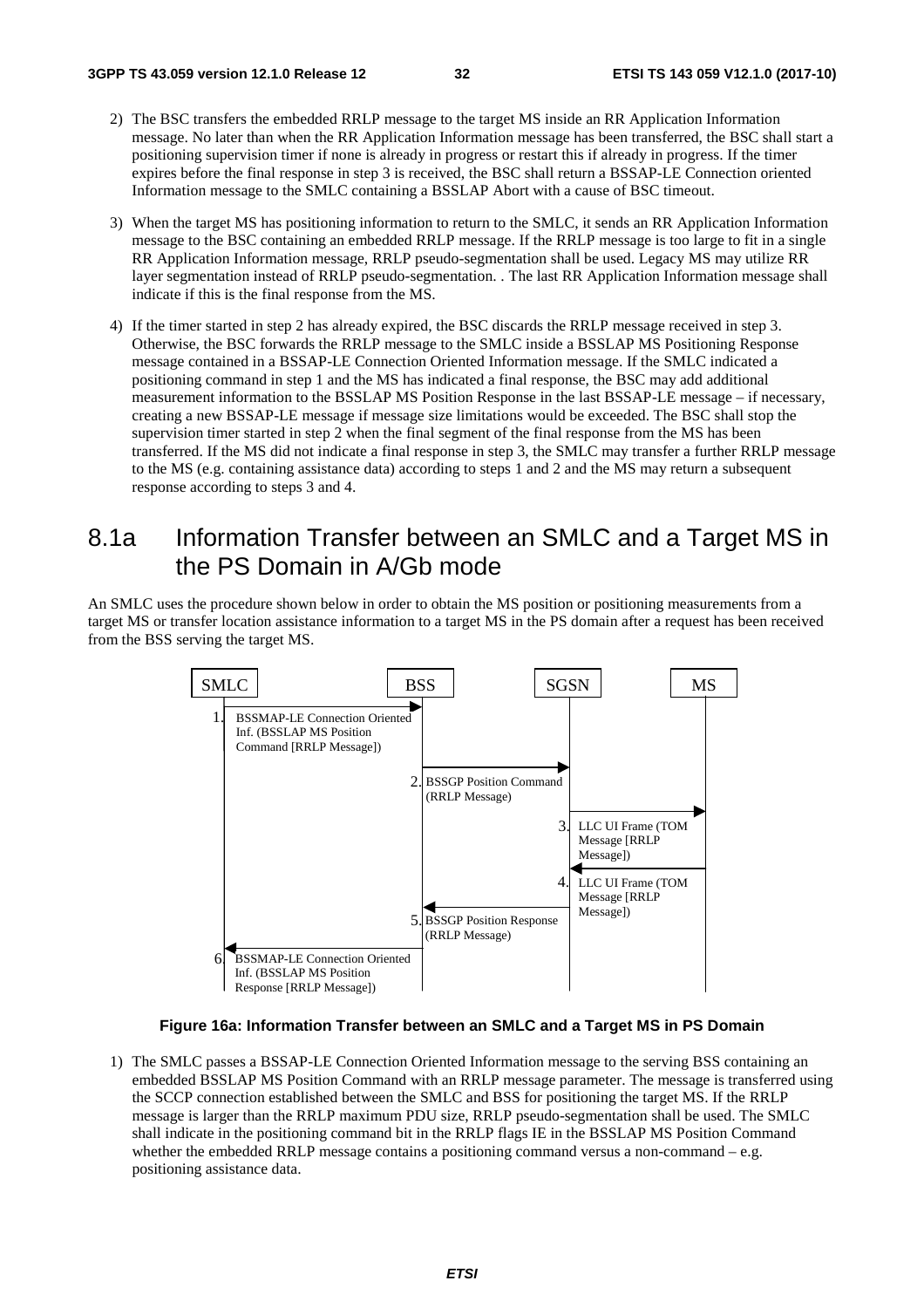2) The BSC transfers the embedded RRLP message to the target MS inside an RR Application Information message. No later than when the RR Application Information message has been transferred, the BSC shall start a positioning supervision timer if none is already in progress or restart this if already in progress. If the timer expires before the final response in step 3 is received, the BSC shall return a BSSAP-LE Connection oriented Information message to the SMLC containing a BSSLAP Abort with a cause of BSC timeout.

3) When the target MS has positioning information to return to the SMLC, it sends an RR Application Information message to the BSC containing an embedded RRLP message. If the RRLP message is too large to fit in a single RR Application Information message, RRLP pseudo-segmentation shall be used. Legacy MS may utilize RR layer segmentation instead of RRLP pseudo-segmentation. . The last RR Application Information message shall indicate if this is the final response from the MS.

4) If the timer started in step 2 has already expired, the BSC discards the RRLP message received in step 3. Otherwise, the BSC forwards the RRLP message to the SMLC inside a BSSLAP MS Positioning Response message contained in a BSSAP-LE Connection Oriented Information message. If the SMLC indicated a positioning command in step 1 and the MS has indicated a final response, the BSC may add additional measurement information to the BSSLAP MS Position Response in the last BSSAP-LE message – if necessary, creating a new BSSAP-LE message if message size limitations would be exceeded. The BSC shall stop the supervision timer started in step 2 when the final segment of the final response from the MS has been transferred. If the MS did not indicate a final response in step 3, the SMLC may transfer a further RRLP message to the MS (e.g. containing assistance data) according to steps 1 and 2 and the MS may return a subsequent response according to steps 3 and 4.

# 8.1a Information Transfer between an SMLC and a Target MS in the PS Domain in A/Gb mode

An SMLC uses the procedure shown below in order to obtain the MS position or positioning measurements from a target MS or transfer location assistance information to a target MS in the PS domain after a request has been received from the BSS serving the target MS.

SMLC | BSS | SGSN | MS

1. BSSMAP-LE Connection Oriented Inf. (BSSLAP MS Position Command [RRLP Message])
2. BSSGP Position Command (RRLP Message)
3. LLC UI Frame (TOM Message [RRLP Message])
4. LLC UI Frame (TOM Message [RRLP Message])
5. BSSGP Position Response (RRLP Message)
6. BSSMAP-LE Connection Oriented Inf. (BSSLAP MS Position Response [RRLP Message])

**Figure 16a: Information Transfer between an SMLC and a Target MS in PS Domain**

1) The SMLC passes a BSSAP-LE Connection Oriented Information message to the serving BSS containing an embedded BSSLAP MS Position Command with an RRLP message parameter. The message is transferred using the SCCP connection established between the SMLC and BSS for positioning the target MS. If the RRLP message is larger than the RRLP maximum PDU size, RRLP pseudo-segmentation shall be used. The SMLC shall indicate in the positioning command bit in the RRLP flags IE in the BSSLAP MS Position Command whether the embedded RRLP message contains a positioning command versus a non-command – e.g. positioning assistance data.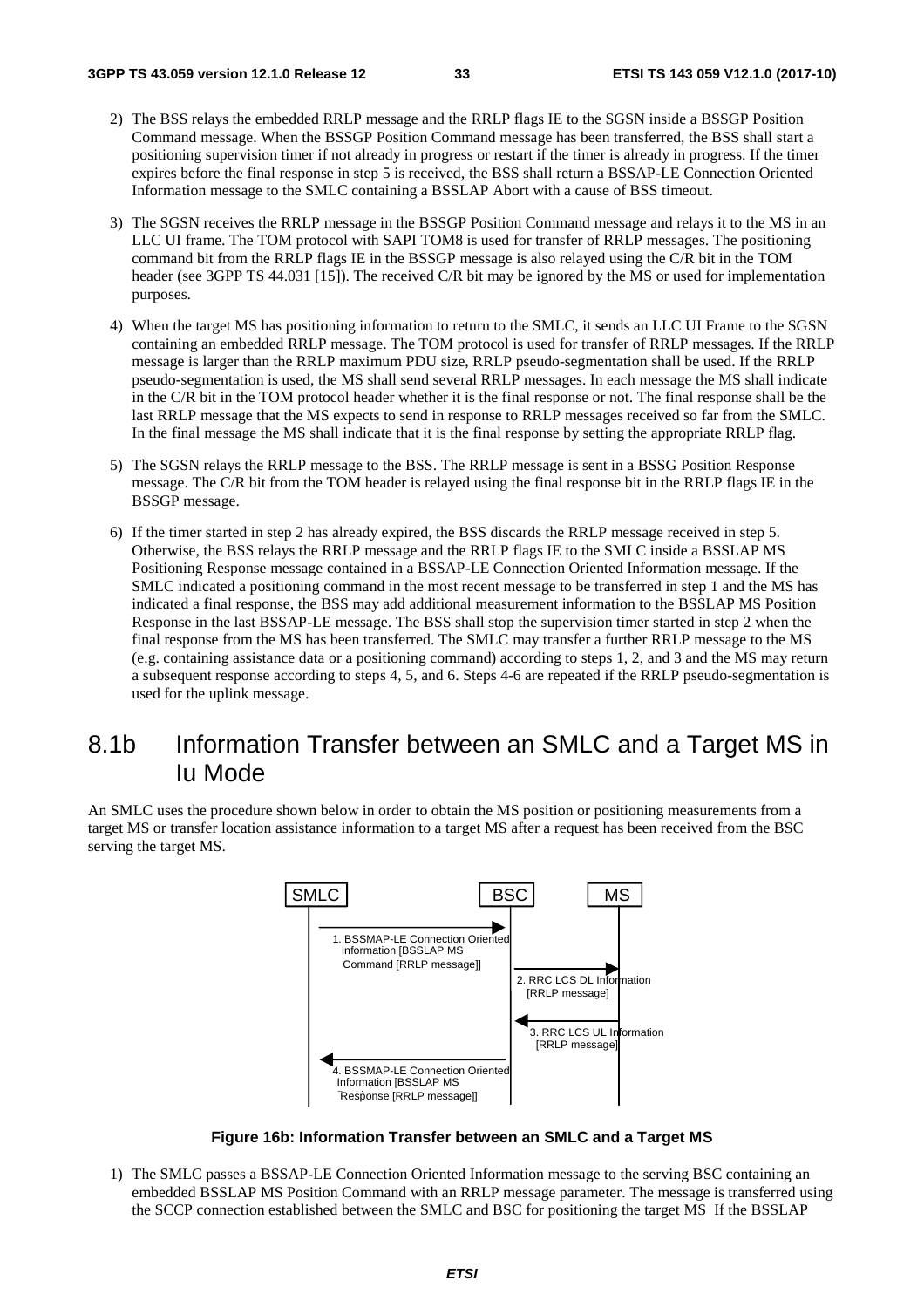2) The BSS relays the embedded RRLP message and the RRLP flags IE to the SGSN inside a BSSGP Position Command message. When the BSSGP Position Command message has been transferred, the BSS shall start a positioning supervision timer if not already in progress or restart if the timer is already in progress. If the timer expires before the final response in step 5 is received, the BSS shall return a BSSAP-LE Connection Oriented Information message to the SMLC containing a BSSLAP Abort with a cause of BSS timeout.

3) The SGSN receives the RRLP message in the BSSGP Position Command message and relays it to the MS in an LLC UI frame. The TOM protocol with SAPI TOM8 is used for transfer of RRLP messages. The positioning command bit from the RRLP flags IE in the BSSGP message is also relayed using the C/R bit in the TOM header (see 3GPP TS 44.031 [15]). The received C/R bit may be ignored by the MS or used for implementation purposes.

4) When the target MS has positioning information to return to the SMLC, it sends an LLC UI Frame to the SGSN containing an embedded RRLP message. The TOM protocol is used for transfer of RRLP messages. If the RRLP message is larger than the RRLP maximum PDU size, RRLP pseudo-segmentation shall be used. If the RRLP pseudo-segmentation is used, the MS shall send several RRLP messages. In each message the MS shall indicate in the C/R bit in the TOM protocol header whether it is the final response or not. The final response shall be the last RRLP message that the MS expects to send in response to RRLP messages received so far from the SMLC. In the final message the MS shall indicate that it is the final response by setting the appropriate RRLP flag.

5) The SGSN relays the RRLP message to the BSS. The RRLP message is sent in a BSSG Position Response message. The C/R bit from the TOM header is relayed using the final response bit in the RRLP flags IE in the BSSGP message.

6) If the timer started in step 2 has already expired, the BSS discards the RRLP message received in step 5. Otherwise, the BSS relays the RRLP message and the RRLP flags IE to the SMLC inside a BSSLAP MS Positioning Response message contained in a BSSAP-LE Connection Oriented Information message. If the SMLC indicated a positioning command in the most recent message to be transferred in step 1 and the MS has indicated a final response, the BSS may add additional measurement information to the BSSLAP MS Position Response in the last BSSAP-LE message. The BSS shall stop the supervision timer started in step 2 when the final response from the MS has been transferred. The SMLC may transfer a further RRLP message to the MS (e.g. containing assistance data or a positioning command) according to steps 1, 2, and 3 and the MS may return a subsequent response according to steps 4, 5, and 6. Steps 4-6 are repeated if the RRLP pseudo-segmentation is used for the uplink message.

# 8.1b Information Transfer between an SMLC and a Target MS in Iu Mode

An SMLC uses the procedure shown below in order to obtain the MS position or positioning measurements from a target MS or transfer location assistance information to a target MS after a request has been received from the BSC serving the target MS.

SMLC | BSC | MS

1. BSSMAP-LE Connection Oriented Information [BSSLAP MS Command [RRLP message]]

2. RRC LCS DL Information [RRLP message]

3. RRC LCS UL Information [RRLP message]

4. BSSMAP-LE Connection Oriented Information [BSSLAP MS Response [RRLP message]]

**Figure 16b: Information Transfer between an SMLC and a Target MS**

1) The SMLC passes a BSSAP-LE Connection Oriented Information message to the serving BSC containing an embedded BSSLAP MS Position Command with an RRLP message parameter. The message is transferred using the SCCP connection established between the SMLC and BSC for positioning the target MS If the BSSLAP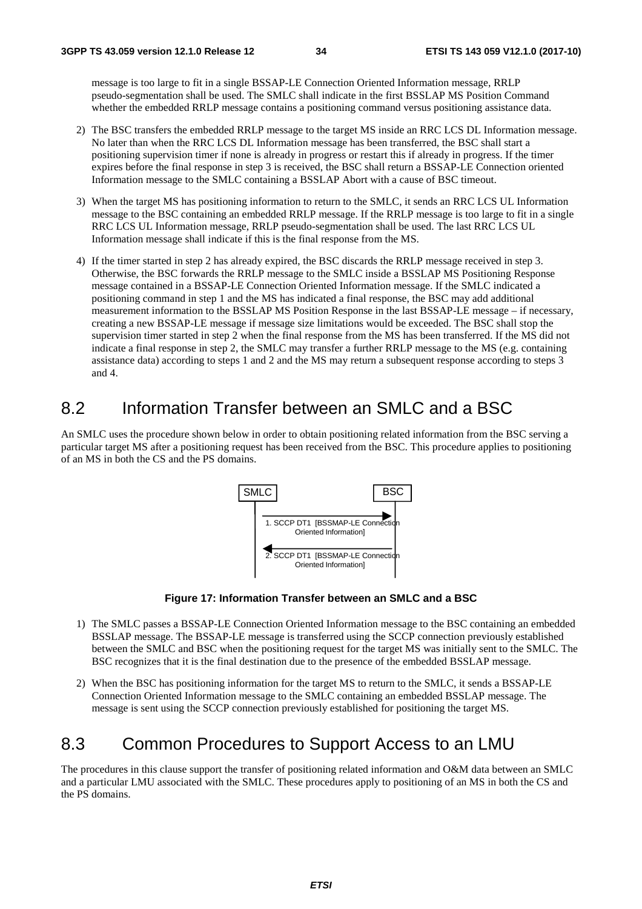message is too large to fit in a single BSSAP-LE Connection Oriented Information message, RRLP pseudo-segmentation shall be used. The SMLC shall indicate in the first BSSLAP MS Position Command whether the embedded RRLP message contains a positioning command versus positioning assistance data.

2) The BSC transfers the embedded RRLP message to the target MS inside an RRC LCS DL Information message. No later than when the RRC LCS DL Information message has been transferred, the BSC shall start a positioning supervision timer if none is already in progress or restart this if already in progress. If the timer expires before the final response in step 3 is received, the BSC shall return a BSSAP-LE Connection oriented Information message to the SMLC containing a BSSLAP Abort with a cause of BSC timeout.

3) When the target MS has positioning information to return to the SMLC, it sends an RRC LCS UL Information message to the BSC containing an embedded RRLP message. If the RRLP message is too large to fit in a single RRC LCS UL Information message, RRLP pseudo-segmentation shall be used. The last RRC LCS UL Information message shall indicate if this is the final response from the MS.

4) If the timer started in step 2 has already expired, the BSC discards the RRLP message received in step 3. Otherwise, the BSC forwards the RRLP message to the SMLC inside a BSSLAP MS Positioning Response message contained in a BSSAP-LE Connection Oriented Information message. If the SMLC indicated a positioning command in step 1 and the MS has indicated a final response, the BSC may add additional measurement information to the BSSLAP MS Position Response in the last BSSAP-LE message – if necessary, creating a new BSSAP-LE message if message size limitations would be exceeded. The BSC shall stop the supervision timer started in step 2 when the final response from the MS has been transferred. If the MS did not indicate a final response in step 2, the SMLC may transfer a further RRLP message to the MS (e.g. containing assistance data) according to steps 1 and 2 and the MS may return a subsequent response according to steps 3 and 4.

## 8.2 Information Transfer between an SMLC and a BSC

An SMLC uses the procedure shown below in order to obtain positioning related information from the BSC serving a particular target MS after a positioning request has been received from the BSC. This procedure applies to positioning of an MS in both the CS and the PS domains.

SMLC | BSC

1. SCCP DT1 [BSSMAP-LE Connection Oriented Information] (SMLC → BSC)

2. SCCP DT1 [BSSMAP-LE Connection Oriented Information] (BSC → SMLC)

**Figure 17: Information Transfer between an SMLC and a BSC**

1) The SMLC passes a BSSAP-LE Connection Oriented Information message to the BSC containing an embedded BSSLAP message. The BSSAP-LE message is transferred using the SCCP connection previously established between the SMLC and BSC when the positioning request for the target MS was initially sent to the SMLC. The BSC recognizes that it is the final destination due to the presence of the embedded BSSLAP message.

2) When the BSC has positioning information for the target MS to return to the SMLC, it sends a BSSAP-LE Connection Oriented Information message to the SMLC containing an embedded BSSLAP message. The message is sent using the SCCP connection previously established for positioning the target MS.

## 8.3 Common Procedures to Support Access to an LMU

The procedures in this clause support the transfer of positioning related information and O&M data between an SMLC and a particular LMU associated with the SMLC. These procedures apply to positioning of an MS in both the CS and the PS domains.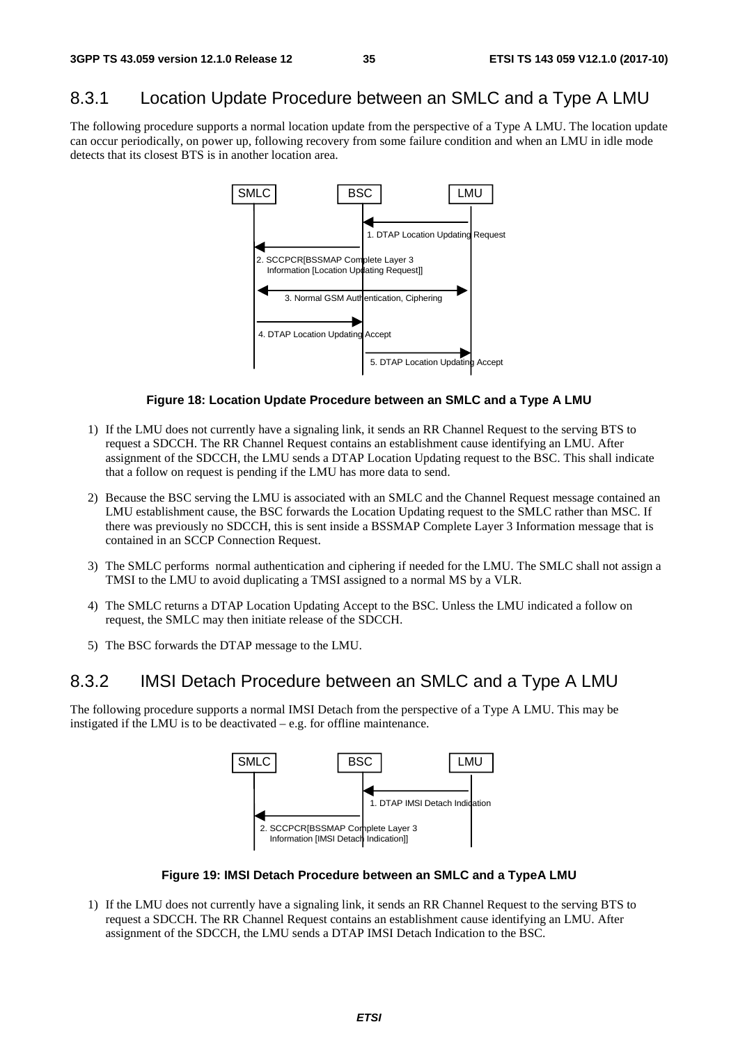## 8.3.1 Location Update Procedure between an SMLC and a Type A LMU

The following procedure supports a normal location update from the perspective of a Type A LMU. The location update can occur periodically, on power up, following recovery from some failure condition and when an LMU in idle mode detects that its closest BTS is in another location area.

SMLC | BSC | LMU

1. DTAP Location Updating Request
2. SCCPCR[BSSMAP Complete Layer 3 Information [Location Updating Request]]
3. Normal GSM Authentication, Ciphering
4. DTAP Location Updating Accept
5. DTAP Location Updating Accept

**Figure 18: Location Update Procedure between an SMLC and a Type A LMU**

1) If the LMU does not currently have a signaling link, it sends an RR Channel Request to the serving BTS to request a SDCCH. The RR Channel Request contains an establishment cause identifying an LMU. After assignment of the SDCCH, the LMU sends a DTAP Location Updating request to the BSC. This shall indicate that a follow on request is pending if the LMU has more data to send.

2) Because the BSC serving the LMU is associated with an SMLC and the Channel Request message contained an LMU establishment cause, the BSC forwards the Location Updating request to the SMLC rather than MSC. If there was previously no SDCCH, this is sent inside a BSSMAP Complete Layer 3 Information message that is contained in an SCCP Connection Request.

3) The SMLC performs normal authentication and ciphering if needed for the LMU. The SMLC shall not assign a TMSI to the LMU to avoid duplicating a TMSI assigned to a normal MS by a VLR.

4) The SMLC returns a DTAP Location Updating Accept to the BSC. Unless the LMU indicated a follow on request, the SMLC may then initiate release of the SDCCH.

5) The BSC forwards the DTAP message to the LMU.

## 8.3.2 IMSI Detach Procedure between an SMLC and a Type A LMU

The following procedure supports a normal IMSI Detach from the perspective of a Type A LMU. This may be instigated if the LMU is to be deactivated – e.g. for offline maintenance.

SMLC | BSC | LMU

1. DTAP IMSI Detach Indication
2. SCCPCR[BSSMAP Complete Layer 3 Information [IMSI Detach Indication]]

**Figure 19: IMSI Detach Procedure between an SMLC and a TypeA LMU**

1) If the LMU does not currently have a signaling link, it sends an RR Channel Request to the serving BTS to request a SDCCH. The RR Channel Request contains an establishment cause identifying an LMU. After assignment of the SDCCH, the LMU sends a DTAP IMSI Detach Indication to the BSC.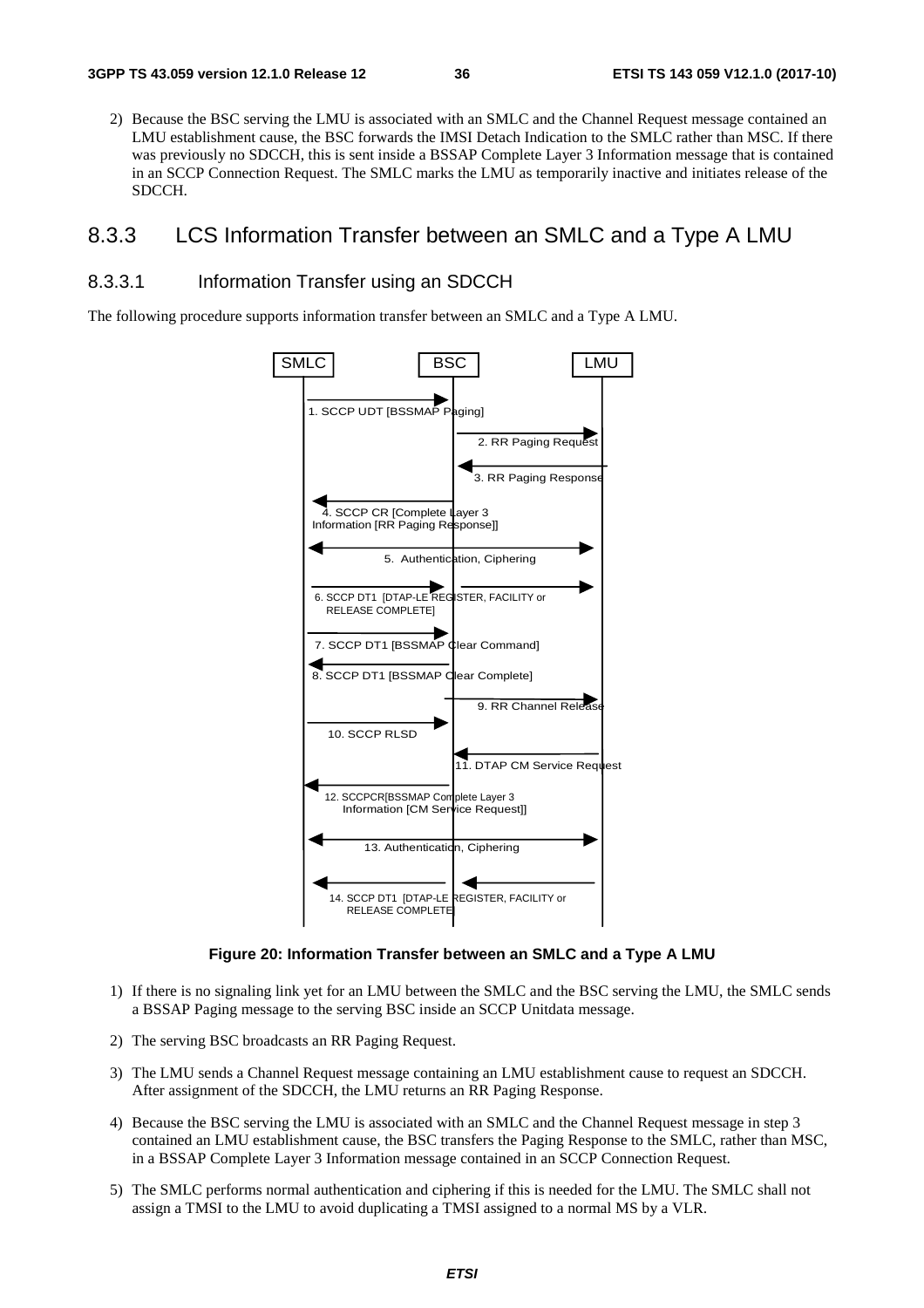2) Because the BSC serving the LMU is associated with an SMLC and the Channel Request message contained an LMU establishment cause, the BSC forwards the IMSI Detach Indication to the SMLC rather than MSC. If there was previously no SDCCH, this is sent inside a BSSAP Complete Layer 3 Information message that is contained in an SCCP Connection Request. The SMLC marks the LMU as temporarily inactive and initiates release of the SDCCH.

## 8.3.3 LCS Information Transfer between an SMLC and a Type A LMU

### 8.3.3.1 Information Transfer using an SDCCH

The following procedure supports information transfer between an SMLC and a Type A LMU.

SMLC BSC LMU

1. SCCP UDT [BSSMAP Paging]

2. RR Paging Request

3. RR Paging Response

4. SCCP CR [Complete Layer 3 Information [RR Paging Response]]

5. Authentication, Ciphering

6. SCCP DT1 [DTAP-LE REGISTER, FACILITY or RELEASE COMPLETE]

7. SCCP DT1 [BSSMAP Clear Command]

8. SCCP DT1 [BSSMAP Clear Complete]

9. RR Channel Release

10. SCCP RLSD

11. DTAP CM Service Request

12. SCCPCR[BSSMAP Complete Layer 3 Information [CM Service Request]]

13. Authentication, Ciphering

14. SCCP DT1 [DTAP-LE REGISTER, FACILITY or RELEASE COMPLETE]

**Figure 20: Information Transfer between an SMLC and a Type A LMU**

1) If there is no signaling link yet for an LMU between the SMLC and the BSC serving the LMU, the SMLC sends a BSSAP Paging message to the serving BSC inside an SCCP Unitdata message.

2) The serving BSC broadcasts an RR Paging Request.

3) The LMU sends a Channel Request message containing an LMU establishment cause to request an SDCCH. After assignment of the SDCCH, the LMU returns an RR Paging Response.

4) Because the BSC serving the LMU is associated with an SMLC and the Channel Request message in step 3 contained an LMU establishment cause, the BSC transfers the Paging Response to the SMLC, rather than MSC, in a BSSAP Complete Layer 3 Information message contained in an SCCP Connection Request.

5) The SMLC performs normal authentication and ciphering if this is needed for the LMU. The SMLC shall not assign a TMSI to the LMU to avoid duplicating a TMSI assigned to a normal MS by a VLR.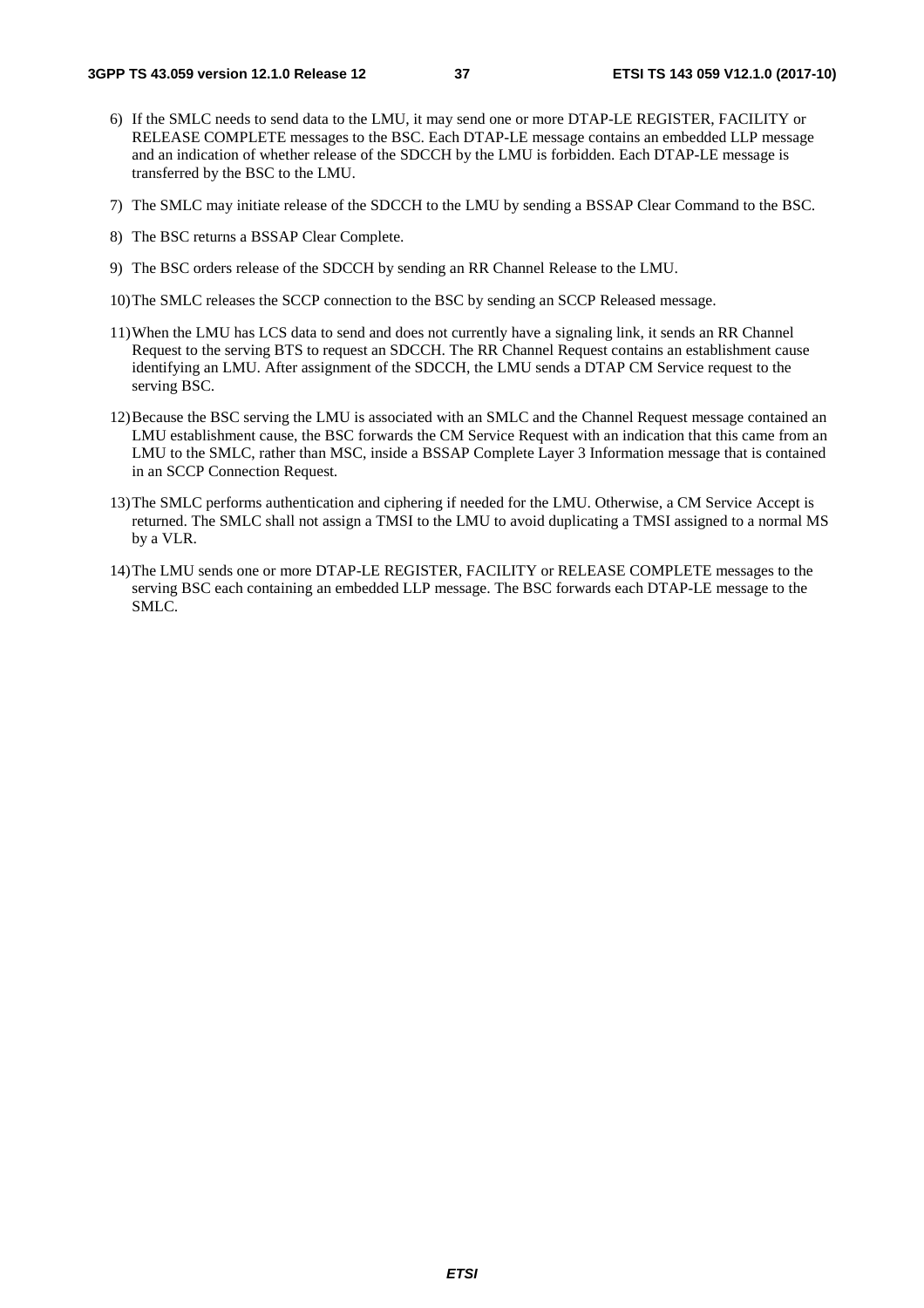6) If the SMLC needs to send data to the LMU, it may send one or more DTAP-LE REGISTER, FACILITY or RELEASE COMPLETE messages to the BSC. Each DTAP-LE message contains an embedded LLP message and an indication of whether release of the SDCCH by the LMU is forbidden. Each DTAP-LE message is transferred by the BSC to the LMU.

7) The SMLC may initiate release of the SDCCH to the LMU by sending a BSSAP Clear Command to the BSC.

8) The BSC returns a BSSAP Clear Complete.

9) The BSC orders release of the SDCCH by sending an RR Channel Release to the LMU.

10) The SMLC releases the SCCP connection to the BSC by sending an SCCP Released message.

11) When the LMU has LCS data to send and does not currently have a signaling link, it sends an RR Channel Request to the serving BTS to request an SDCCH. The RR Channel Request contains an establishment cause identifying an LMU. After assignment of the SDCCH, the LMU sends a DTAP CM Service request to the serving BSC.

12) Because the BSC serving the LMU is associated with an SMLC and the Channel Request message contained an LMU establishment cause, the BSC forwards the CM Service Request with an indication that this came from an LMU to the SMLC, rather than MSC, inside a BSSAP Complete Layer 3 Information message that is contained in an SCCP Connection Request.

13) The SMLC performs authentication and ciphering if needed for the LMU. Otherwise, a CM Service Accept is returned. The SMLC shall not assign a TMSI to the LMU to avoid duplicating a TMSI assigned to a normal MS by a VLR.

14) The LMU sends one or more DTAP-LE REGISTER, FACILITY or RELEASE COMPLETE messages to the serving BSC each containing an embedded LLP message. The BSC forwards each DTAP-LE message to the SMLC.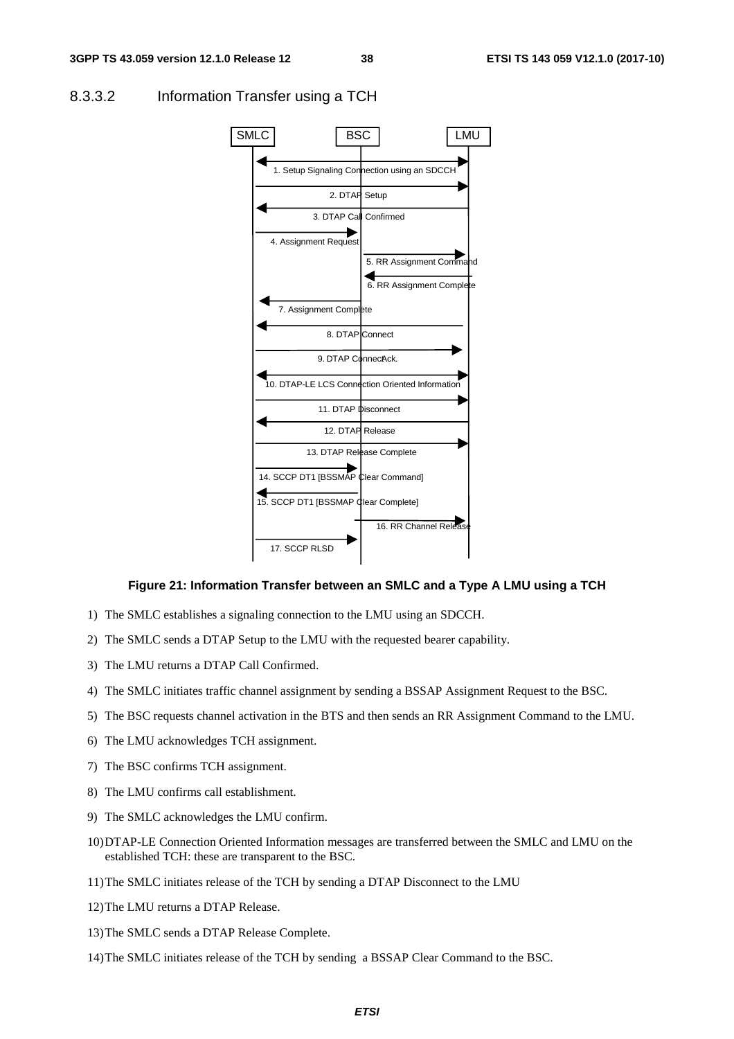### 8.3.3.2 Information Transfer using a TCH

**Figure 21: Information Transfer between an SMLC and a Type A LMU using a TCH**

1) The SMLC establishes a signaling connection to the LMU using an SDCCH.

2) The SMLC sends a DTAP Setup to the LMU with the requested bearer capability.

3) The LMU returns a DTAP Call Confirmed.

4) The SMLC initiates traffic channel assignment by sending a BSSAP Assignment Request to the BSC.

5) The BSC requests channel activation in the BTS and then sends an RR Assignment Command to the LMU.

6) The LMU acknowledges TCH assignment.

7) The BSC confirms TCH assignment.

8) The LMU confirms call establishment.

9) The SMLC acknowledges the LMU confirm.

10) DTAP-LE Connection Oriented Information messages are transferred between the SMLC and LMU on the established TCH: these are transparent to the BSC.

11) The SMLC initiates release of the TCH by sending a DTAP Disconnect to the LMU

12) The LMU returns a DTAP Release.

13) The SMLC sends a DTAP Release Complete.

14) The SMLC initiates release of the TCH by sending a BSSAP Clear Command to the BSC.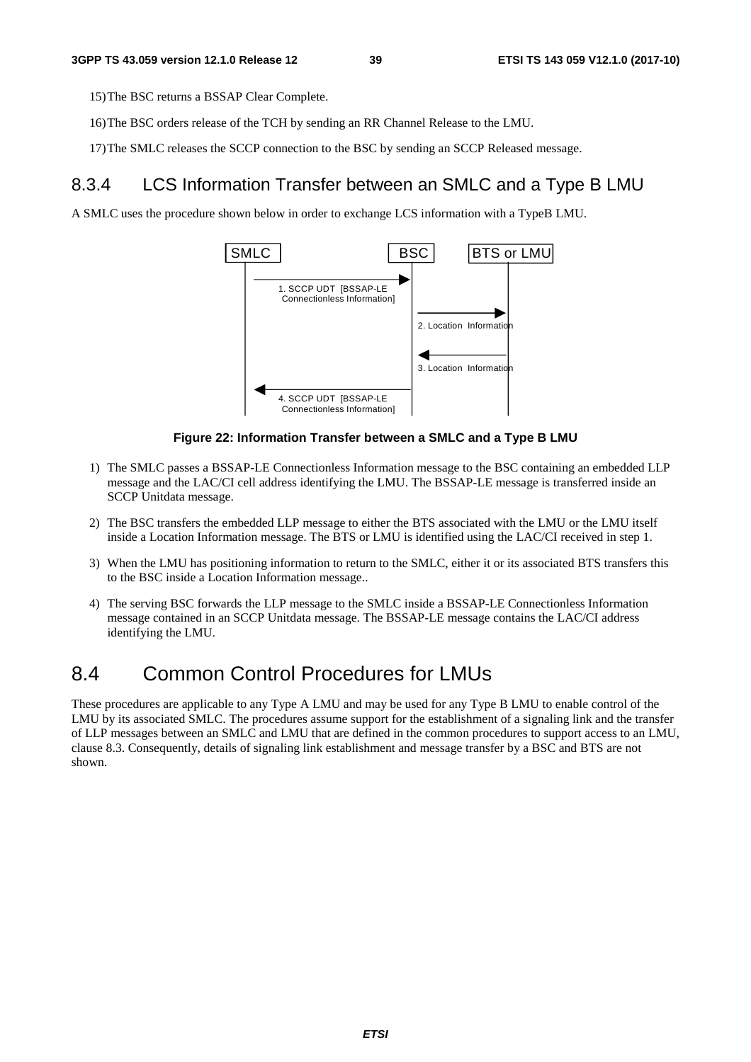15) The BSC returns a BSSAP Clear Complete.

16) The BSC orders release of the TCH by sending an RR Channel Release to the LMU.

17) The SMLC releases the SCCP connection to the BSC by sending an SCCP Released message.

### 8.3.4 LCS Information Transfer between an SMLC and a Type B LMU

A SMLC uses the procedure shown below in order to exchange LCS information with a TypeB LMU.

SMLC | BSC | BTS or LMU

1. SCCP UDT [BSSAP-LE Connectionless Information]

2. Location Information

3. Location Information

4. SCCP UDT [BSSAP-LE Connectionless Information]

**Figure 22: Information Transfer between a SMLC and a Type B LMU**

1) The SMLC passes a BSSAP-LE Connectionless Information message to the BSC containing an embedded LLP message and the LAC/CI cell address identifying the LMU. The BSSAP-LE message is transferred inside an SCCP Unitdata message.

2) The BSC transfers the embedded LLP message to either the BTS associated with the LMU or the LMU itself inside a Location Information message. The BTS or LMU is identified using the LAC/CI received in step 1.

3) When the LMU has positioning information to return to the SMLC, either it or its associated BTS transfers this to the BSC inside a Location Information message..

4) The serving BSC forwards the LLP message to the SMLC inside a BSSAP-LE Connectionless Information message contained in an SCCP Unitdata message. The BSSAP-LE message contains the LAC/CI address identifying the LMU.

## 8.4 Common Control Procedures for LMUs

These procedures are applicable to any Type A LMU and may be used for any Type B LMU to enable control of the LMU by its associated SMLC. The procedures assume support for the establishment of a signaling link and the transfer of LLP messages between an SMLC and LMU that are defined in the common procedures to support access to an LMU, clause 8.3. Consequently, details of signaling link establishment and message transfer by a BSC and BTS are not shown.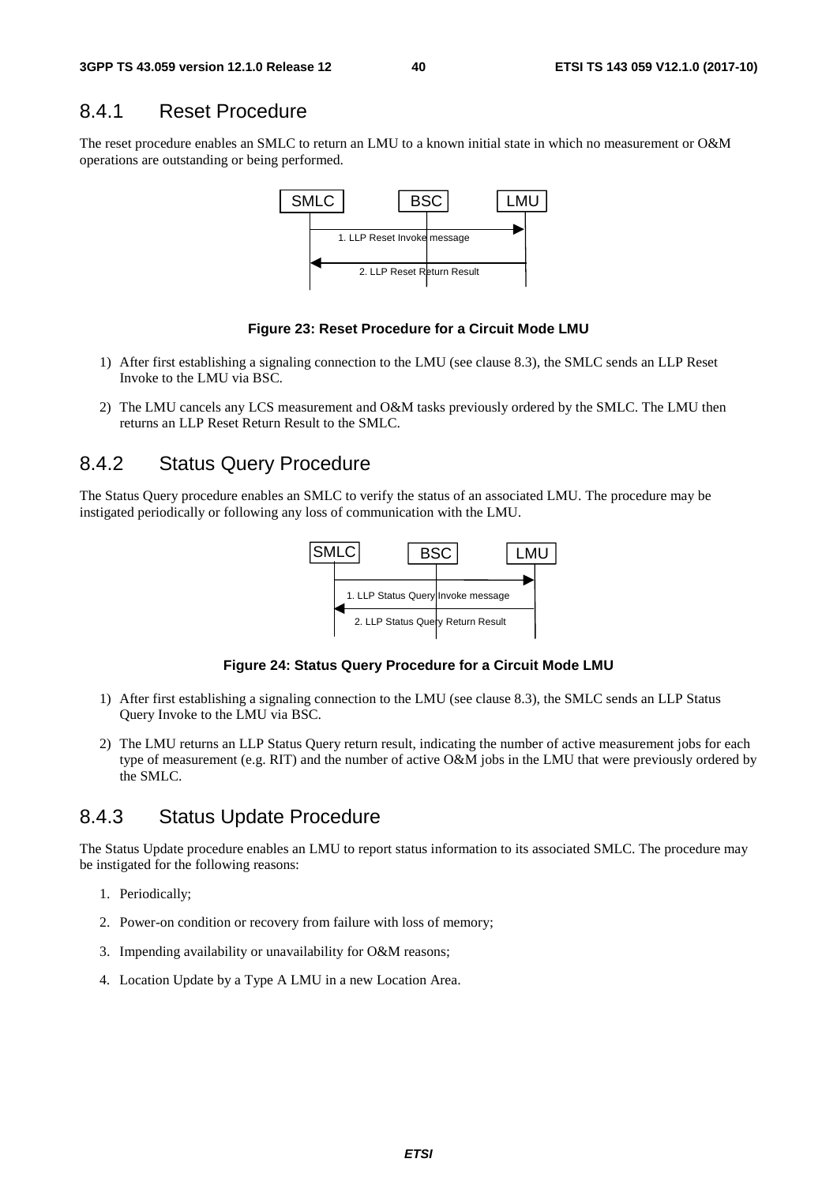## 8.4.1 Reset Procedure

The reset procedure enables an SMLC to return an LMU to a known initial state in which no measurement or O&M operations are outstanding or being performed.

**Figure 23: Reset Procedure for a Circuit Mode LMU**

1) After first establishing a signaling connection to the LMU (see clause 8.3), the SMLC sends an LLP Reset Invoke to the LMU via BSC.

2) The LMU cancels any LCS measurement and O&M tasks previously ordered by the SMLC. The LMU then returns an LLP Reset Return Result to the SMLC.

## 8.4.2 Status Query Procedure

The Status Query procedure enables an SMLC to verify the status of an associated LMU. The procedure may be instigated periodically or following any loss of communication with the LMU.

**Figure 24: Status Query Procedure for a Circuit Mode LMU**

1) After first establishing a signaling connection to the LMU (see clause 8.3), the SMLC sends an LLP Status Query Invoke to the LMU via BSC.

2) The LMU returns an LLP Status Query return result, indicating the number of active measurement jobs for each type of measurement (e.g. RIT) and the number of active O&M jobs in the LMU that were previously ordered by the SMLC.

## 8.4.3 Status Update Procedure

The Status Update procedure enables an LMU to report status information to its associated SMLC. The procedure may be instigated for the following reasons:

1. Periodically;
2. Power-on condition or recovery from failure with loss of memory;
3. Impending availability or unavailability for O&M reasons;
4. Location Update by a Type A LMU in a new Location Area.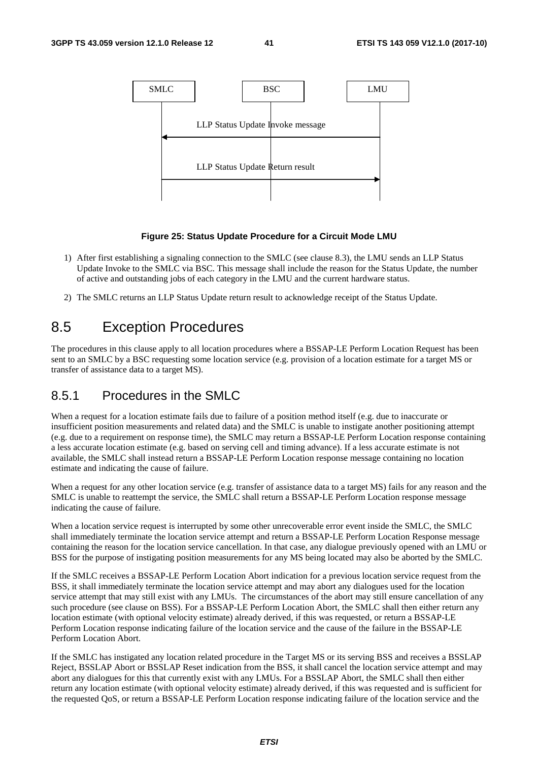Figure 25: Status Update Procedure for a Circuit Mode LMU

1) After first establishing a signaling connection to the SMLC (see clause 8.3), the LMU sends an LLP Status Update Invoke to the SMLC via BSC. This message shall include the reason for the Status Update, the number of active and outstanding jobs of each category in the LMU and the current hardware status.

2) The SMLC returns an LLP Status Update return result to acknowledge receipt of the Status Update.

# 8.5 Exception Procedures

The procedures in this clause apply to all location procedures where a BSSAP-LE Perform Location Request has been sent to an SMLC by a BSC requesting some location service (e.g. provision of a location estimate for a target MS or transfer of assistance data to a target MS).

## 8.5.1 Procedures in the SMLC

When a request for a location estimate fails due to failure of a position method itself (e.g. due to inaccurate or insufficient position measurements and related data) and the SMLC is unable to instigate another positioning attempt (e.g. due to a requirement on response time), the SMLC may return a BSSAP-LE Perform Location response containing a less accurate location estimate (e.g. based on serving cell and timing advance). If a less accurate estimate is not available, the SMLC shall instead return a BSSAP-LE Perform Location response message containing no location estimate and indicating the cause of failure.

When a request for any other location service (e.g. transfer of assistance data to a target MS) fails for any reason and the SMLC is unable to reattempt the service, the SMLC shall return a BSSAP-LE Perform Location response message indicating the cause of failure.

When a location service request is interrupted by some other unrecoverable error event inside the SMLC, the SMLC shall immediately terminate the location service attempt and return a BSSAP-LE Perform Location Response message containing the reason for the location service cancellation. In that case, any dialogue previously opened with an LMU or BSS for the purpose of instigating position measurements for any MS being located may also be aborted by the SMLC.

If the SMLC receives a BSSAP-LE Perform Location Abort indication for a previous location service request from the BSS, it shall immediately terminate the location service attempt and may abort any dialogues used for the location service attempt that may still exist with any LMUs. The circumstances of the abort may still ensure cancellation of any such procedure (see clause on BSS). For a BSSAP-LE Perform Location Abort, the SMLC shall then either return any location estimate (with optional velocity estimate) already derived, if this was requested, or return a BSSAP-LE Perform Location response indicating failure of the location service and the cause of the failure in the BSSAP-LE Perform Location Abort.

If the SMLC has instigated any location related procedure in the Target MS or its serving BSS and receives a BSSLAP Reject, BSSLAP Abort or BSSLAP Reset indication from the BSS, it shall cancel the location service attempt and may abort any dialogues for this that currently exist with any LMUs. For a BSSLAP Abort, the SMLC shall then either return any location estimate (with optional velocity estimate) already derived, if this was requested and is sufficient for the requested QoS, or return a BSSAP-LE Perform Location response indicating failure of the location service and the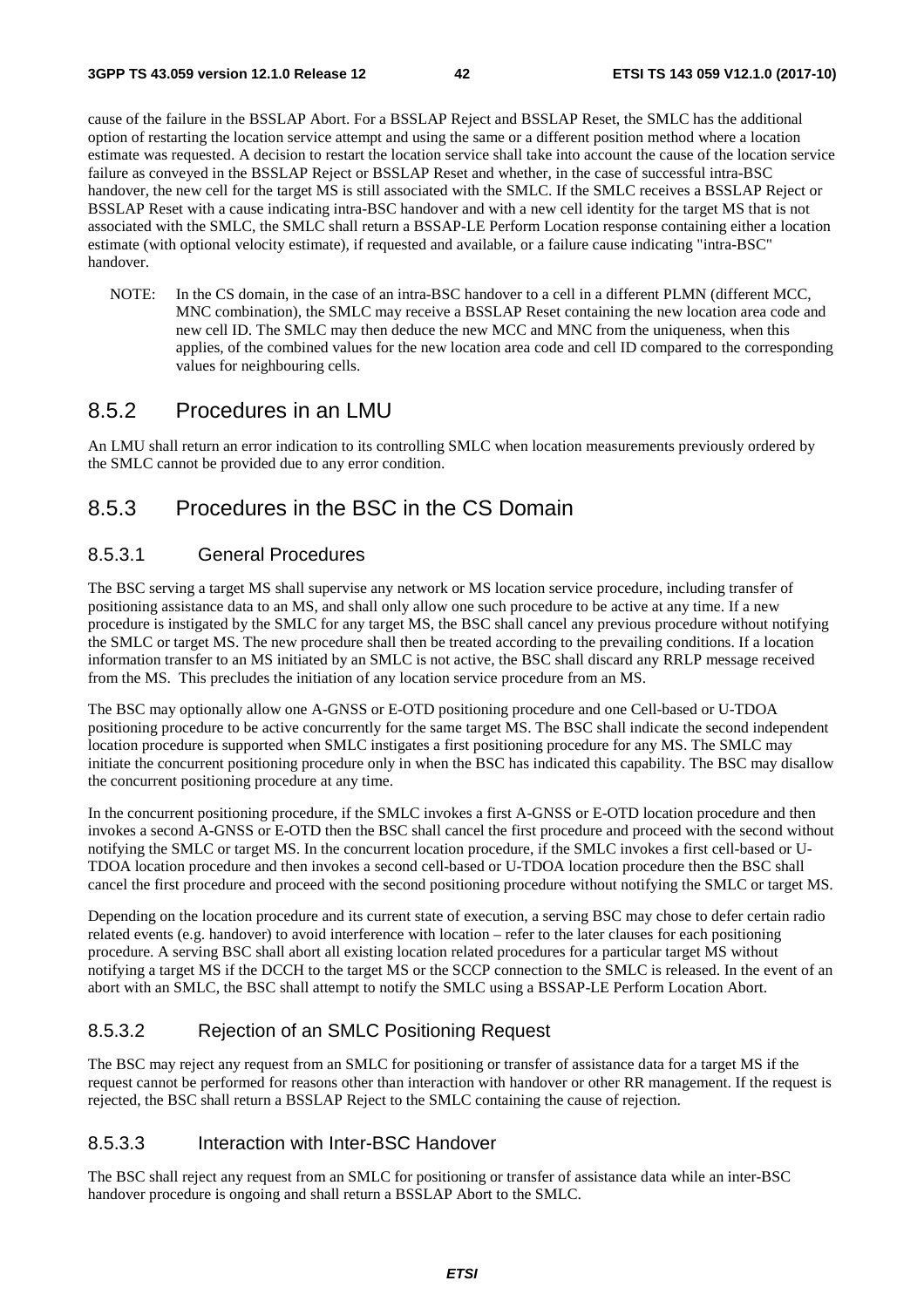cause of the failure in the BSSLAP Abort. For a BSSLAP Reject and BSSLAP Reset, the SMLC has the additional option of restarting the location service attempt and using the same or a different position method where a location estimate was requested. A decision to restart the location service shall take into account the cause of the location service failure as conveyed in the BSSLAP Reject or BSSLAP Reset and whether, in the case of successful intra-BSC handover, the new cell for the target MS is still associated with the SMLC. If the SMLC receives a BSSLAP Reject or BSSLAP Reset with a cause indicating intra-BSC handover and with a new cell identity for the target MS that is not associated with the SMLC, the SMLC shall return a BSSAP-LE Perform Location response containing either a location estimate (with optional velocity estimate), if requested and available, or a failure cause indicating "intra-BSC" handover.

NOTE: In the CS domain, in the case of an intra-BSC handover to a cell in a different PLMN (different MCC, MNC combination), the SMLC may receive a BSSLAP Reset containing the new location area code and new cell ID. The SMLC may then deduce the new MCC and MNC from the uniqueness, when this applies, of the combined values for the new location area code and cell ID compared to the corresponding values for neighbouring cells.

## 8.5.2 Procedures in an LMU

An LMU shall return an error indication to its controlling SMLC when location measurements previously ordered by the SMLC cannot be provided due to any error condition.

## 8.5.3 Procedures in the BSC in the CS Domain

### 8.5.3.1 General Procedures

The BSC serving a target MS shall supervise any network or MS location service procedure, including transfer of positioning assistance data to an MS, and shall only allow one such procedure to be active at any time. If a new procedure is instigated by the SMLC for any target MS, the BSC shall cancel any previous procedure without notifying the SMLC or target MS. The new procedure shall then be treated according to the prevailing conditions. If a location information transfer to an MS initiated by an SMLC is not active, the BSC shall discard any RRLP message received from the MS. This precludes the initiation of any location service procedure from an MS.

The BSC may optionally allow one A-GNSS or E-OTD positioning procedure and one Cell-based or U-TDOA positioning procedure to be active concurrently for the same target MS. The BSC shall indicate the second independent location procedure is supported when SMLC instigates a first positioning procedure for any MS. The SMLC may initiate the concurrent positioning procedure only in when the BSC has indicated this capability. The BSC may disallow the concurrent positioning procedure at any time.

In the concurrent positioning procedure, if the SMLC invokes a first A-GNSS or E-OTD location procedure and then invokes a second A-GNSS or E-OTD then the BSC shall cancel the first procedure and proceed with the second without notifying the SMLC or target MS. In the concurrent location procedure, if the SMLC invokes a first cell-based or U-TDOA location procedure and then invokes a second cell-based or U-TDOA location procedure then the BSC shall cancel the first procedure and proceed with the second positioning procedure without notifying the SMLC or target MS.

Depending on the location procedure and its current state of execution, a serving BSC may chose to defer certain radio related events (e.g. handover) to avoid interference with location – refer to the later clauses for each positioning procedure. A serving BSC shall abort all existing location related procedures for a particular target MS without notifying a target MS if the DCCH to the target MS or the SCCP connection to the SMLC is released. In the event of an abort with an SMLC, the BSC shall attempt to notify the SMLC using a BSSAP-LE Perform Location Abort.

### 8.5.3.2 Rejection of an SMLC Positioning Request

The BSC may reject any request from an SMLC for positioning or transfer of assistance data for a target MS if the request cannot be performed for reasons other than interaction with handover or other RR management. If the request is rejected, the BSC shall return a BSSLAP Reject to the SMLC containing the cause of rejection.

### 8.5.3.3 Interaction with Inter-BSC Handover

The BSC shall reject any request from an SMLC for positioning or transfer of assistance data while an inter-BSC handover procedure is ongoing and shall return a BSSLAP Abort to the SMLC.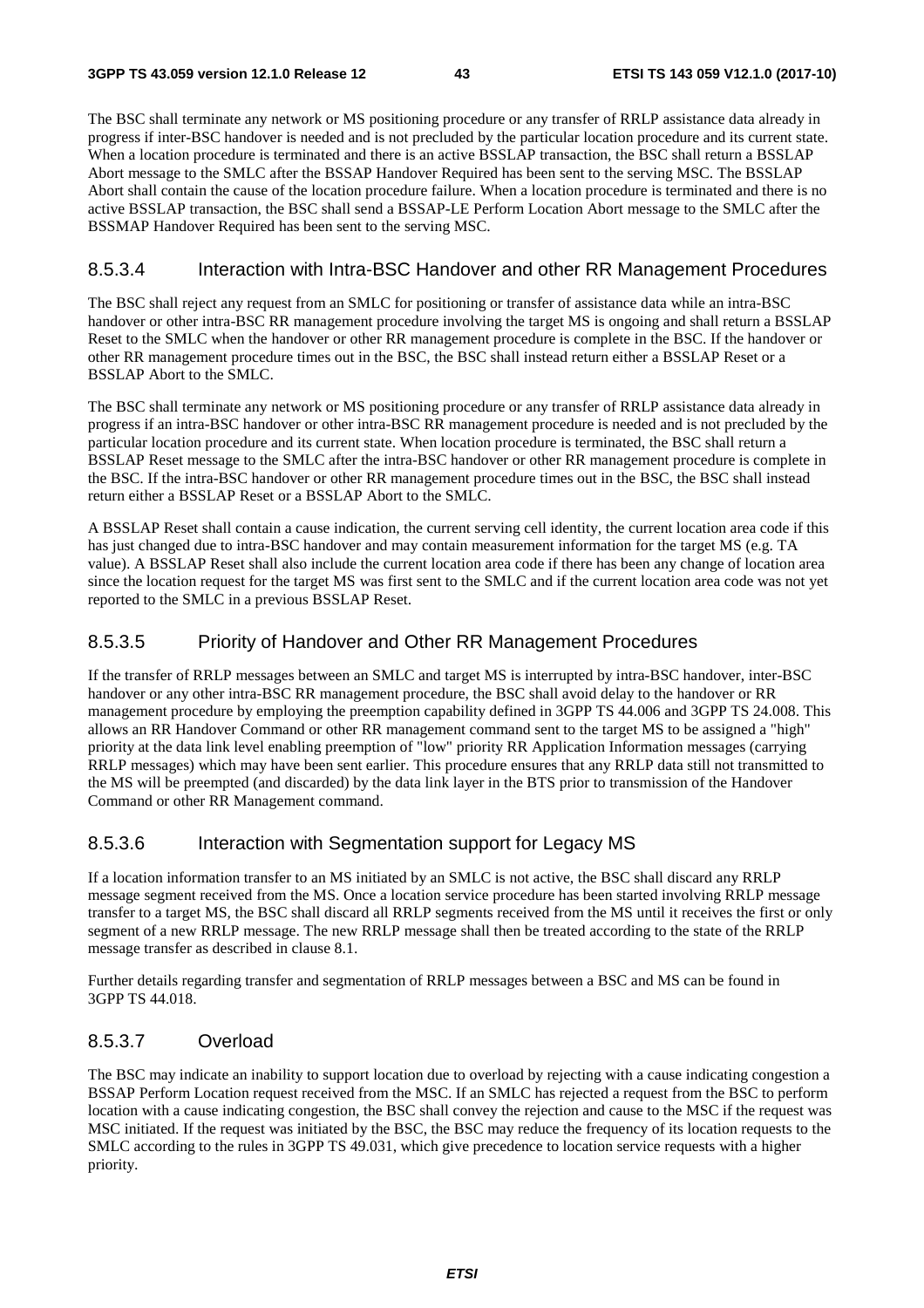The BSC shall terminate any network or MS positioning procedure or any transfer of RRLP assistance data already in progress if inter-BSC handover is needed and is not precluded by the particular location procedure and its current state. When a location procedure is terminated and there is an active BSSLAP transaction, the BSC shall return a BSSLAP Abort message to the SMLC after the BSSAP Handover Required has been sent to the serving MSC. The BSSLAP Abort shall contain the cause of the location procedure failure. When a location procedure is terminated and there is no active BSSLAP transaction, the BSC shall send a BSSAP-LE Perform Location Abort message to the SMLC after the BSSMAP Handover Required has been sent to the serving MSC.

#### 8.5.3.4 Interaction with Intra-BSC Handover and other RR Management Procedures

The BSC shall reject any request from an SMLC for positioning or transfer of assistance data while an intra-BSC handover or other intra-BSC RR management procedure involving the target MS is ongoing and shall return a BSSLAP Reset to the SMLC when the handover or other RR management procedure is complete in the BSC. If the handover or other RR management procedure times out in the BSC, the BSC shall instead return either a BSSLAP Reset or a BSSLAP Abort to the SMLC.

The BSC shall terminate any network or MS positioning procedure or any transfer of RRLP assistance data already in progress if an intra-BSC handover or other intra-BSC RR management procedure is needed and is not precluded by the particular location procedure and its current state. When location procedure is terminated, the BSC shall return a BSSLAP Reset message to the SMLC after the intra-BSC handover or other RR management procedure is complete in the BSC. If the intra-BSC handover or other RR management procedure times out in the BSC, the BSC shall instead return either a BSSLAP Reset or a BSSLAP Abort to the SMLC.

A BSSLAP Reset shall contain a cause indication, the current serving cell identity, the current location area code if this has just changed due to intra-BSC handover and may contain measurement information for the target MS (e.g. TA value). A BSSLAP Reset shall also include the current location area code if there has been any change of location area since the location request for the target MS was first sent to the SMLC and if the current location area code was not yet reported to the SMLC in a previous BSSLAP Reset.

#### 8.5.3.5 Priority of Handover and Other RR Management Procedures

If the transfer of RRLP messages between an SMLC and target MS is interrupted by intra-BSC handover, inter-BSC handover or any other intra-BSC RR management procedure, the BSC shall avoid delay to the handover or RR management procedure by employing the preemption capability defined in 3GPP TS 44.006 and 3GPP TS 24.008. This allows an RR Handover Command or other RR management command sent to the target MS to be assigned a "high" priority at the data link level enabling preemption of "low" priority RR Application Information messages (carrying RRLP messages) which may have been sent earlier. This procedure ensures that any RRLP data still not transmitted to the MS will be preempted (and discarded) by the data link layer in the BTS prior to transmission of the Handover Command or other RR Management command.

#### 8.5.3.6 Interaction with Segmentation support for Legacy MS

If a location information transfer to an MS initiated by an SMLC is not active, the BSC shall discard any RRLP message segment received from the MS. Once a location service procedure has been started involving RRLP message transfer to a target MS, the BSC shall discard all RRLP segments received from the MS until it receives the first or only segment of a new RRLP message. The new RRLP message shall then be treated according to the state of the RRLP message transfer as described in clause 8.1.

Further details regarding transfer and segmentation of RRLP messages between a BSC and MS can be found in 3GPP TS 44.018.

#### 8.5.3.7 Overload

The BSC may indicate an inability to support location due to overload by rejecting with a cause indicating congestion a BSSAP Perform Location request received from the MSC. If an SMLC has rejected a request from the BSC to perform location with a cause indicating congestion, the BSC shall convey the rejection and cause to the MSC if the request was MSC initiated. If the request was initiated by the BSC, the BSC may reduce the frequency of its location requests to the SMLC according to the rules in 3GPP TS 49.031, which give precedence to location service requests with a higher priority.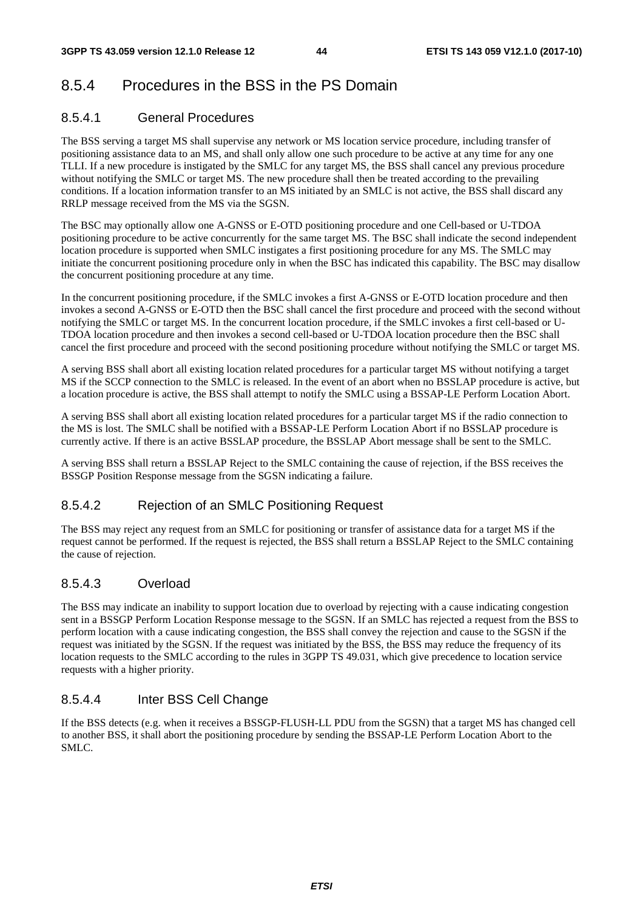## 8.5.4 Procedures in the BSS in the PS Domain

### 8.5.4.1 General Procedures

The BSS serving a target MS shall supervise any network or MS location service procedure, including transfer of positioning assistance data to an MS, and shall only allow one such procedure to be active at any time for any one TLLI. If a new procedure is instigated by the SMLC for any target MS, the BSS shall cancel any previous procedure without notifying the SMLC or target MS. The new procedure shall then be treated according to the prevailing conditions. If a location information transfer to an MS initiated by an SMLC is not active, the BSS shall discard any RRLP message received from the MS via the SGSN.

The BSC may optionally allow one A-GNSS or E-OTD positioning procedure and one Cell-based or U-TDOA positioning procedure to be active concurrently for the same target MS. The BSC shall indicate the second independent location procedure is supported when SMLC instigates a first positioning procedure for any MS. The SMLC may initiate the concurrent positioning procedure only in when the BSC has indicated this capability. The BSC may disallow the concurrent positioning procedure at any time.

In the concurrent positioning procedure, if the SMLC invokes a first A-GNSS or E-OTD location procedure and then invokes a second A-GNSS or E-OTD then the BSC shall cancel the first procedure and proceed with the second without notifying the SMLC or target MS. In the concurrent location procedure, if the SMLC invokes a first cell-based or U-TDOA location procedure and then invokes a second cell-based or U-TDOA location procedure then the BSC shall cancel the first procedure and proceed with the second positioning procedure without notifying the SMLC or target MS.

A serving BSS shall abort all existing location related procedures for a particular target MS without notifying a target MS if the SCCP connection to the SMLC is released. In the event of an abort when no BSSLAP procedure is active, but a location procedure is active, the BSS shall attempt to notify the SMLC using a BSSAP-LE Perform Location Abort.

A serving BSS shall abort all existing location related procedures for a particular target MS if the radio connection to the MS is lost. The SMLC shall be notified with a BSSAP-LE Perform Location Abort if no BSSLAP procedure is currently active. If there is an active BSSLAP procedure, the BSSLAP Abort message shall be sent to the SMLC.

A serving BSS shall return a BSSLAP Reject to the SMLC containing the cause of rejection, if the BSS receives the BSSGP Position Response message from the SGSN indicating a failure.

### 8.5.4.2 Rejection of an SMLC Positioning Request

The BSS may reject any request from an SMLC for positioning or transfer of assistance data for a target MS if the request cannot be performed. If the request is rejected, the BSS shall return a BSSLAP Reject to the SMLC containing the cause of rejection.

### 8.5.4.3 Overload

The BSS may indicate an inability to support location due to overload by rejecting with a cause indicating congestion sent in a BSSGP Perform Location Response message to the SGSN. If an SMLC has rejected a request from the BSS to perform location with a cause indicating congestion, the BSS shall convey the rejection and cause to the SGSN if the request was initiated by the SGSN. If the request was initiated by the BSS, the BSS may reduce the frequency of its location requests to the SMLC according to the rules in 3GPP TS 49.031, which give precedence to location service requests with a higher priority.

### 8.5.4.4 Inter BSS Cell Change

If the BSS detects (e.g. when it receives a BSSGP-FLUSH-LL PDU from the SGSN) that a target MS has changed cell to another BSS, it shall abort the positioning procedure by sending the BSSAP-LE Perform Location Abort to the SMLC.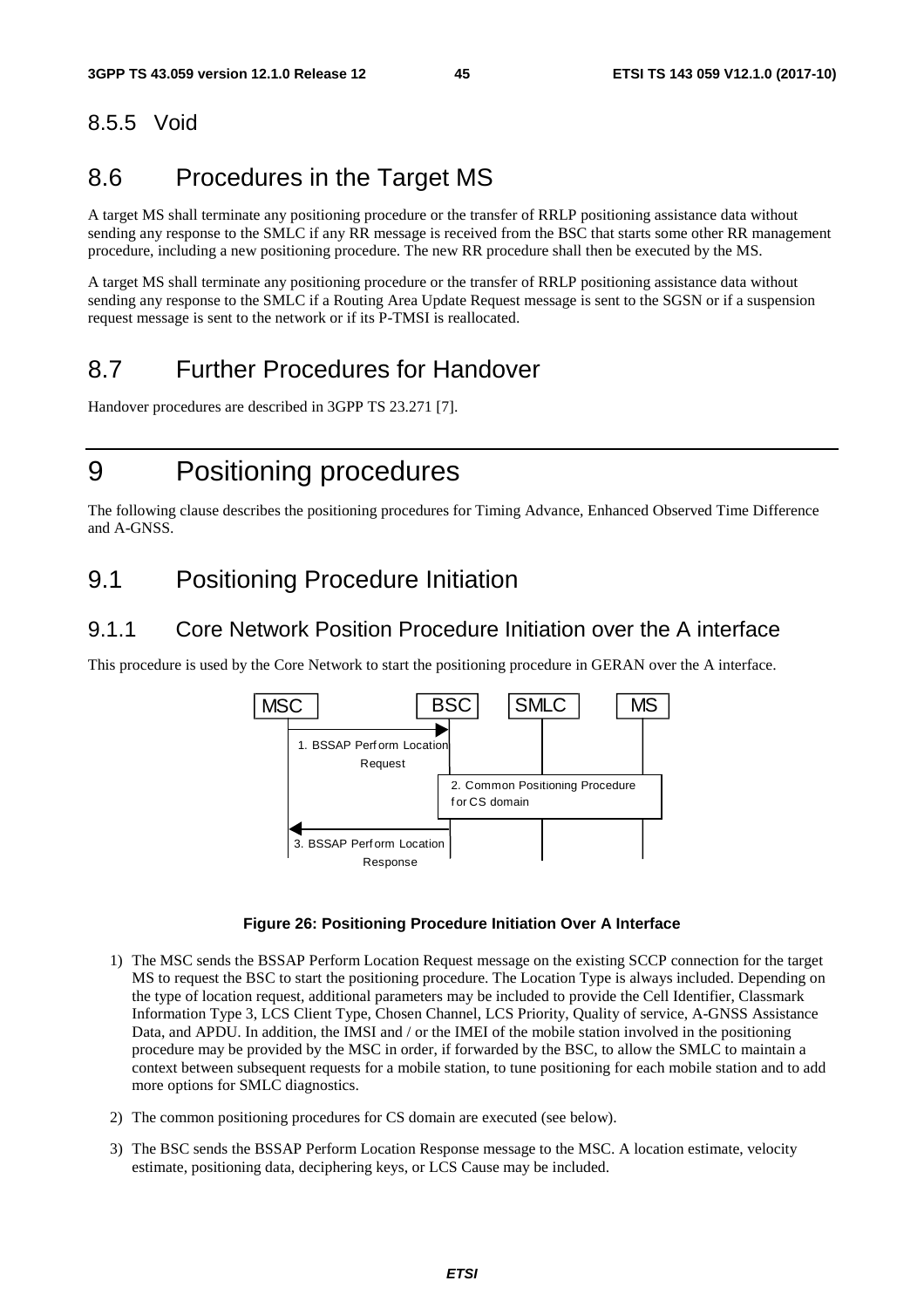### 8.5.5 Void

## 8.6 Procedures in the Target MS

A target MS shall terminate any positioning procedure or the transfer of RRLP positioning assistance data without sending any response to the SMLC if any RR message is received from the BSC that starts some other RR management procedure, including a new positioning procedure. The new RR procedure shall then be executed by the MS.

A target MS shall terminate any positioning procedure or the transfer of RRLP positioning assistance data without sending any response to the SMLC if a Routing Area Update Request message is sent to the SGSN or if a suspension request message is sent to the network or if its P-TMSI is reallocated.

## 8.7 Further Procedures for Handover

Handover procedures are described in 3GPP TS 23.271 [7].

# 9 Positioning procedures

The following clause describes the positioning procedures for Timing Advance, Enhanced Observed Time Difference and A-GNSS.

## 9.1 Positioning Procedure Initiation

### 9.1.1 Core Network Position Procedure Initiation over the A interface

This procedure is used by the Core Network to start the positioning procedure in GERAN over the A interface.

MSC | BSC | SMLC | MS

1. BSSAP Perform Location Request
2. Common Positioning Procedure for CS domain
3. BSSAP Perform Location Response

**Figure 26: Positioning Procedure Initiation Over A Interface**

1) The MSC sends the BSSAP Perform Location Request message on the existing SCCP connection for the target MS to request the BSC to start the positioning procedure. The Location Type is always included. Depending on the type of location request, additional parameters may be included to provide the Cell Identifier, Classmark Information Type 3, LCS Client Type, Chosen Channel, LCS Priority, Quality of service, A-GNSS Assistance Data, and APDU. In addition, the IMSI and / or the IMEI of the mobile station involved in the positioning procedure may be provided by the MSC in order, if forwarded by the BSC, to allow the SMLC to maintain a context between subsequent requests for a mobile station, to tune positioning for each mobile station and to add more options for SMLC diagnostics.

2) The common positioning procedures for CS domain are executed (see below).

3) The BSC sends the BSSAP Perform Location Response message to the MSC. A location estimate, velocity estimate, positioning data, deciphering keys, or LCS Cause may be included.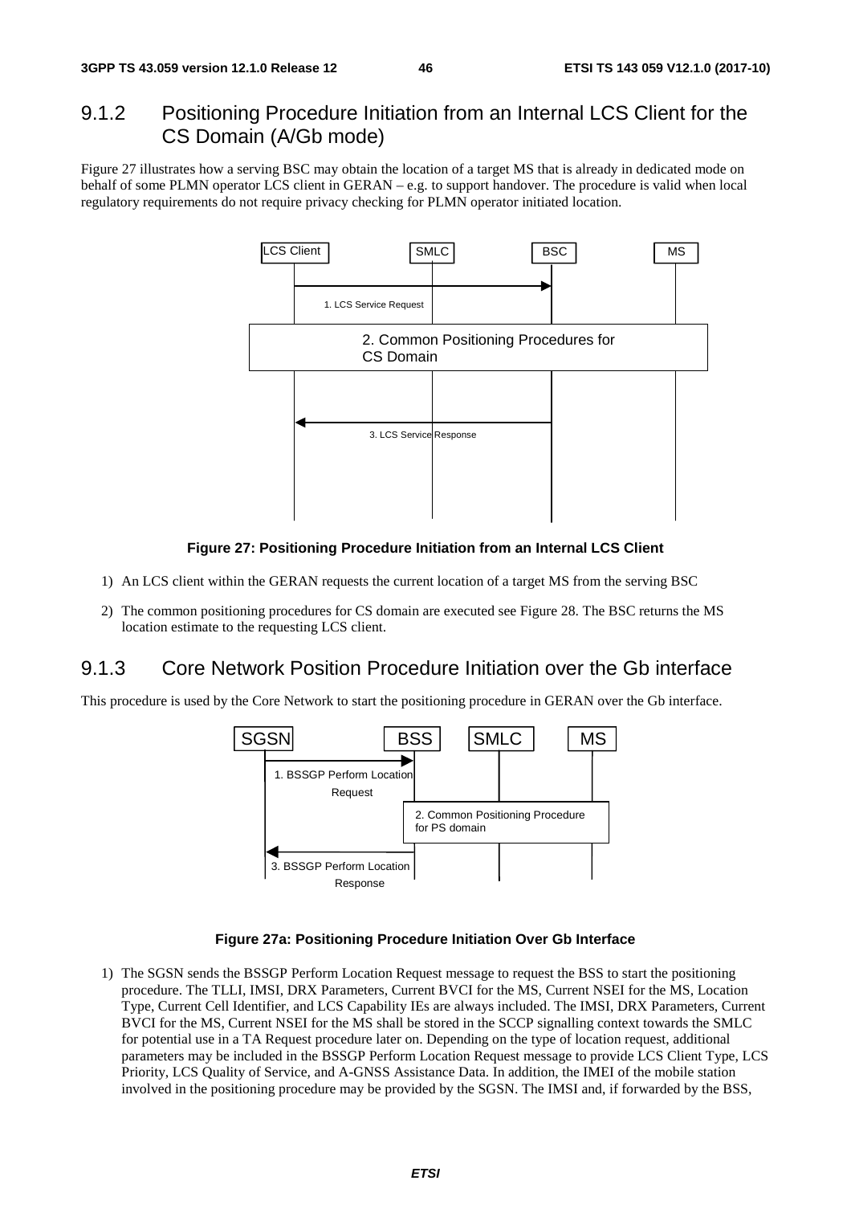### 9.1.2 Positioning Procedure Initiation from an Internal LCS Client for the CS Domain (A/Gb mode)

Figure 27 illustrates how a serving BSC may obtain the location of a target MS that is already in dedicated mode on behalf of some PLMN operator LCS client in GERAN – e.g. to support handover. The procedure is valid when local regulatory requirements do not require privacy checking for PLMN operator initiated location.

**Figure 27: Positioning Procedure Initiation from an Internal LCS Client**

1) An LCS client within the GERAN requests the current location of a target MS from the serving BSC

2) The common positioning procedures for CS domain are executed see Figure 28. The BSC returns the MS location estimate to the requesting LCS client.

### 9.1.3 Core Network Position Procedure Initiation over the Gb interface

This procedure is used by the Core Network to start the positioning procedure in GERAN over the Gb interface.

**Figure 27a: Positioning Procedure Initiation Over Gb Interface**

1) The SGSN sends the BSSGP Perform Location Request message to request the BSS to start the positioning procedure. The TLLI, IMSI, DRX Parameters, Current BVCI for the MS, Current NSEI for the MS, Location Type, Current Cell Identifier, and LCS Capability IEs are always included. The IMSI, DRX Parameters, Current BVCI for the MS, Current NSEI for the MS shall be stored in the SCCP signalling context towards the SMLC for potential use in a TA Request procedure later on. Depending on the type of location request, additional parameters may be included in the BSSGP Perform Location Request message to provide LCS Client Type, LCS Priority, LCS Quality of Service, and A-GNSS Assistance Data. In addition, the IMEI of the mobile station involved in the positioning procedure may be provided by the SGSN. The IMSI and, if forwarded by the BSS,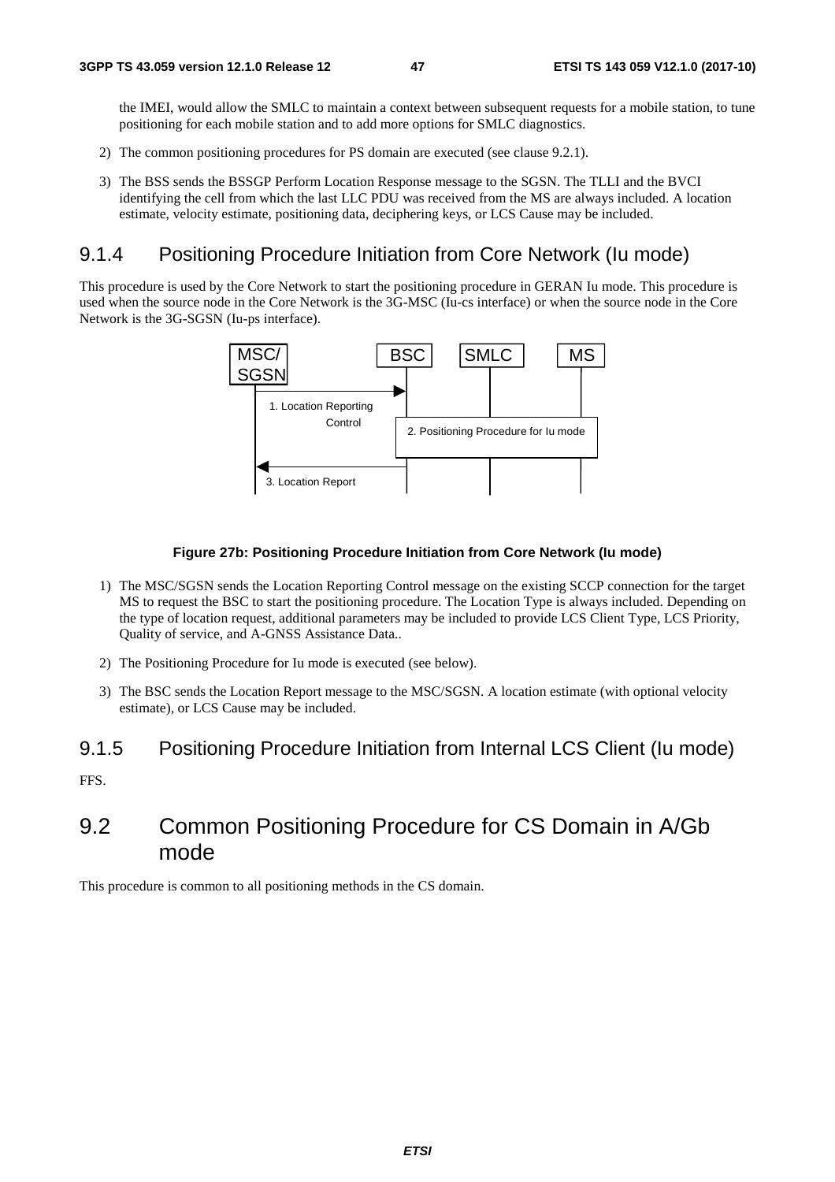the IMEI, would allow the SMLC to maintain a context between subsequent requests for a mobile station, to tune positioning for each mobile station and to add more options for SMLC diagnostics.

2) The common positioning procedures for PS domain are executed (see clause 9.2.1).

3) The BSS sends the BSSGP Perform Location Response message to the SGSN. The TLLI and the BVCI identifying the cell from which the last LLC PDU was received from the MS are always included. A location estimate, velocity estimate, positioning data, deciphering keys, or LCS Cause may be included.

### 9.1.4 Positioning Procedure Initiation from Core Network (Iu mode)

This procedure is used by the Core Network to start the positioning procedure in GERAN Iu mode. This procedure is used when the source node in the Core Network is the 3G-MSC (Iu-cs interface) or when the source node in the Core Network is the 3G-SGSN (Iu-ps interface).

MSC/SGSN | BSC | SMLC | MS

1. Location Reporting Control

2. Positioning Procedure for Iu mode

3. Location Report

**Figure 27b: Positioning Procedure Initiation from Core Network (Iu mode)**

1) The MSC/SGSN sends the Location Reporting Control message on the existing SCCP connection for the target MS to request the BSC to start the positioning procedure. The Location Type is always included. Depending on the type of location request, additional parameters may be included to provide LCS Client Type, LCS Priority, Quality of service, and A-GNSS Assistance Data..

2) The Positioning Procedure for Iu mode is executed (see below).

3) The BSC sends the Location Report message to the MSC/SGSN. A location estimate (with optional velocity estimate), or LCS Cause may be included.

### 9.1.5 Positioning Procedure Initiation from Internal LCS Client (Iu mode)

FFS.

## 9.2 Common Positioning Procedure for CS Domain in A/Gb mode

This procedure is common to all positioning methods in the CS domain.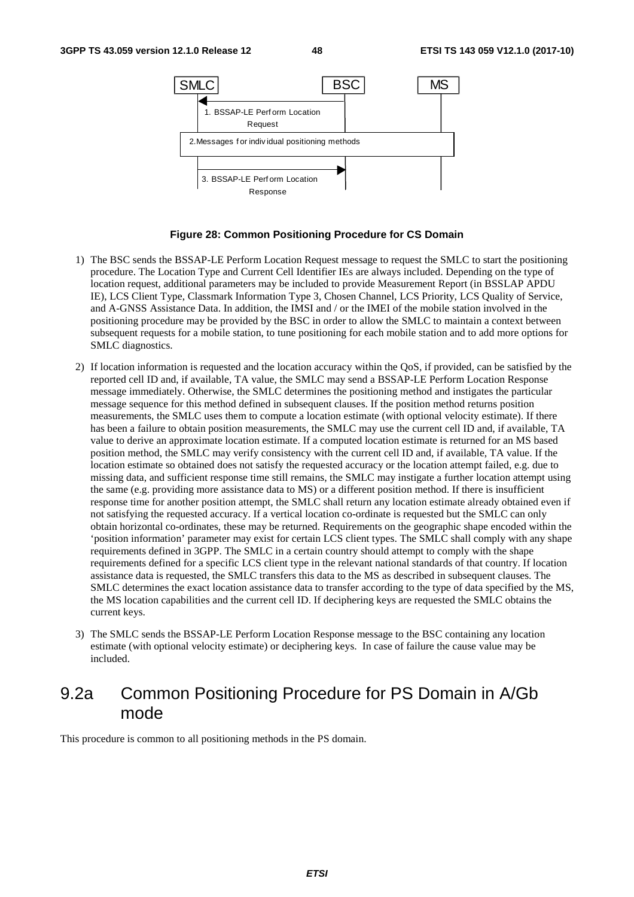**Figure 28: Common Positioning Procedure for CS Domain**

1) The BSC sends the BSSAP-LE Perform Location Request message to request the SMLC to start the positioning procedure. The Location Type and Current Cell Identifier IEs are always included. Depending on the type of location request, additional parameters may be included to provide Measurement Report (in BSSLAP APDU IE), LCS Client Type, Classmark Information Type 3, Chosen Channel, LCS Priority, LCS Quality of Service, and A-GNSS Assistance Data. In addition, the IMSI and / or the IMEI of the mobile station involved in the positioning procedure may be provided by the BSC in order to allow the SMLC to maintain a context between subsequent requests for a mobile station, to tune positioning for each mobile station and to add more options for SMLC diagnostics.

2) If location information is requested and the location accuracy within the QoS, if provided, can be satisfied by the reported cell ID and, if available, TA value, the SMLC may send a BSSAP-LE Perform Location Response message immediately. Otherwise, the SMLC determines the positioning method and instigates the particular message sequence for this method defined in subsequent clauses. If the position method returns position measurements, the SMLC uses them to compute a location estimate (with optional velocity estimate). If there has been a failure to obtain position measurements, the SMLC may use the current cell ID and, if available, TA value to derive an approximate location estimate. If a computed location estimate is returned for an MS based position method, the SMLC may verify consistency with the current cell ID and, if available, TA value. If the location estimate so obtained does not satisfy the requested accuracy or the location attempt failed, e.g. due to missing data, and sufficient response time still remains, the SMLC may instigate a further location attempt using the same (e.g. providing more assistance data to MS) or a different position method. If there is insufficient response time for another position attempt, the SMLC shall return any location estimate already obtained even if not satisfying the requested accuracy. If a vertical location co-ordinate is requested but the SMLC can only obtain horizontal co-ordinates, these may be returned. Requirements on the geographic shape encoded within the 'position information' parameter may exist for certain LCS client types. The SMLC shall comply with any shape requirements defined in 3GPP. The SMLC in a certain country should attempt to comply with the shape requirements defined for a specific LCS client type in the relevant national standards of that country. If location assistance data is requested, the SMLC transfers this data to the MS as described in subsequent clauses. The SMLC determines the exact location assistance data to transfer according to the type of data specified by the MS, the MS location capabilities and the current cell ID. If deciphering keys are requested the SMLC obtains the current keys.

3) The SMLC sends the BSSAP-LE Perform Location Response message to the BSC containing any location estimate (with optional velocity estimate) or deciphering keys. In case of failure the cause value may be included.

# 9.2a Common Positioning Procedure for PS Domain in A/Gb mode

This procedure is common to all positioning methods in the PS domain.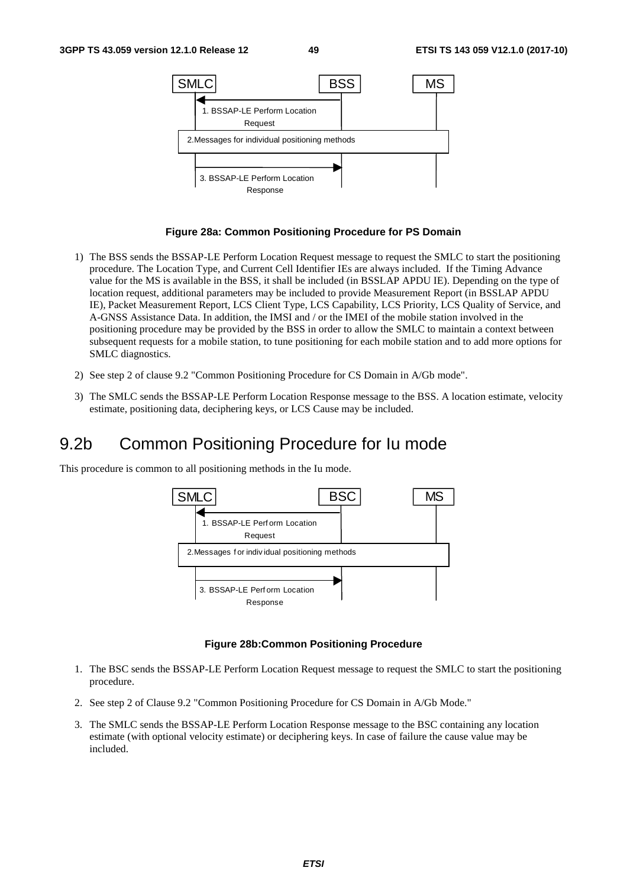| SMLC | | BSS | | MS |
|---|---|---|---|---|
| | ← 1. BSSAP-LE Perform Location Request | | | |
| 2.Messages for individual positioning methods | | | | |
| | 3. BSSAP-LE Perform Location Response → | | | |

**Figure 28a: Common Positioning Procedure for PS Domain**

1) The BSS sends the BSSAP-LE Perform Location Request message to request the SMLC to start the positioning procedure. The Location Type, and Current Cell Identifier IEs are always included. If the Timing Advance value for the MS is available in the BSS, it shall be included (in BSSLAP APDU IE). Depending on the type of location request, additional parameters may be included to provide Measurement Report (in BSSLAP APDU IE), Packet Measurement Report, LCS Client Type, LCS Capability, LCS Priority, LCS Quality of Service, and A-GNSS Assistance Data. In addition, the IMSI and / or the IMEI of the mobile station involved in the positioning procedure may be provided by the BSS in order to allow the SMLC to maintain a context between subsequent requests for a mobile station, to tune positioning for each mobile station and to add more options for SMLC diagnostics.

2) See step 2 of clause 9.2 "Common Positioning Procedure for CS Domain in A/Gb mode".

3) The SMLC sends the BSSAP-LE Perform Location Response message to the BSS. A location estimate, velocity estimate, positioning data, deciphering keys, or LCS Cause may be included.

# 9.2b Common Positioning Procedure for Iu mode

This procedure is common to all positioning methods in the Iu mode.

| SMLC | | BSC | | MS |
|---|---|---|---|---|
| | ← 1. BSSAP-LE Perform Location Request | | | |
| 2.Messages for individual positioning methods | | | | |
| | 3. BSSAP-LE Perform Location Response → | | | |

**Figure 28b:Common Positioning Procedure**

1. The BSC sends the BSSAP-LE Perform Location Request message to request the SMLC to start the positioning procedure.

2. See step 2 of Clause 9.2 "Common Positioning Procedure for CS Domain in A/Gb Mode."

3. The SMLC sends the BSSAP-LE Perform Location Response message to the BSC containing any location estimate (with optional velocity estimate) or deciphering keys. In case of failure the cause value may be included.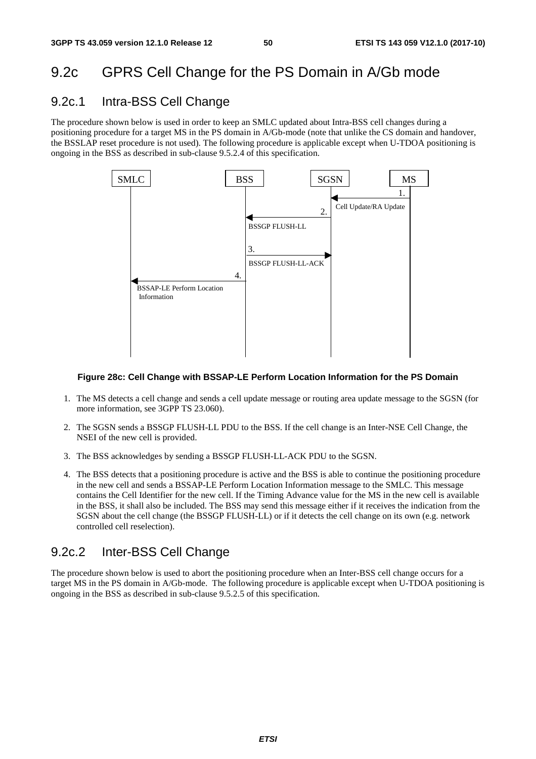## 9.2c GPRS Cell Change for the PS Domain in A/Gb mode

### 9.2c.1 Intra-BSS Cell Change

The procedure shown below is used in order to keep an SMLC updated about Intra-BSS cell changes during a positioning procedure for a target MS in the PS domain in A/Gb-mode (note that unlike the CS domain and handover, the BSSLAP reset procedure is not used). The following procedure is applicable except when U-TDOA positioning is ongoing in the BSS as described in sub-clause 9.5.2.4 of this specification.

**Figure 28c: Cell Change with BSSAP-LE Perform Location Information for the PS Domain**

1. The MS detects a cell change and sends a cell update message or routing area update message to the SGSN (for more information, see 3GPP TS 23.060).
2. The SGSN sends a BSSGP FLUSH-LL PDU to the BSS. If the cell change is an Inter-NSE Cell Change, the NSEI of the new cell is provided.
3. The BSS acknowledges by sending a BSSGP FLUSH-LL-ACK PDU to the SGSN.
4. The BSS detects that a positioning procedure is active and the BSS is able to continue the positioning procedure in the new cell and sends a BSSAP-LE Perform Location Information message to the SMLC. This message contains the Cell Identifier for the new cell. If the Timing Advance value for the MS in the new cell is available in the BSS, it shall also be included. The BSS may send this message either if it receives the indication from the SGSN about the cell change (the BSSGP FLUSH-LL) or if it detects the cell change on its own (e.g. network controlled cell reselection).

### 9.2c.2 Inter-BSS Cell Change

The procedure shown below is used to abort the positioning procedure when an Inter-BSS cell change occurs for a target MS in the PS domain in A/Gb-mode. The following procedure is applicable except when U-TDOA positioning is ongoing in the BSS as described in sub-clause 9.5.2.5 of this specification.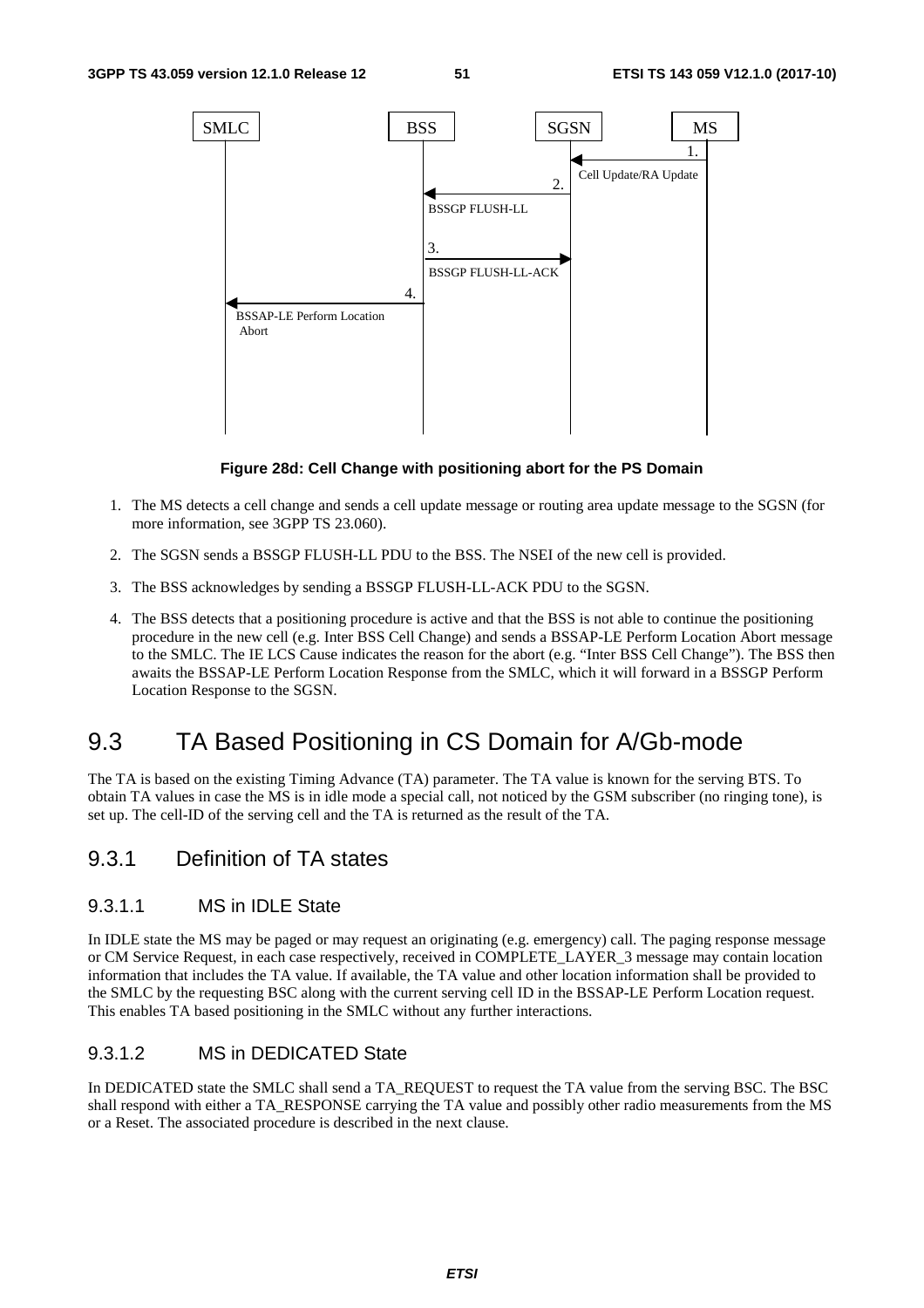**Figure 28d: Cell Change with positioning abort for the PS Domain**

1. The MS detects a cell change and sends a cell update message or routing area update message to the SGSN (for more information, see 3GPP TS 23.060).
2. The SGSN sends a BSSGP FLUSH-LL PDU to the BSS. The NSEI of the new cell is provided.
3. The BSS acknowledges by sending a BSSGP FLUSH-LL-ACK PDU to the SGSN.
4. The BSS detects that a positioning procedure is active and that the BSS is not able to continue the positioning procedure in the new cell (e.g. Inter BSS Cell Change) and sends a BSSAP-LE Perform Location Abort message to the SMLC. The IE LCS Cause indicates the reason for the abort (e.g. "Inter BSS Cell Change"). The BSS then awaits the BSSAP-LE Perform Location Response from the SMLC, which it will forward in a BSSGP Perform Location Response to the SGSN.

# 9.3 TA Based Positioning in CS Domain for A/Gb-mode

The TA is based on the existing Timing Advance (TA) parameter. The TA value is known for the serving BTS. To obtain TA values in case the MS is in idle mode a special call, not noticed by the GSM subscriber (no ringing tone), is set up. The cell-ID of the serving cell and the TA is returned as the result of the TA.

## 9.3.1 Definition of TA states

### 9.3.1.1 MS in IDLE State

In IDLE state the MS may be paged or may request an originating (e.g. emergency) call. The paging response message or CM Service Request, in each case respectively, received in COMPLETE_LAYER_3 message may contain location information that includes the TA value. If available, the TA value and other location information shall be provided to the SMLC by the requesting BSC along with the current serving cell ID in the BSSAP-LE Perform Location request. This enables TA based positioning in the SMLC without any further interactions.

### 9.3.1.2 MS in DEDICATED State

In DEDICATED state the SMLC shall send a TA_REQUEST to request the TA value from the serving BSC. The BSC shall respond with either a TA_RESPONSE carrying the TA value and possibly other radio measurements from the MS or a Reset. The associated procedure is described in the next clause.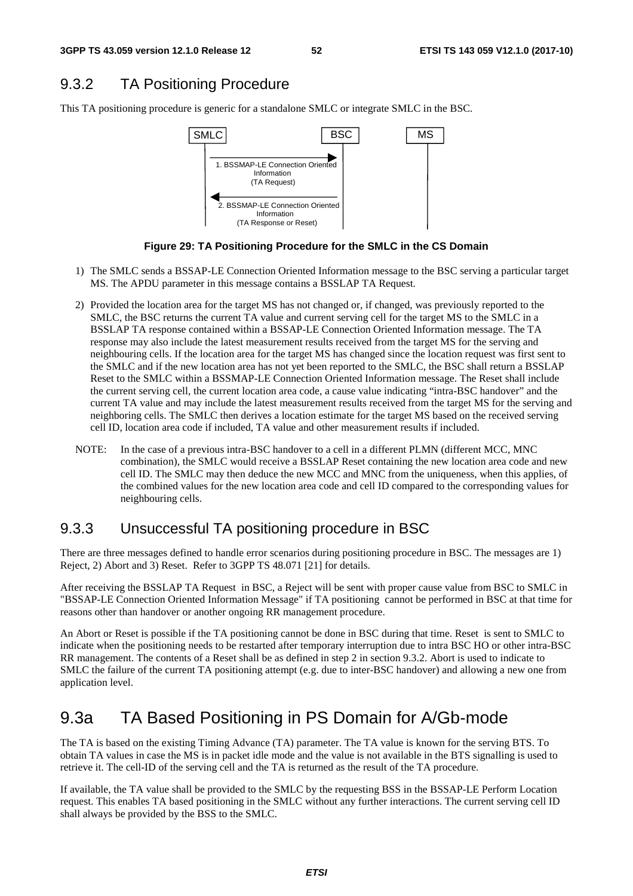## 9.3.2 TA Positioning Procedure

This TA positioning procedure is generic for a standalone SMLC or integrate SMLC in the BSC.

SMLC | BSC | MS

1. BSSMAP-LE Connection Oriented Information (TA Request)

2. BSSMAP-LE Connection Oriented Information (TA Response or Reset)

**Figure 29: TA Positioning Procedure for the SMLC in the CS Domain**

1) The SMLC sends a BSSAP-LE Connection Oriented Information message to the BSC serving a particular target MS. The APDU parameter in this message contains a BSSLAP TA Request.

2) Provided the location area for the target MS has not changed or, if changed, was previously reported to the SMLC, the BSC returns the current TA value and current serving cell for the target MS to the SMLC in a BSSLAP TA response contained within a BSSAP-LE Connection Oriented Information message. The TA response may also include the latest measurement results received from the target MS for the serving and neighbouring cells. If the location area for the target MS has changed since the location request was first sent to the SMLC and if the new location area has not yet been reported to the SMLC, the BSC shall return a BSSLAP Reset to the SMLC within a BSSMAP-LE Connection Oriented Information message. The Reset shall include the current serving cell, the current location area code, a cause value indicating "intra-BSC handover" and the current TA value and may include the latest measurement results received from the target MS for the serving and neighboring cells. The SMLC then derives a location estimate for the target MS based on the received serving cell ID, location area code if included, TA value and other measurement results if included.

NOTE: In the case of a previous intra-BSC handover to a cell in a different PLMN (different MCC, MNC combination), the SMLC would receive a BSSLAP Reset containing the new location area code and new cell ID. The SMLC may then deduce the new MCC and MNC from the uniqueness, when this applies, of the combined values for the new location area code and cell ID compared to the corresponding values for neighbouring cells.

## 9.3.3 Unsuccessful TA positioning procedure in BSC

There are three messages defined to handle error scenarios during positioning procedure in BSC. The messages are 1) Reject, 2) Abort and 3) Reset. Refer to 3GPP TS 48.071 [21] for details.

After receiving the BSSLAP TA Request in BSC, a Reject will be sent with proper cause value from BSC to SMLC in "BSSAP-LE Connection Oriented Information Message" if TA positioning cannot be performed in BSC at that time for reasons other than handover or another ongoing RR management procedure.

An Abort or Reset is possible if the TA positioning cannot be done in BSC during that time. Reset is sent to SMLC to indicate when the positioning needs to be restarted after temporary interruption due to intra BSC HO or other intra-BSC RR management. The contents of a Reset shall be as defined in step 2 in section 9.3.2. Abort is used to indicate to SMLC the failure of the current TA positioning attempt (e.g. due to inter-BSC handover) and allowing a new one from application level.

# 9.3a TA Based Positioning in PS Domain for A/Gb-mode

The TA is based on the existing Timing Advance (TA) parameter. The TA value is known for the serving BTS. To obtain TA values in case the MS is in packet idle mode and the value is not available in the BTS signalling is used to retrieve it. The cell-ID of the serving cell and the TA is returned as the result of the TA procedure.

If available, the TA value shall be provided to the SMLC by the requesting BSS in the BSSAP-LE Perform Location request. This enables TA based positioning in the SMLC without any further interactions. The current serving cell ID shall always be provided by the BSS to the SMLC.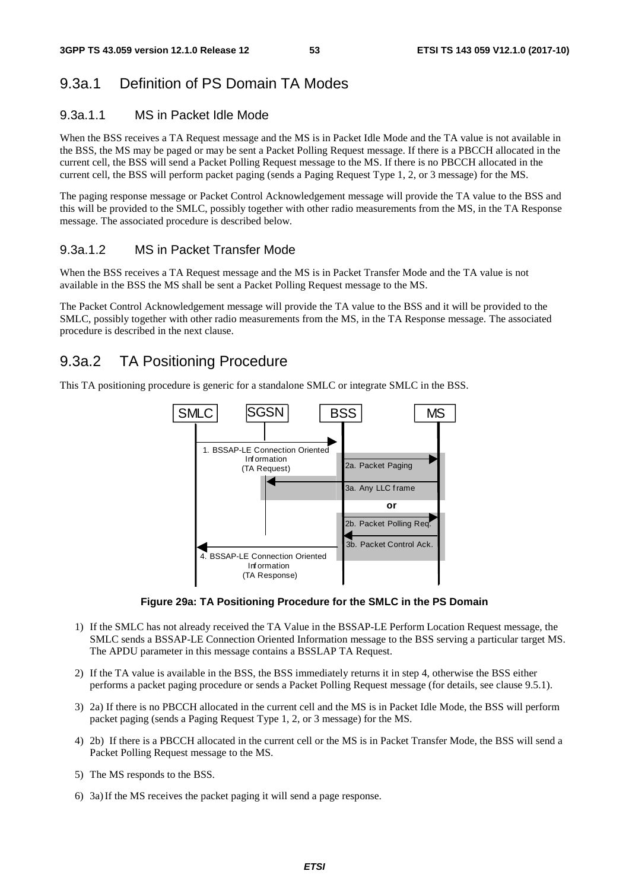## 9.3a.1 Definition of PS Domain TA Modes

### 9.3a.1.1 MS in Packet Idle Mode

When the BSS receives a TA Request message and the MS is in Packet Idle Mode and the TA value is not available in the BSS, the MS may be paged or may be sent a Packet Polling Request message. If there is a PBCCH allocated in the current cell, the BSS will send a Packet Polling Request message to the MS. If there is no PBCCH allocated in the current cell, the BSS will perform packet paging (sends a Paging Request Type 1, 2, or 3 message) for the MS.

The paging response message or Packet Control Acknowledgement message will provide the TA value to the BSS and this will be provided to the SMLC, possibly together with other radio measurements from the MS, in the TA Response message. The associated procedure is described below.

### 9.3a.1.2 MS in Packet Transfer Mode

When the BSS receives a TA Request message and the MS is in Packet Transfer Mode and the TA value is not available in the BSS the MS shall be sent a Packet Polling Request message to the MS.

The Packet Control Acknowledgement message will provide the TA value to the BSS and it will be provided to the SMLC, possibly together with other radio measurements from the MS, in the TA Response message. The associated procedure is described in the next clause.

## 9.3a.2 TA Positioning Procedure

This TA positioning procedure is generic for a standalone SMLC or integrate SMLC in the BSS.

SMLC | SGSN | BSS | MS

1. BSSAP-LE Connection Oriented Information (TA Request)
2a. Packet Paging
3a. Any LLC frame
or
2b. Packet Polling Req.
3b. Packet Control Ack.
4. BSSAP-LE Connection Oriented Information (TA Response)

**Figure 29a: TA Positioning Procedure for the SMLC in the PS Domain**

1) If the SMLC has not already received the TA Value in the BSSAP-LE Perform Location Request message, the SMLC sends a BSSAP-LE Connection Oriented Information message to the BSS serving a particular target MS. The APDU parameter in this message contains a BSSLAP TA Request.

2) If the TA value is available in the BSS, the BSS immediately returns it in step 4, otherwise the BSS either performs a packet paging procedure or sends a Packet Polling Request message (for details, see clause 9.5.1).

3) 2a) If there is no PBCCH allocated in the current cell and the MS is in Packet Idle Mode, the BSS will perform packet paging (sends a Paging Request Type 1, 2, or 3 message) for the MS.

4) 2b) If there is a PBCCH allocated in the current cell or the MS is in Packet Transfer Mode, the BSS will send a Packet Polling Request message to the MS.

5) The MS responds to the BSS.

6) 3a) If the MS receives the packet paging it will send a page response.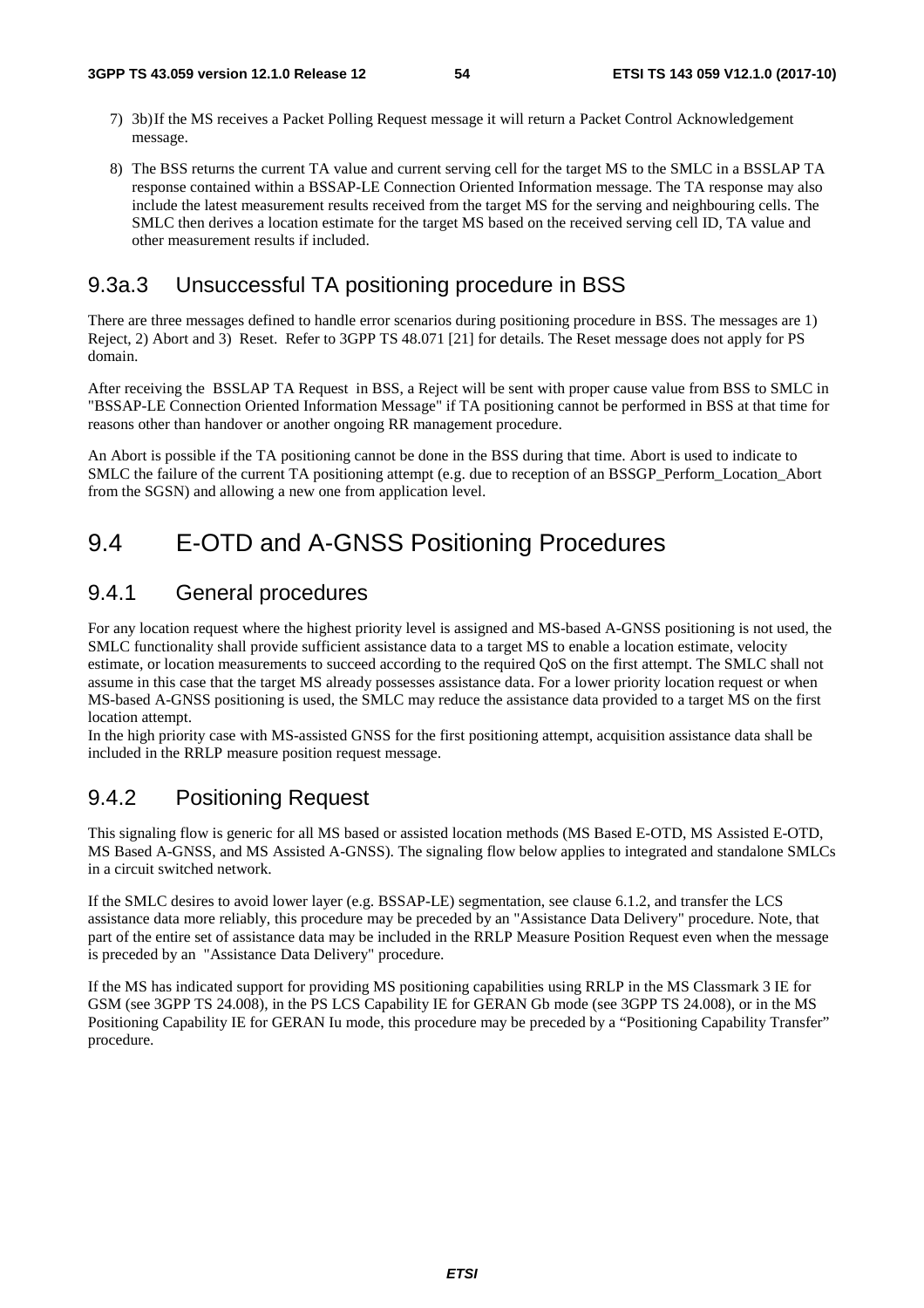7) 3b) If the MS receives a Packet Polling Request message it will return a Packet Control Acknowledgement message.

8) The BSS returns the current TA value and current serving cell for the target MS to the SMLC in a BSSLAP TA response contained within a BSSAP-LE Connection Oriented Information message. The TA response may also include the latest measurement results received from the target MS for the serving and neighbouring cells. The SMLC then derives a location estimate for the target MS based on the received serving cell ID, TA value and other measurement results if included.

### 9.3a.3 Unsuccessful TA positioning procedure in BSS

There are three messages defined to handle error scenarios during positioning procedure in BSS. The messages are 1) Reject, 2) Abort and 3) Reset. Refer to 3GPP TS 48.071 [21] for details. The Reset message does not apply for PS domain.

After receiving the BSSLAP TA Request in BSS, a Reject will be sent with proper cause value from BSS to SMLC in "BSSAP-LE Connection Oriented Information Message" if TA positioning cannot be performed in BSS at that time for reasons other than handover or another ongoing RR management procedure.

An Abort is possible if the TA positioning cannot be done in the BSS during that time. Abort is used to indicate to SMLC the failure of the current TA positioning attempt (e.g. due to reception of an BSSGP_Perform_Location_Abort from the SGSN) and allowing a new one from application level.

## 9.4 E-OTD and A-GNSS Positioning Procedures

### 9.4.1 General procedures

For any location request where the highest priority level is assigned and MS-based A-GNSS positioning is not used, the SMLC functionality shall provide sufficient assistance data to a target MS to enable a location estimate, velocity estimate, or location measurements to succeed according to the required QoS on the first attempt. The SMLC shall not assume in this case that the target MS already possesses assistance data. For a lower priority location request or when MS-based A-GNSS positioning is used, the SMLC may reduce the assistance data provided to a target MS on the first location attempt.

In the high priority case with MS-assisted GNSS for the first positioning attempt, acquisition assistance data shall be included in the RRLP measure position request message.

### 9.4.2 Positioning Request

This signaling flow is generic for all MS based or assisted location methods (MS Based E-OTD, MS Assisted E-OTD, MS Based A-GNSS, and MS Assisted A-GNSS). The signaling flow below applies to integrated and standalone SMLCs in a circuit switched network.

If the SMLC desires to avoid lower layer (e.g. BSSAP-LE) segmentation, see clause 6.1.2, and transfer the LCS assistance data more reliably, this procedure may be preceded by an "Assistance Data Delivery" procedure. Note, that part of the entire set of assistance data may be included in the RRLP Measure Position Request even when the message is preceded by an "Assistance Data Delivery" procedure.

If the MS has indicated support for providing MS positioning capabilities using RRLP in the MS Classmark 3 IE for GSM (see 3GPP TS 24.008), in the PS LCS Capability IE for GERAN Gb mode (see 3GPP TS 24.008), or in the MS Positioning Capability IE for GERAN Iu mode, this procedure may be preceded by a "Positioning Capability Transfer" procedure.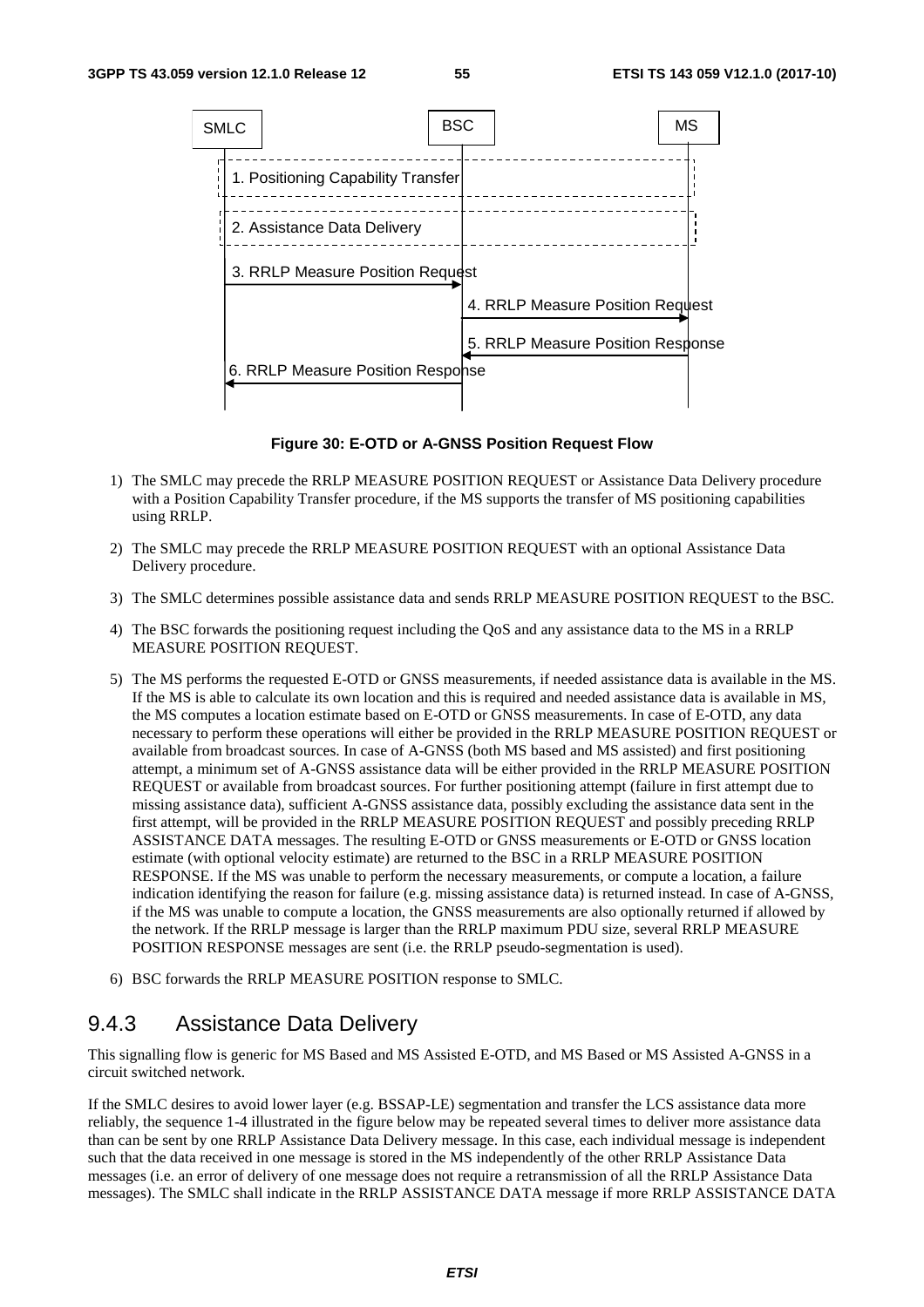```
SMLC                                BSC                              MS
 |                                   |                                |
 | 1. Positioning Capability Transfer                                 |
 |                                   |                                |
 | 2. Assistance Data Delivery                                        |
 |                                   |                                |
 | 3. RRLP Measure Position Request  |                                |
 |---------------------------------->|                                |
 |                                   | 4. RRLP Measure Position Request
 |                                   |------------------------------->|
 |                                   | 5. RRLP Measure Position Response
 |                                   |<-------------------------------|
 | 6. RRLP Measure Position Response |                                |
 |<----------------------------------|                                |
```

**Figure 30: E-OTD or A-GNSS Position Request Flow**

1) The SMLC may precede the RRLP MEASURE POSITION REQUEST or Assistance Data Delivery procedure with a Position Capability Transfer procedure, if the MS supports the transfer of MS positioning capabilities using RRLP.

2) The SMLC may precede the RRLP MEASURE POSITION REQUEST with an optional Assistance Data Delivery procedure.

3) The SMLC determines possible assistance data and sends RRLP MEASURE POSITION REQUEST to the BSC.

4) The BSC forwards the positioning request including the QoS and any assistance data to the MS in a RRLP MEASURE POSITION REQUEST.

5) The MS performs the requested E-OTD or GNSS measurements, if needed assistance data is available in the MS. If the MS is able to calculate its own location and this is required and needed assistance data is available in MS, the MS computes a location estimate based on E-OTD or GNSS measurements. In case of E-OTD, any data necessary to perform these operations will either be provided in the RRLP MEASURE POSITION REQUEST or available from broadcast sources. In case of A-GNSS (both MS based and MS assisted) and first positioning attempt, a minimum set of A-GNSS assistance data will be either provided in the RRLP MEASURE POSITION REQUEST or available from broadcast sources. For further positioning attempt (failure in first attempt due to missing assistance data), sufficient A-GNSS assistance data, possibly excluding the assistance data sent in the first attempt, will be provided in the RRLP MEASURE POSITION REQUEST and possibly preceding RRLP ASSISTANCE DATA messages. The resulting E-OTD or GNSS measurements or E-OTD or GNSS location estimate (with optional velocity estimate) are returned to the BSC in a RRLP MEASURE POSITION RESPONSE. If the MS was unable to perform the necessary measurements, or compute a location, a failure indication identifying the reason for failure (e.g. missing assistance data) is returned instead. In case of A-GNSS, if the MS was unable to compute a location, the GNSS measurements are also optionally returned if allowed by the network. If the RRLP message is larger than the RRLP maximum PDU size, several RRLP MEASURE POSITION RESPONSE messages are sent (i.e. the RRLP pseudo-segmentation is used).

6) BSC forwards the RRLP MEASURE POSITION response to SMLC.

### 9.4.3 Assistance Data Delivery

This signalling flow is generic for MS Based and MS Assisted E-OTD, and MS Based or MS Assisted A-GNSS in a circuit switched network.

If the SMLC desires to avoid lower layer (e.g. BSSAP-LE) segmentation and transfer the LCS assistance data more reliably, the sequence 1-4 illustrated in the figure below may be repeated several times to deliver more assistance data than can be sent by one RRLP Assistance Data Delivery message. In this case, each individual message is independent such that the data received in one message is stored in the MS independently of the other RRLP Assistance Data messages (i.e. an error of delivery of one message does not require a retransmission of all the RRLP Assistance Data messages). The SMLC shall indicate in the RRLP ASSISTANCE DATA message if more RRLP ASSISTANCE DATA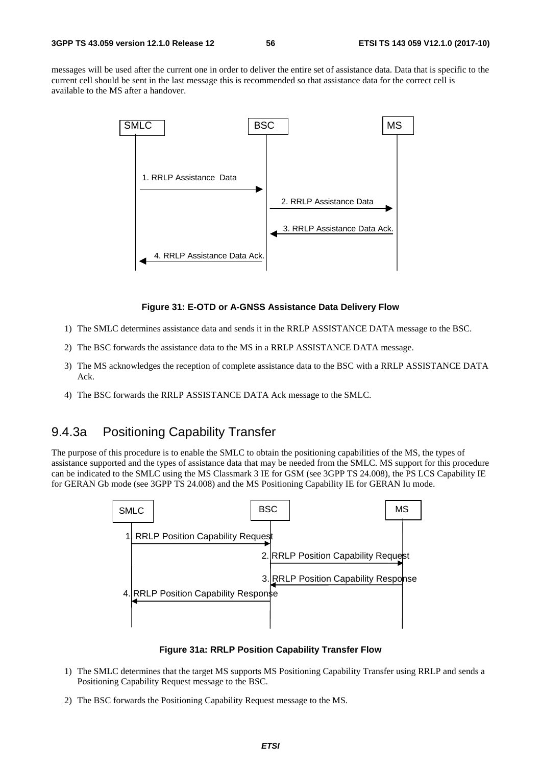messages will be used after the current one in order to deliver the entire set of assistance data. Data that is specific to the current cell should be sent in the last message this is recommended so that assistance data for the correct cell is available to the MS after a handover.

**Figure 31: E-OTD or A-GNSS Assistance Data Delivery Flow**

1) The SMLC determines assistance data and sends it in the RRLP ASSISTANCE DATA message to the BSC.

2) The BSC forwards the assistance data to the MS in a RRLP ASSISTANCE DATA message.

3) The MS acknowledges the reception of complete assistance data to the BSC with a RRLP ASSISTANCE DATA Ack.

4) The BSC forwards the RRLP ASSISTANCE DATA Ack message to the SMLC.

## 9.4.3a Positioning Capability Transfer

The purpose of this procedure is to enable the SMLC to obtain the positioning capabilities of the MS, the types of assistance supported and the types of assistance data that may be needed from the SMLC. MS support for this procedure can be indicated to the SMLC using the MS Classmark 3 IE for GSM (see 3GPP TS 24.008), the PS LCS Capability IE for GERAN Gb mode (see 3GPP TS 24.008) and the MS Positioning Capability IE for GERAN Iu mode.

**Figure 31a: RRLP Position Capability Transfer Flow**

1) The SMLC determines that the target MS supports MS Positioning Capability Transfer using RRLP and sends a Positioning Capability Request message to the BSC.

2) The BSC forwards the Positioning Capability Request message to the MS.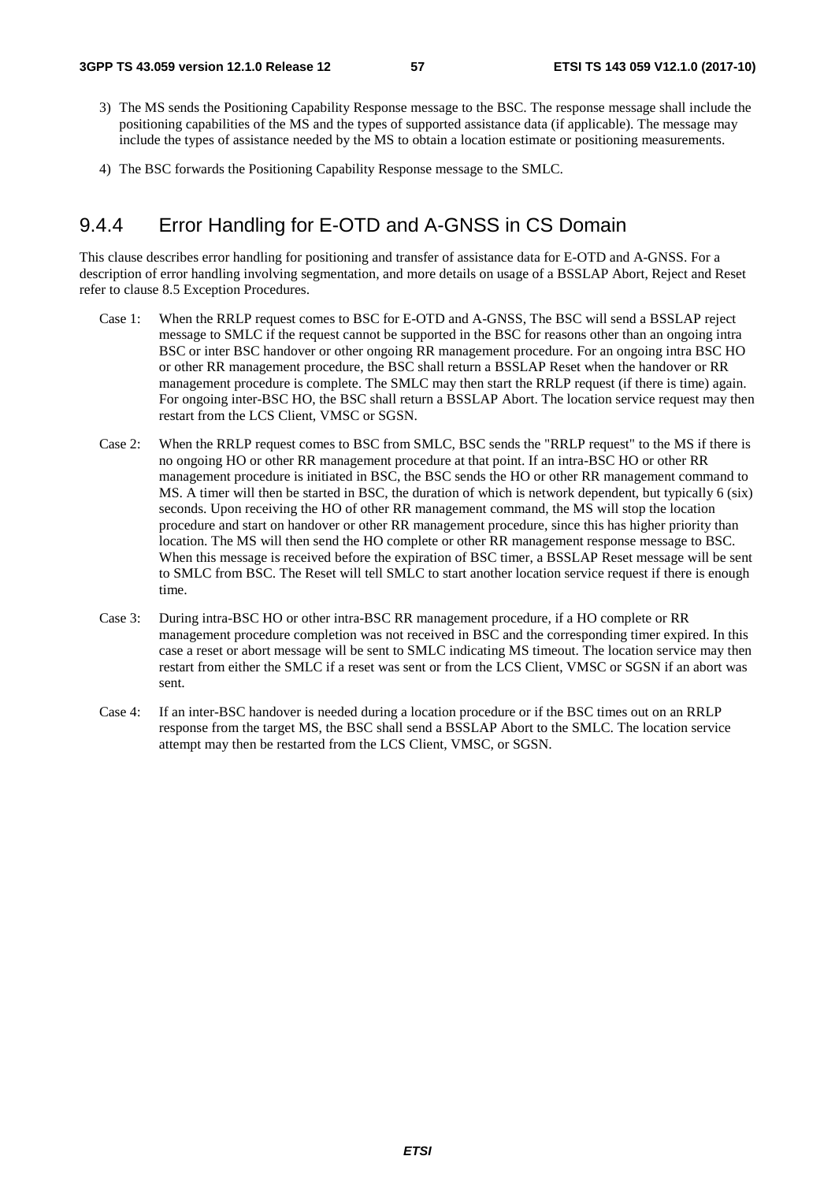3) The MS sends the Positioning Capability Response message to the BSC. The response message shall include the positioning capabilities of the MS and the types of supported assistance data (if applicable). The message may include the types of assistance needed by the MS to obtain a location estimate or positioning measurements.

4) The BSC forwards the Positioning Capability Response message to the SMLC.

### 9.4.4 Error Handling for E-OTD and A-GNSS in CS Domain

This clause describes error handling for positioning and transfer of assistance data for E-OTD and A-GNSS. For a description of error handling involving segmentation, and more details on usage of a BSSLAP Abort, Reject and Reset refer to clause 8.5 Exception Procedures.

Case 1: When the RRLP request comes to BSC for E-OTD and A-GNSS, The BSC will send a BSSLAP reject message to SMLC if the request cannot be supported in the BSC for reasons other than an ongoing intra BSC or inter BSC handover or other ongoing RR management procedure. For an ongoing intra BSC HO or other RR management procedure, the BSC shall return a BSSLAP Reset when the handover or RR management procedure is complete. The SMLC may then start the RRLP request (if there is time) again. For ongoing inter-BSC HO, the BSC shall return a BSSLAP Abort. The location service request may then restart from the LCS Client, VMSC or SGSN.

Case 2: When the RRLP request comes to BSC from SMLC, BSC sends the "RRLP request" to the MS if there is no ongoing HO or other RR management procedure at that point. If an intra-BSC HO or other RR management procedure is initiated in BSC, the BSC sends the HO or other RR management command to MS. A timer will then be started in BSC, the duration of which is network dependent, but typically 6 (six) seconds. Upon receiving the HO of other RR management command, the MS will stop the location procedure and start on handover or other RR management procedure, since this has higher priority than location. The MS will then send the HO complete or other RR management response message to BSC. When this message is received before the expiration of BSC timer, a BSSLAP Reset message will be sent to SMLC from BSC. The Reset will tell SMLC to start another location service request if there is enough time.

Case 3: During intra-BSC HO or other intra-BSC RR management procedure, if a HO complete or RR management procedure completion was not received in BSC and the corresponding timer expired. In this case a reset or abort message will be sent to SMLC indicating MS timeout. The location service may then restart from either the SMLC if a reset was sent or from the LCS Client, VMSC or SGSN if an abort was sent.

Case 4: If an inter-BSC handover is needed during a location procedure or if the BSC times out on an RRLP response from the target MS, the BSC shall send a BSSLAP Abort to the SMLC. The location service attempt may then be restarted from the LCS Client, VMSC, or SGSN.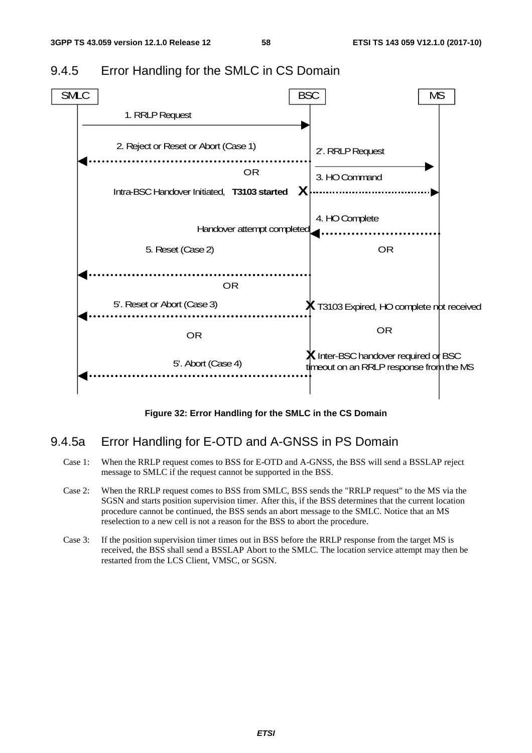## 9.4.5 Error Handling for the SMLC in CS Domain

SMLC BSC MS

1. RRLP Request

2. Reject or Reset or Abort (Case 1)

2'. RRLP Request

OR

3. HO Command

Intra-BSC Handover Initiated, **T3103 started**

4. HO Complete

Handover attempt completed

5. Reset (Case 2)

OR

OR

5'. Reset or Abort (Case 3)

T3103 Expired, HO complete not received

OR

OR

Inter-BSC handover required or BSC timeout on an RRLP response from the MS

5'. Abort (Case 4)

**Figure 32: Error Handling for the SMLC in the CS Domain**

## 9.4.5a Error Handling for E-OTD and A-GNSS in PS Domain

Case 1: When the RRLP request comes to BSS for E-OTD and A-GNSS, the BSS will send a BSSLAP reject message to SMLC if the request cannot be supported in the BSS.

Case 2: When the RRLP request comes to BSS from SMLC, BSS sends the "RRLP request" to the MS via the SGSN and starts position supervision timer. After this, if the BSS determines that the current location procedure cannot be continued, the BSS sends an abort message to the SMLC. Notice that an MS reselection to a new cell is not a reason for the BSS to abort the procedure.

Case 3: If the position supervision timer times out in BSS before the RRLP response from the target MS is received, the BSS shall send a BSSLAP Abort to the SMLC. The location service attempt may then be restarted from the LCS Client, VMSC, or SGSN.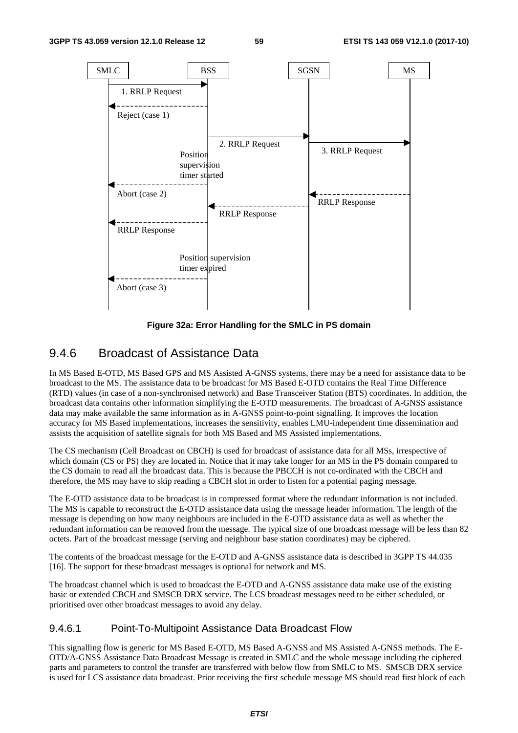Figure 32a: Error Handling for the SMLC in PS domain

### 9.4.6 Broadcast of Assistance Data

In MS Based E-OTD, MS Based GPS and MS Assisted A-GNSS systems, there may be a need for assistance data to be broadcast to the MS. The assistance data to be broadcast for MS Based E-OTD contains the Real Time Difference (RTD) values (in case of a non-synchronised network) and Base Transceiver Station (BTS) coordinates. In addition, the broadcast data contains other information simplifying the E-OTD measurements. The broadcast of A-GNSS assistance data may make available the same information as in A-GNSS point-to-point signalling. It improves the location accuracy for MS Based implementations, increases the sensitivity, enables LMU-independent time dissemination and assists the acquisition of satellite signals for both MS Based and MS Assisted implementations.

The CS mechanism (Cell Broadcast on CBCH) is used for broadcast of assistance data for all MSs, irrespective of which domain (CS or PS) they are located in. Notice that it may take longer for an MS in the PS domain compared to the CS domain to read all the broadcast data. This is because the PBCCH is not co-ordinated with the CBCH and therefore, the MS may have to skip reading a CBCH slot in order to listen for a potential paging message.

The E-OTD assistance data to be broadcast is in compressed format where the redundant information is not included. The MS is capable to reconstruct the E-OTD assistance data using the message header information. The length of the message is depending on how many neighbours are included in the E-OTD assistance data as well as whether the redundant information can be removed from the message. The typical size of one broadcast message will be less than 82 octets. Part of the broadcast message (serving and neighbour base station coordinates) may be ciphered.

The contents of the broadcast message for the E-OTD and A-GNSS assistance data is described in 3GPP TS 44.035 [16]. The support for these broadcast messages is optional for network and MS.

The broadcast channel which is used to broadcast the E-OTD and A-GNSS assistance data make use of the existing basic or extended CBCH and SMSCB DRX service. The LCS broadcast messages need to be either scheduled, or prioritised over other broadcast messages to avoid any delay.

#### 9.4.6.1 Point-To-Multipoint Assistance Data Broadcast Flow

This signalling flow is generic for MS Based E-OTD, MS Based A-GNSS and MS Assisted A-GNSS methods. The E-OTD/A-GNSS Assistance Data Broadcast Message is created in SMLC and the whole message including the ciphered parts and parameters to control the transfer are transferred with below flow from SMLC to MS. SMSCB DRX service is used for LCS assistance data broadcast. Prior receiving the first schedule message MS should read first block of each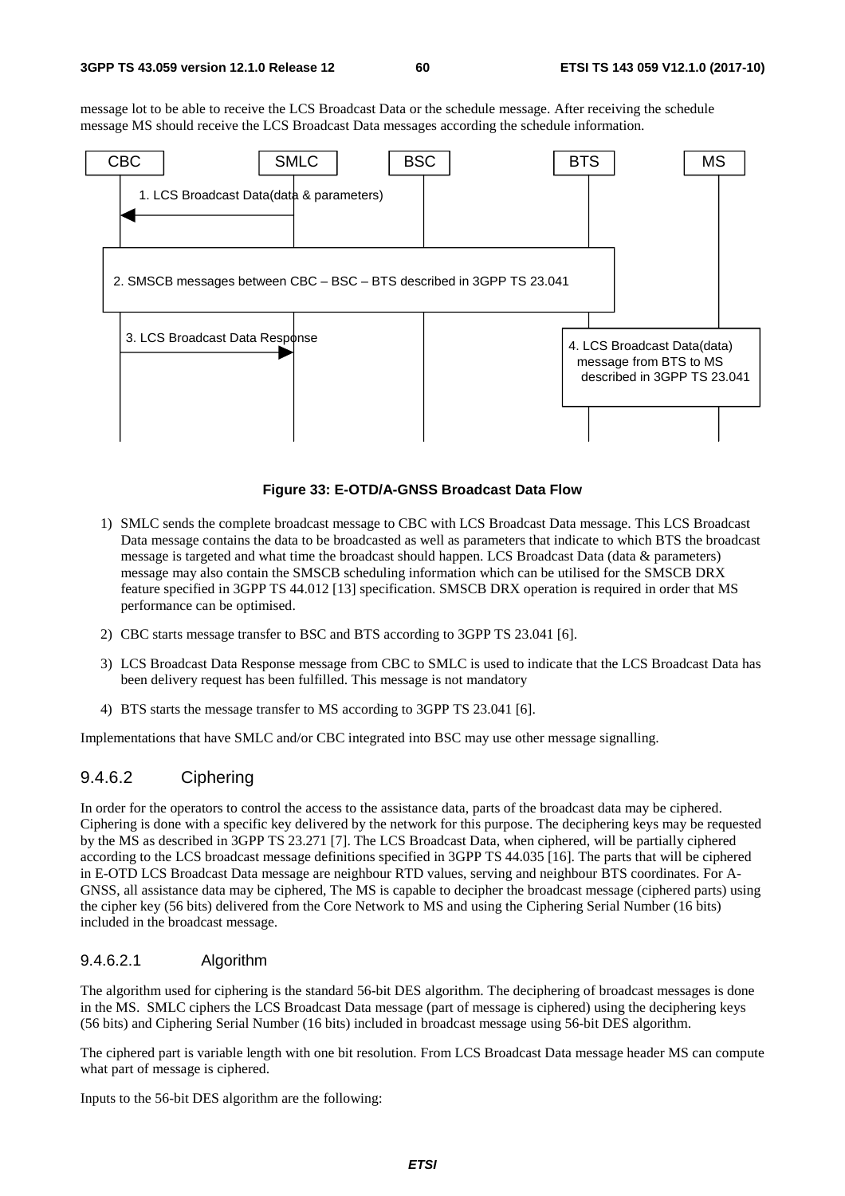message lot to be able to receive the LCS Broadcast Data or the schedule message. After receiving the schedule message MS should receive the LCS Broadcast Data messages according the schedule information.

**Figure 33: E-OTD/A-GNSS Broadcast Data Flow**

1) SMLC sends the complete broadcast message to CBC with LCS Broadcast Data message. This LCS Broadcast Data message contains the data to be broadcasted as well as parameters that indicate to which BTS the broadcast message is targeted and what time the broadcast should happen. LCS Broadcast Data (data & parameters) message may also contain the SMSCB scheduling information which can be utilised for the SMSCB DRX feature specified in 3GPP TS 44.012 [13] specification. SMSCB DRX operation is required in order that MS performance can be optimised.

2) CBC starts message transfer to BSC and BTS according to 3GPP TS 23.041 [6].

3) LCS Broadcast Data Response message from CBC to SMLC is used to indicate that the LCS Broadcast Data has been delivery request has been fulfilled. This message is not mandatory

4) BTS starts the message transfer to MS according to 3GPP TS 23.041 [6].

Implementations that have SMLC and/or CBC integrated into BSC may use other message signalling.

### 9.4.6.2 Ciphering

In order for the operators to control the access to the assistance data, parts of the broadcast data may be ciphered. Ciphering is done with a specific key delivered by the network for this purpose. The deciphering keys may be requested by the MS as described in 3GPP TS 23.271 [7]. The LCS Broadcast Data, when ciphered, will be partially ciphered according to the LCS broadcast message definitions specified in 3GPP TS 44.035 [16]. The parts that will be ciphered in E-OTD LCS Broadcast Data message are neighbour RTD values, serving and neighbour BTS coordinates. For A-GNSS, all assistance data may be ciphered, The MS is capable to decipher the broadcast message (ciphered parts) using the cipher key (56 bits) delivered from the Core Network to MS and using the Ciphering Serial Number (16 bits) included in the broadcast message.

#### 9.4.6.2.1 Algorithm

The algorithm used for ciphering is the standard 56-bit DES algorithm. The deciphering of broadcast messages is done in the MS. SMLC ciphers the LCS Broadcast Data message (part of message is ciphered) using the deciphering keys (56 bits) and Ciphering Serial Number (16 bits) included in broadcast message using 56-bit DES algorithm.

The ciphered part is variable length with one bit resolution. From LCS Broadcast Data message header MS can compute what part of message is ciphered.

Inputs to the 56-bit DES algorithm are the following: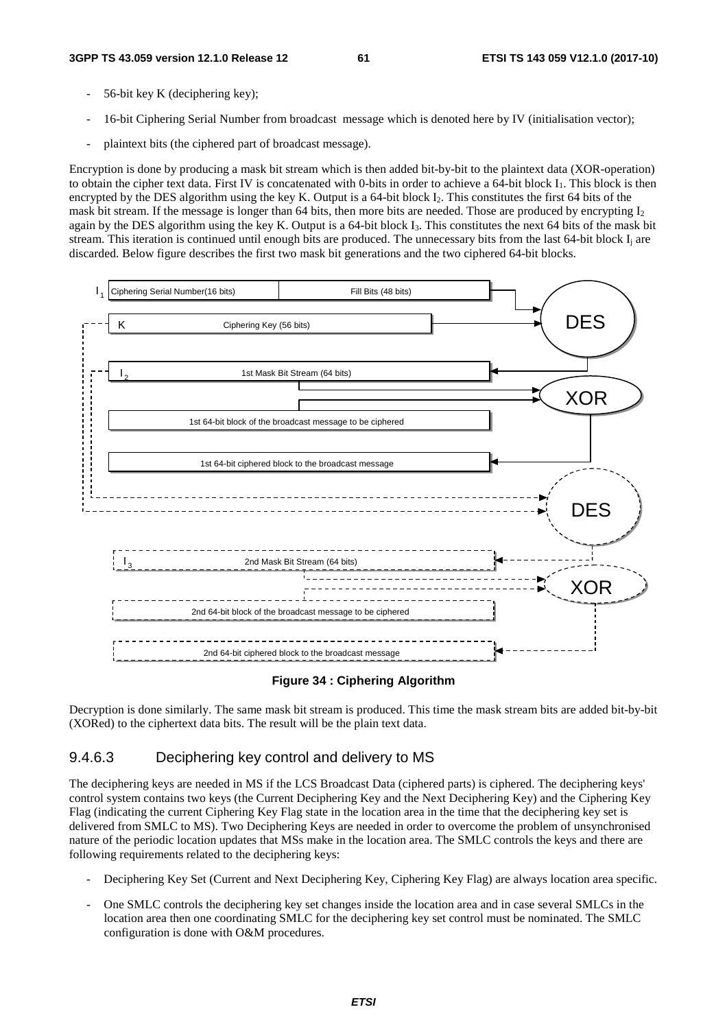- 56-bit key K (deciphering key);
- 16-bit Ciphering Serial Number from broadcast message which is denoted here by IV (initialisation vector);
- plaintext bits (the ciphered part of broadcast message).

Encryption is done by producing a mask bit stream which is then added bit-by-bit to the plaintext data (XOR-operation) to obtain the cipher text data. First IV is concatenated with 0-bits in order to achieve a 64-bit block $I_1$. This block is then encrypted by the DES algorithm using the key K. Output is a 64-bit block $I_2$. This constitutes the first 64 bits of the mask bit stream. If the message is longer than 64 bits, then more bits are needed. Those are produced by encrypting $I_2$ again by the DES algorithm using the key K. Output is a 64-bit block $I_3$. This constitutes the next 64 bits of the mask bit stream. This iteration is continued until enough bits are produced. The unnecessary bits from the last 64-bit block $I_j$ are discarded. Below figure describes the first two mask bit generations and the two ciphered 64-bit blocks.

**Figure 34 : Ciphering Algorithm**

Decryption is done similarly. The same mask bit stream is produced. This time the mask stream bits are added bit-by-bit (XORed) to the ciphertext data bits. The result will be the plain text data.

### 9.4.6.3 Deciphering key control and delivery to MS

The deciphering keys are needed in MS if the LCS Broadcast Data (ciphered parts) is ciphered. The deciphering keys' control system contains two keys (the Current Deciphering Key and the Next Deciphering Key) and the Ciphering Key Flag (indicating the current Ciphering Key Flag state in the location area in the time that the deciphering key set is delivered from SMLC to MS). Two Deciphering Keys are needed in order to overcome the problem of unsynchronised nature of the periodic location updates that MSs make in the location area. The SMLC controls the keys and there are following requirements related to the deciphering keys:

- Deciphering Key Set (Current and Next Deciphering Key, Ciphering Key Flag) are always location area specific.
- One SMLC controls the deciphering key set changes inside the location area and in case several SMLCs in the location area then one coordinating SMLC for the deciphering key set control must be nominated. The SMLC configuration is done with O&M procedures.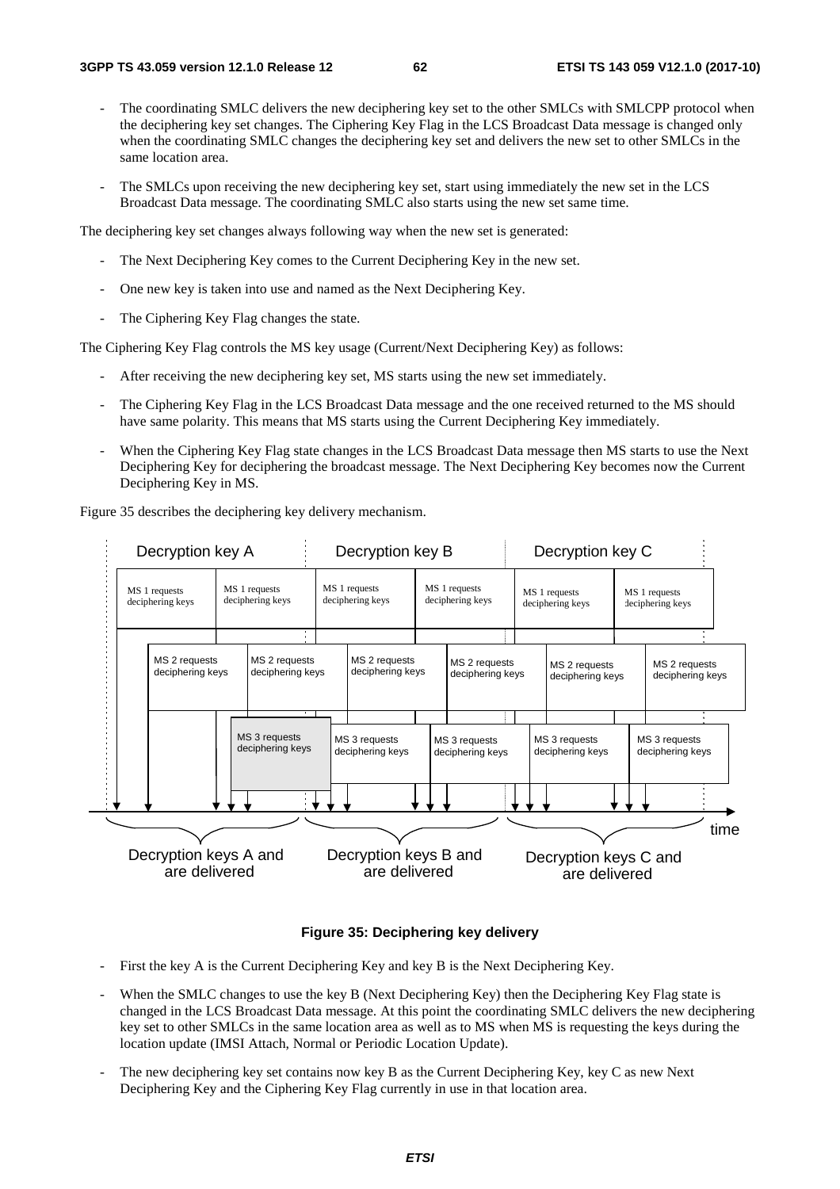- The coordinating SMLC delivers the new deciphering key set to the other SMLCs with SMLCPP protocol when the deciphering key set changes. The Ciphering Key Flag in the LCS Broadcast Data message is changed only when the coordinating SMLC changes the deciphering key set and delivers the new set to other SMLCs in the same location area.

- The SMLCs upon receiving the new deciphering key set, start using immediately the new set in the LCS Broadcast Data message. The coordinating SMLC also starts using the new set same time.

The deciphering key set changes always following way when the new set is generated:

- The Next Deciphering Key comes to the Current Deciphering Key in the new set.

- One new key is taken into use and named as the Next Deciphering Key.

- The Ciphering Key Flag changes the state.

The Ciphering Key Flag controls the MS key usage (Current/Next Deciphering Key) as follows:

- After receiving the new deciphering key set, MS starts using the new set immediately.

- The Ciphering Key Flag in the LCS Broadcast Data message and the one received returned to the MS should have same polarity. This means that MS starts using the Current Deciphering Key immediately.

- When the Ciphering Key Flag state changes in the LCS Broadcast Data message then MS starts to use the Next Deciphering Key for deciphering the broadcast message. The Next Deciphering Key becomes now the Current Deciphering Key in MS.

Figure 35 describes the deciphering key delivery mechanism.

**Figure 35: Deciphering key delivery**

- First the key A is the Current Deciphering Key and key B is the Next Deciphering Key.

- When the SMLC changes to use the key B (Next Deciphering Key) then the Deciphering Key Flag state is changed in the LCS Broadcast Data message. At this point the coordinating SMLC delivers the new deciphering key set to other SMLCs in the same location area as well as to MS when MS is requesting the keys during the location update (IMSI Attach, Normal or Periodic Location Update).

- The new deciphering key set contains now key B as the Current Deciphering Key, key C as new Next Deciphering Key and the Ciphering Key Flag currently in use in that location area.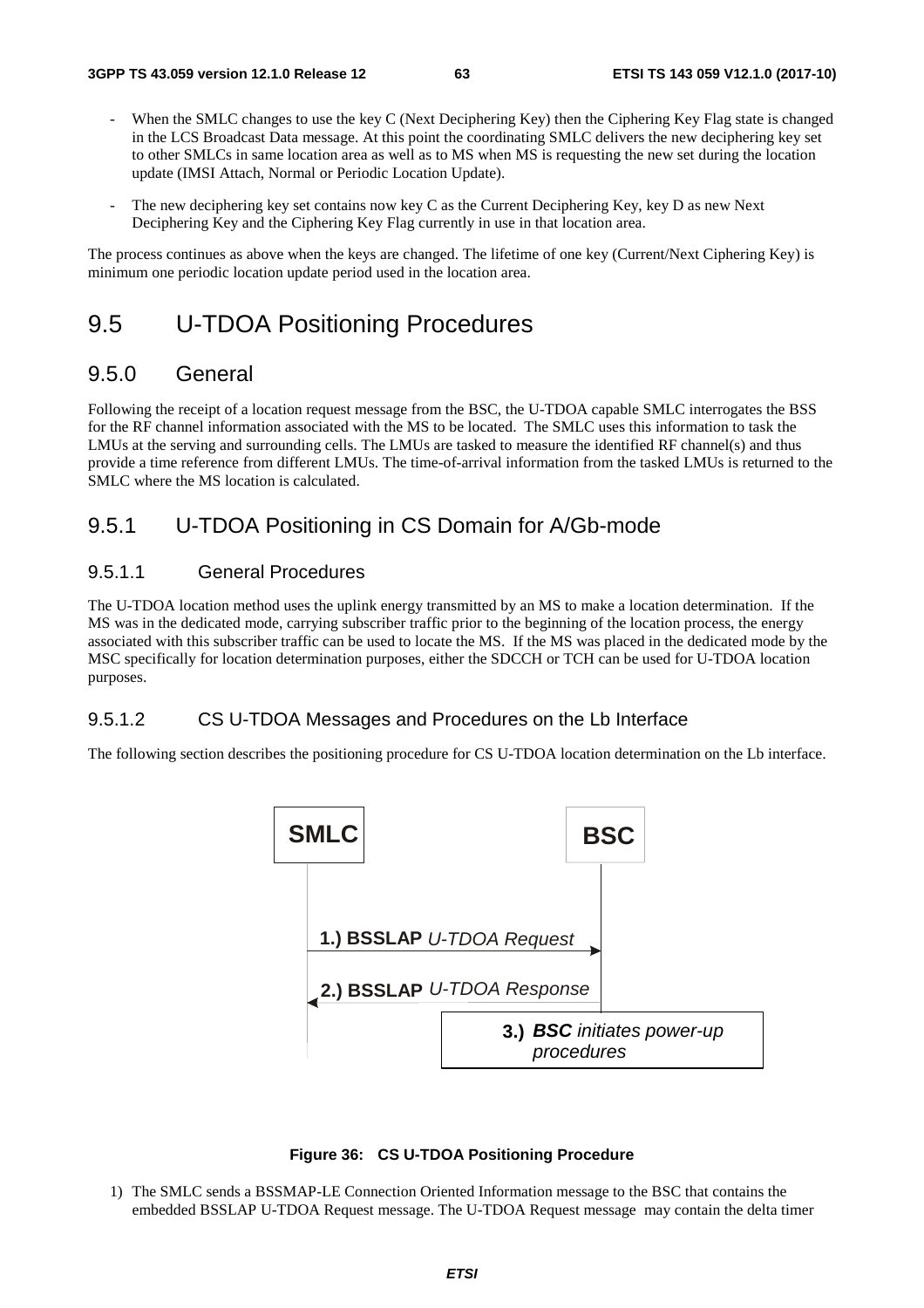- When the SMLC changes to use the key C (Next Deciphering Key) then the Ciphering Key Flag state is changed in the LCS Broadcast Data message. At this point the coordinating SMLC delivers the new deciphering key set to other SMLCs in same location area as well as to MS when MS is requesting the new set during the location update (IMSI Attach, Normal or Periodic Location Update).

- The new deciphering key set contains now key C as the Current Deciphering Key, key D as new Next Deciphering Key and the Ciphering Key Flag currently in use in that location area.

The process continues as above when the keys are changed. The lifetime of one key (Current/Next Ciphering Key) is minimum one periodic location update period used in the location area.

# 9.5 U-TDOA Positioning Procedures

## 9.5.0 General

Following the receipt of a location request message from the BSC, the U-TDOA capable SMLC interrogates the BSS for the RF channel information associated with the MS to be located. The SMLC uses this information to task the LMUs at the serving and surrounding cells. The LMUs are tasked to measure the identified RF channel(s) and thus provide a time reference from different LMUs. The time-of-arrival information from the tasked LMUs is returned to the SMLC where the MS location is calculated.

## 9.5.1 U-TDOA Positioning in CS Domain for A/Gb-mode

### 9.5.1.1 General Procedures

The U-TDOA location method uses the uplink energy transmitted by an MS to make a location determination. If the MS was in the dedicated mode, carrying subscriber traffic prior to the beginning of the location process, the energy associated with this subscriber traffic can be used to locate the MS. If the MS was placed in the dedicated mode by the MSC specifically for location determination purposes, either the SDCCH or TCH can be used for U-TDOA location purposes.

### 9.5.1.2 CS U-TDOA Messages and Procedures on the Lb Interface

The following section describes the positioning procedure for CS U-TDOA location determination on the Lb interface.

SMLC — BSC

1.) **BSSLAP** *U-TDOA Request* (SMLC → BSC)

2.) **BSSLAP** *U-TDOA Response* (BSC → SMLC)

3.) ***BSC*** *initiates power-up procedures*

**Figure 36: CS U-TDOA Positioning Procedure**

1) The SMLC sends a BSSMAP-LE Connection Oriented Information message to the BSC that contains the embedded BSSLAP U-TDOA Request message. The U-TDOA Request message may contain the delta timer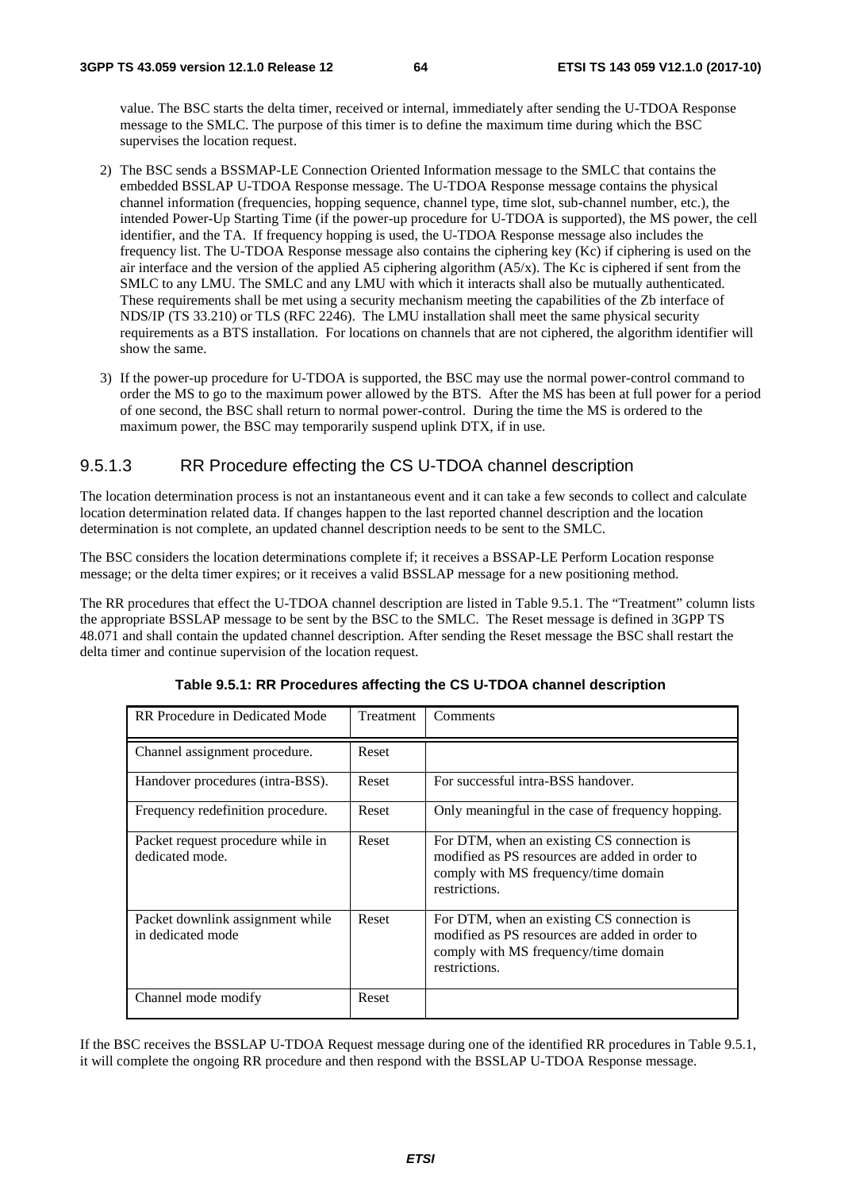value. The BSC starts the delta timer, received or internal, immediately after sending the U-TDOA Response message to the SMLC. The purpose of this timer is to define the maximum time during which the BSC supervises the location request.

2) The BSC sends a BSSMAP-LE Connection Oriented Information message to the SMLC that contains the embedded BSSLAP U-TDOA Response message. The U-TDOA Response message contains the physical channel information (frequencies, hopping sequence, channel type, time slot, sub-channel number, etc.), the intended Power-Up Starting Time (if the power-up procedure for U-TDOA is supported), the MS power, the cell identifier, and the TA. If frequency hopping is used, the U-TDOA Response message also includes the frequency list. The U-TDOA Response message also contains the ciphering key (Kc) if ciphering is used on the air interface and the version of the applied A5 ciphering algorithm (A5/x). The Kc is ciphered if sent from the SMLC to any LMU. The SMLC and any LMU with which it interacts shall also be mutually authenticated. These requirements shall be met using a security mechanism meeting the capabilities of the Zb interface of NDS/IP (TS 33.210) or TLS (RFC 2246). The LMU installation shall meet the same physical security requirements as a BTS installation. For locations on channels that are not ciphered, the algorithm identifier will show the same.

3) If the power-up procedure for U-TDOA is supported, the BSC may use the normal power-control command to order the MS to go to the maximum power allowed by the BTS. After the MS has been at full power for a period of one second, the BSC shall return to normal power-control. During the time the MS is ordered to the maximum power, the BSC may temporarily suspend uplink DTX, if in use.

### 9.5.1.3 RR Procedure effecting the CS U-TDOA channel description

The location determination process is not an instantaneous event and it can take a few seconds to collect and calculate location determination related data. If changes happen to the last reported channel description and the location determination is not complete, an updated channel description needs to be sent to the SMLC.

The BSC considers the location determinations complete if; it receives a BSSAP-LE Perform Location response message; or the delta timer expires; or it receives a valid BSSLAP message for a new positioning method.

The RR procedures that effect the U-TDOA channel description are listed in Table 9.5.1. The "Treatment" column lists the appropriate BSSLAP message to be sent by the BSC to the SMLC. The Reset message is defined in 3GPP TS 48.071 and shall contain the updated channel description. After sending the Reset message the BSC shall restart the delta timer and continue supervision of the location request.

**Table 9.5.1: RR Procedures affecting the CS U-TDOA channel description**

| RR Procedure in Dedicated Mode | Treatment | Comments |
|---|---|---|
| Channel assignment procedure. | Reset | |
| Handover procedures (intra-BSS). | Reset | For successful intra-BSS handover. |
| Frequency redefinition procedure. | Reset | Only meaningful in the case of frequency hopping. |
| Packet request procedure while in dedicated mode. | Reset | For DTM, when an existing CS connection is modified as PS resources are added in order to comply with MS frequency/time domain restrictions. |
| Packet downlink assignment while in dedicated mode | Reset | For DTM, when an existing CS connection is modified as PS resources are added in order to comply with MS frequency/time domain restrictions. |
| Channel mode modify | Reset | |

If the BSC receives the BSSLAP U-TDOA Request message during one of the identified RR procedures in Table 9.5.1, it will complete the ongoing RR procedure and then respond with the BSSLAP U-TDOA Response message.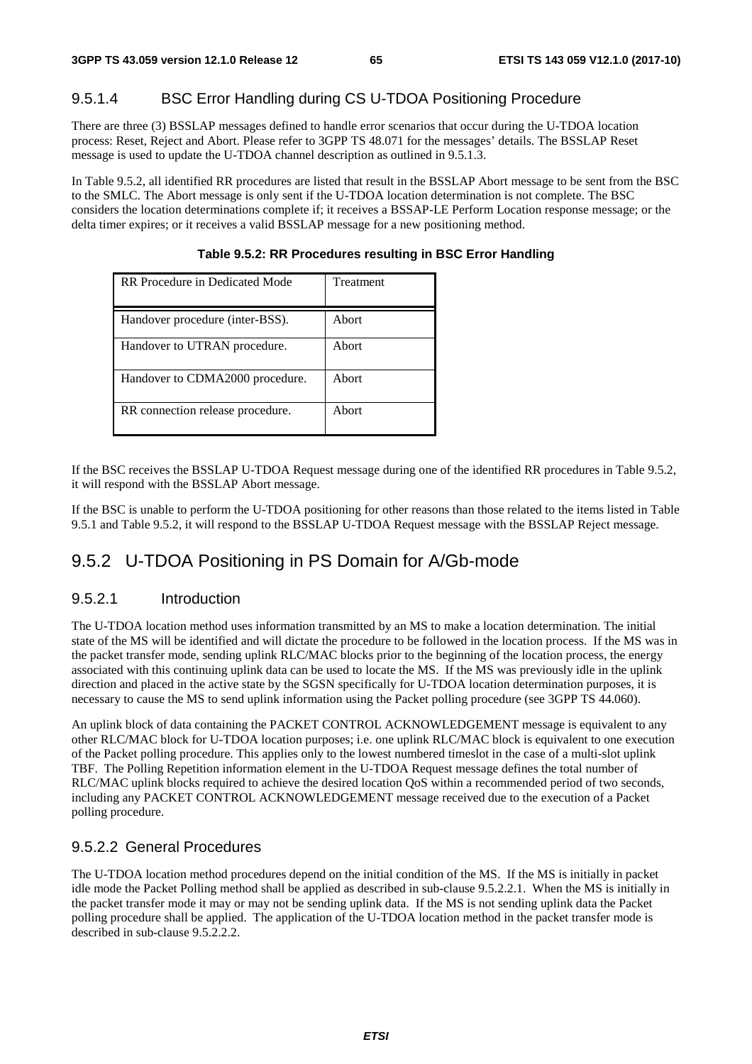### 9.5.1.4 BSC Error Handling during CS U-TDOA Positioning Procedure

There are three (3) BSSLAP messages defined to handle error scenarios that occur during the U-TDOA location process: Reset, Reject and Abort. Please refer to 3GPP TS 48.071 for the messages' details. The BSSLAP Reset message is used to update the U-TDOA channel description as outlined in 9.5.1.3.

In Table 9.5.2, all identified RR procedures are listed that result in the BSSLAP Abort message to be sent from the BSC to the SMLC. The Abort message is only sent if the U-TDOA location determination is not complete. The BSC considers the location determinations complete if; it receives a BSSAP-LE Perform Location response message; or the delta timer expires; or it receives a valid BSSLAP message for a new positioning method.

**Table 9.5.2: RR Procedures resulting in BSC Error Handling**

| RR Procedure in Dedicated Mode | Treatment |
|---|---|
| Handover procedure (inter-BSS). | Abort |
| Handover to UTRAN procedure. | Abort |
| Handover to CDMA2000 procedure. | Abort |
| RR connection release procedure. | Abort |

If the BSC receives the BSSLAP U-TDOA Request message during one of the identified RR procedures in Table 9.5.2, it will respond with the BSSLAP Abort message.

If the BSC is unable to perform the U-TDOA positioning for other reasons than those related to the items listed in Table 9.5.1 and Table 9.5.2, it will respond to the BSSLAP U-TDOA Request message with the BSSLAP Reject message.

## 9.5.2 U-TDOA Positioning in PS Domain for A/Gb-mode

### 9.5.2.1 Introduction

The U-TDOA location method uses information transmitted by an MS to make a location determination. The initial state of the MS will be identified and will dictate the procedure to be followed in the location process. If the MS was in the packet transfer mode, sending uplink RLC/MAC blocks prior to the beginning of the location process, the energy associated with this continuing uplink data can be used to locate the MS. If the MS was previously idle in the uplink direction and placed in the active state by the SGSN specifically for U-TDOA location determination purposes, it is necessary to cause the MS to send uplink information using the Packet polling procedure (see 3GPP TS 44.060).

An uplink block of data containing the PACKET CONTROL ACKNOWLEDGEMENT message is equivalent to any other RLC/MAC block for U-TDOA location purposes; i.e. one uplink RLC/MAC block is equivalent to one execution of the Packet polling procedure. This applies only to the lowest numbered timeslot in the case of a multi-slot uplink TBF. The Polling Repetition information element in the U-TDOA Request message defines the total number of RLC/MAC uplink blocks required to achieve the desired location QoS within a recommended period of two seconds, including any PACKET CONTROL ACKNOWLEDGEMENT message received due to the execution of a Packet polling procedure.

### 9.5.2.2 General Procedures

The U-TDOA location method procedures depend on the initial condition of the MS. If the MS is initially in packet idle mode the Packet Polling method shall be applied as described in sub-clause 9.5.2.2.1. When the MS is initially in the packet transfer mode it may or may not be sending uplink data. If the MS is not sending uplink data the Packet polling procedure shall be applied. The application of the U-TDOA location method in the packet transfer mode is described in sub-clause 9.5.2.2.2.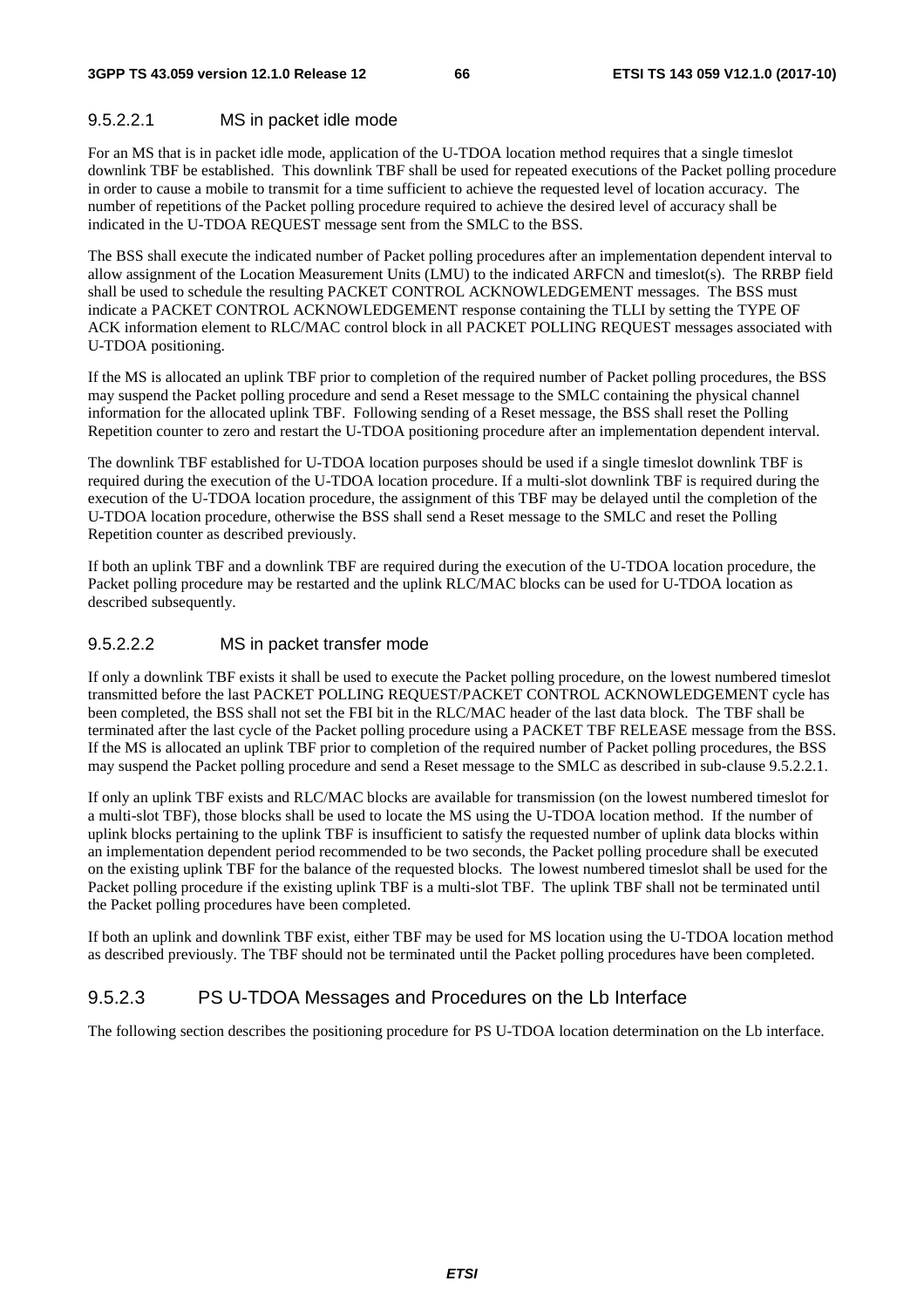#### 9.5.2.2.1 MS in packet idle mode

For an MS that is in packet idle mode, application of the U-TDOA location method requires that a single timeslot downlink TBF be established. This downlink TBF shall be used for repeated executions of the Packet polling procedure in order to cause a mobile to transmit for a time sufficient to achieve the requested level of location accuracy. The number of repetitions of the Packet polling procedure required to achieve the desired level of accuracy shall be indicated in the U-TDOA REQUEST message sent from the SMLC to the BSS.

The BSS shall execute the indicated number of Packet polling procedures after an implementation dependent interval to allow assignment of the Location Measurement Units (LMU) to the indicated ARFCN and timeslot(s). The RRBP field shall be used to schedule the resulting PACKET CONTROL ACKNOWLEDGEMENT messages. The BSS must indicate a PACKET CONTROL ACKNOWLEDGEMENT response containing the TLLI by setting the TYPE OF ACK information element to RLC/MAC control block in all PACKET POLLING REQUEST messages associated with U-TDOA positioning.

If the MS is allocated an uplink TBF prior to completion of the required number of Packet polling procedures, the BSS may suspend the Packet polling procedure and send a Reset message to the SMLC containing the physical channel information for the allocated uplink TBF. Following sending of a Reset message, the BSS shall reset the Polling Repetition counter to zero and restart the U-TDOA positioning procedure after an implementation dependent interval.

The downlink TBF established for U-TDOA location purposes should be used if a single timeslot downlink TBF is required during the execution of the U-TDOA location procedure. If a multi-slot downlink TBF is required during the execution of the U-TDOA location procedure, the assignment of this TBF may be delayed until the completion of the U-TDOA location procedure, otherwise the BSS shall send a Reset message to the SMLC and reset the Polling Repetition counter as described previously.

If both an uplink TBF and a downlink TBF are required during the execution of the U-TDOA location procedure, the Packet polling procedure may be restarted and the uplink RLC/MAC blocks can be used for U-TDOA location as described subsequently.

#### 9.5.2.2.2 MS in packet transfer mode

If only a downlink TBF exists it shall be used to execute the Packet polling procedure, on the lowest numbered timeslot transmitted before the last PACKET POLLING REQUEST/PACKET CONTROL ACKNOWLEDGEMENT cycle has been completed, the BSS shall not set the FBI bit in the RLC/MAC header of the last data block. The TBF shall be terminated after the last cycle of the Packet polling procedure using a PACKET TBF RELEASE message from the BSS. If the MS is allocated an uplink TBF prior to completion of the required number of Packet polling procedures, the BSS may suspend the Packet polling procedure and send a Reset message to the SMLC as described in sub-clause 9.5.2.2.1.

If only an uplink TBF exists and RLC/MAC blocks are available for transmission (on the lowest numbered timeslot for a multi-slot TBF), those blocks shall be used to locate the MS using the U-TDOA location method. If the number of uplink blocks pertaining to the uplink TBF is insufficient to satisfy the requested number of uplink data blocks within an implementation dependent period recommended to be two seconds, the Packet polling procedure shall be executed on the existing uplink TBF for the balance of the requested blocks. The lowest numbered timeslot shall be used for the Packet polling procedure if the existing uplink TBF is a multi-slot TBF. The uplink TBF shall not be terminated until the Packet polling procedures have been completed.

If both an uplink and downlink TBF exist, either TBF may be used for MS location using the U-TDOA location method as described previously. The TBF should not be terminated until the Packet polling procedures have been completed.

### 9.5.2.3 PS U-TDOA Messages and Procedures on the Lb Interface

The following section describes the positioning procedure for PS U-TDOA location determination on the Lb interface.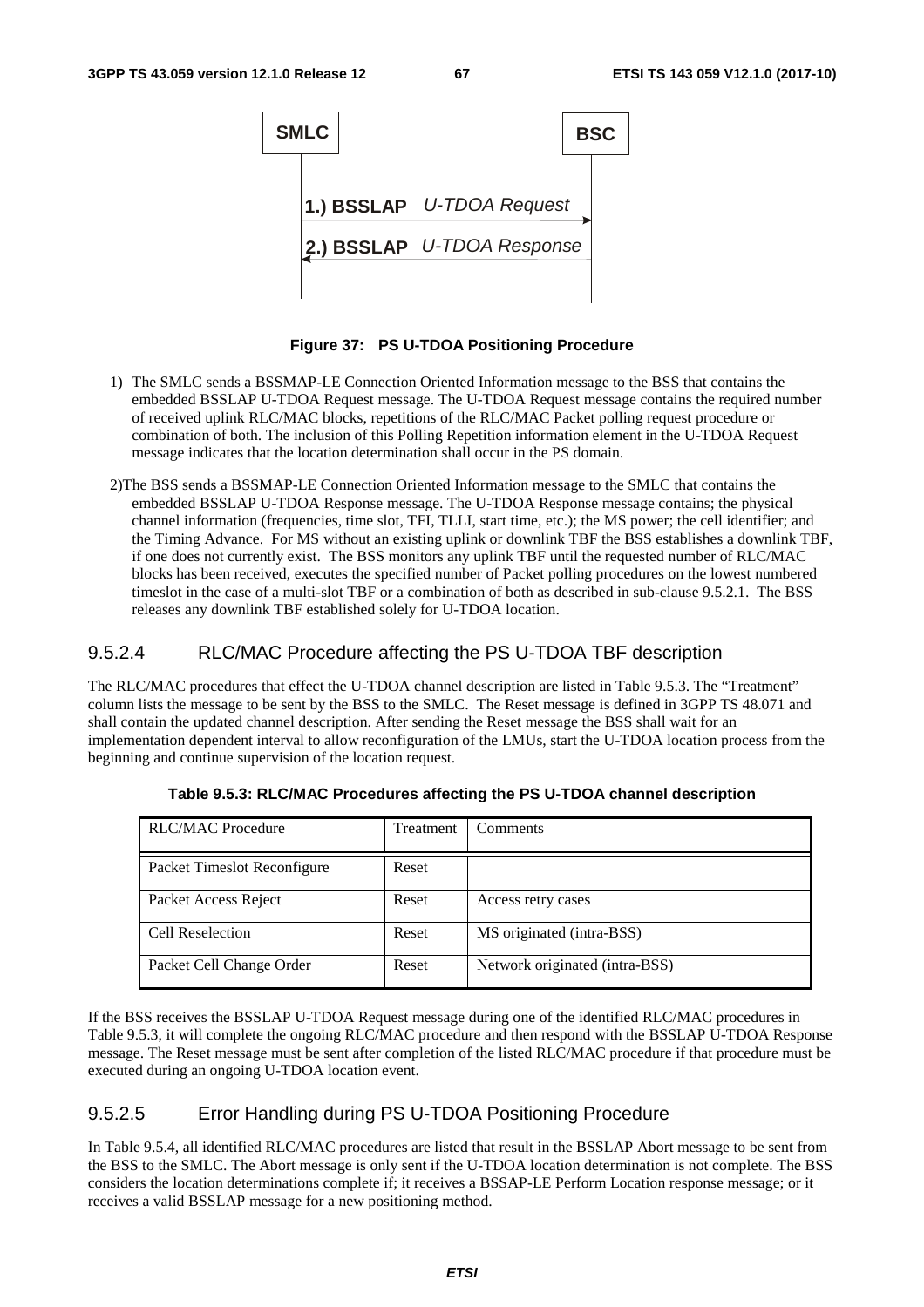SMLC — BSC

1.) BSSLAP *U-TDOA Request* (SMLC → BSC)

2.) BSSLAP *U-TDOA Response* (BSC → SMLC)

**Figure 37: PS U-TDOA Positioning Procedure**

1) The SMLC sends a BSSMAP-LE Connection Oriented Information message to the BSS that contains the embedded BSSLAP U-TDOA Request message. The U-TDOA Request message contains the required number of received uplink RLC/MAC blocks, repetitions of the RLC/MAC Packet polling request procedure or combination of both. The inclusion of this Polling Repetition information element in the U-TDOA Request message indicates that the location determination shall occur in the PS domain.

2) The BSS sends a BSSMAP-LE Connection Oriented Information message to the SMLC that contains the embedded BSSLAP U-TDOA Response message. The U-TDOA Response message contains; the physical channel information (frequencies, time slot, TFI, TLLI, start time, etc.); the MS power; the cell identifier; and the Timing Advance. For MS without an existing uplink or downlink TBF the BSS establishes a downlink TBF, if one does not currently exist. The BSS monitors any uplink TBF until the requested number of RLC/MAC blocks has been received, executes the specified number of Packet polling procedures on the lowest numbered timeslot in the case of a multi-slot TBF or a combination of both as described in sub-clause 9.5.2.1. The BSS releases any downlink TBF established solely for U-TDOA location.

### 9.5.2.4 RLC/MAC Procedure affecting the PS U-TDOA TBF description

The RLC/MAC procedures that effect the U-TDOA channel description are listed in Table 9.5.3. The "Treatment" column lists the message to be sent by the BSS to the SMLC. The Reset message is defined in 3GPP TS 48.071 and shall contain the updated channel description. After sending the Reset message the BSS shall wait for an implementation dependent interval to allow reconfiguration of the LMUs, start the U-TDOA location process from the beginning and continue supervision of the location request.

**Table 9.5.3: RLC/MAC Procedures affecting the PS U-TDOA channel description**

| RLC/MAC Procedure | Treatment | Comments |
|---|---|---|
| Packet Timeslot Reconfigure | Reset | |
| Packet Access Reject | Reset | Access retry cases |
| Cell Reselection | Reset | MS originated (intra-BSS) |
| Packet Cell Change Order | Reset | Network originated (intra-BSS) |

If the BSS receives the BSSLAP U-TDOA Request message during one of the identified RLC/MAC procedures in Table 9.5.3, it will complete the ongoing RLC/MAC procedure and then respond with the BSSLAP U-TDOA Response message. The Reset message must be sent after completion of the listed RLC/MAC procedure if that procedure must be executed during an ongoing U-TDOA location event.

### 9.5.2.5 Error Handling during PS U-TDOA Positioning Procedure

In Table 9.5.4, all identified RLC/MAC procedures are listed that result in the BSSLAP Abort message to be sent from the BSS to the SMLC. The Abort message is only sent if the U-TDOA location determination is not complete. The BSS considers the location determinations complete if; it receives a BSSAP-LE Perform Location response message; or it receives a valid BSSLAP message for a new positioning method.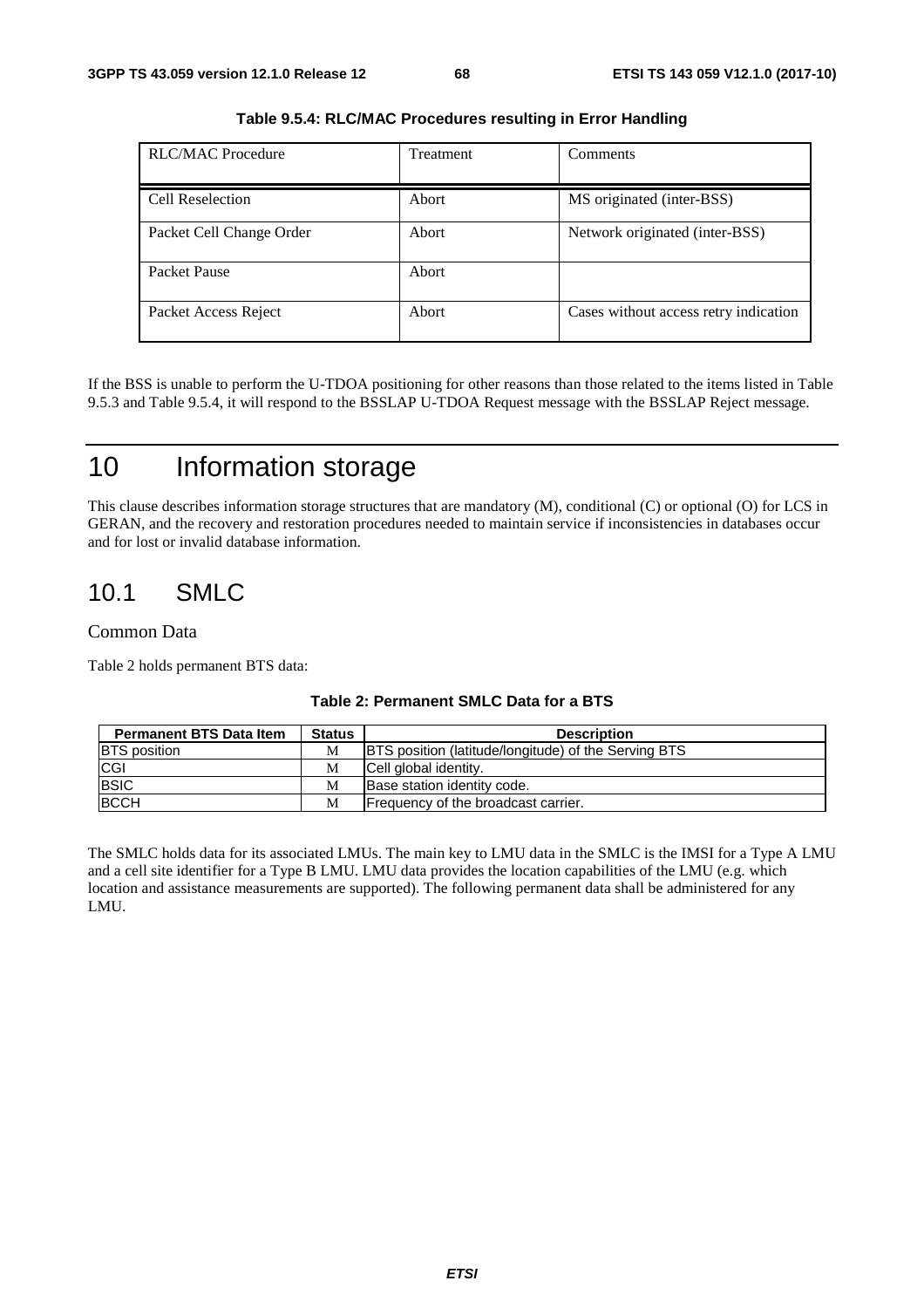**Table 9.5.4: RLC/MAC Procedures resulting in Error Handling**

| RLC/MAC Procedure | Treatment | Comments |
|---|---|---|
| Cell Reselection | Abort | MS originated (inter-BSS) |
| Packet Cell Change Order | Abort | Network originated (inter-BSS) |
| Packet Pause | Abort | |
| Packet Access Reject | Abort | Cases without access retry indication |

If the BSS is unable to perform the U-TDOA positioning for other reasons than those related to the items listed in Table 9.5.3 and Table 9.5.4, it will respond to the BSSLAP U-TDOA Request message with the BSSLAP Reject message.

# 10 Information storage

This clause describes information storage structures that are mandatory (M), conditional (C) or optional (O) for LCS in GERAN, and the recovery and restoration procedures needed to maintain service if inconsistencies in databases occur and for lost or invalid database information.

## 10.1 SMLC

Common Data

Table 2 holds permanent BTS data:

**Table 2: Permanent SMLC Data for a BTS**

| Permanent BTS Data Item | Status | Description |
|---|---|---|
| BTS position | M | BTS position (latitude/longitude) of the Serving BTS |
| CGI | M | Cell global identity. |
| BSIC | M | Base station identity code. |
| BCCH | M | Frequency of the broadcast carrier. |

The SMLC holds data for its associated LMUs. The main key to LMU data in the SMLC is the IMSI for a Type A LMU and a cell site identifier for a Type B LMU. LMU data provides the location capabilities of the LMU (e.g. which location and assistance measurements are supported). The following permanent data shall be administered for any LMU.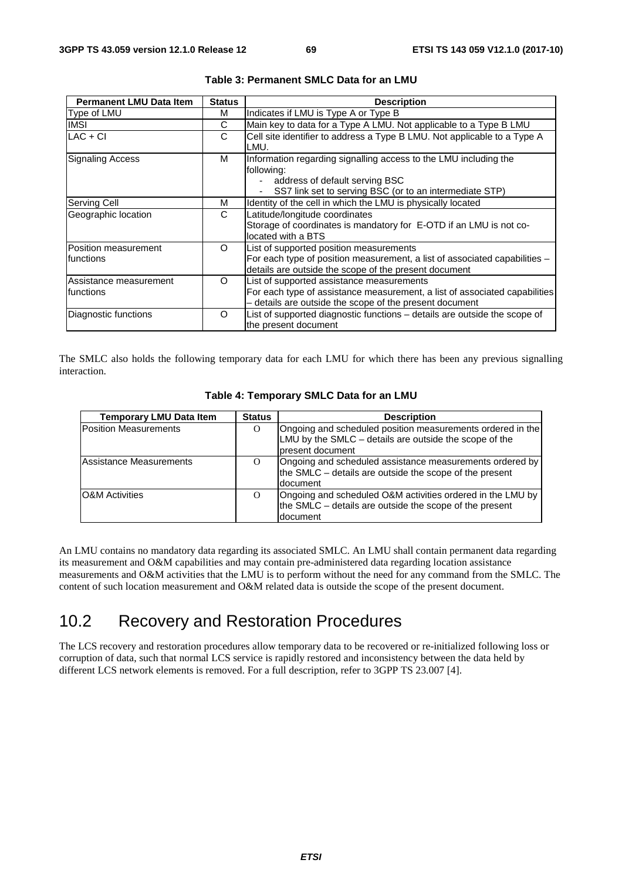**Table 3: Permanent SMLC Data for an LMU**

| Permanent LMU Data Item | Status | Description |
|---|---|---|
| Type of LMU | M | Indicates if LMU is Type A or Type B |
| IMSI | C | Main key to data for a Type A LMU. Not applicable to a Type B LMU |
| LAC + CI | C | Cell site identifier to address a Type B LMU. Not applicable to a Type A LMU. |
| Signaling Access | M | Information regarding signalling access to the LMU including the following:<br>- address of default serving BSC<br>- SS7 link set to serving BSC (or to an intermediate STP) |
| Serving Cell | M | Identity of the cell in which the LMU is physically located |
| Geographic location | C | Latitude/longitude coordinates<br>Storage of coordinates is mandatory for E-OTD if an LMU is not co-located with a BTS |
| Position measurement functions | O | List of supported position measurements<br>For each type of position measurement, a list of associated capabilities – details are outside the scope of the present document |
| Assistance measurement functions | O | List of supported assistance measurements<br>For each type of assistance measurement, a list of associated capabilities – details are outside the scope of the present document |
| Diagnostic functions | O | List of supported diagnostic functions – details are outside the scope of the present document |

The SMLC also holds the following temporary data for each LMU for which there has been any previous signalling interaction.

**Table 4: Temporary SMLC Data for an LMU**

| Temporary LMU Data Item | Status | Description |
|---|---|---|
| Position Measurements | O | Ongoing and scheduled position measurements ordered in the LMU by the SMLC – details are outside the scope of the present document |
| Assistance Measurements | O | Ongoing and scheduled assistance measurements ordered by the SMLC – details are outside the scope of the present document |
| O&M Activities | O | Ongoing and scheduled O&M activities ordered in the LMU by the SMLC – details are outside the scope of the present document |

An LMU contains no mandatory data regarding its associated SMLC. An LMU shall contain permanent data regarding its measurement and O&M capabilities and may contain pre-administered data regarding location assistance measurements and O&M activities that the LMU is to perform without the need for any command from the SMLC. The content of such location measurement and O&M related data is outside the scope of the present document.

## 10.2 Recovery and Restoration Procedures

The LCS recovery and restoration procedures allow temporary data to be recovered or re-initialized following loss or corruption of data, such that normal LCS service is rapidly restored and inconsistency between the data held by different LCS network elements is removed. For a full description, refer to 3GPP TS 23.007 [4].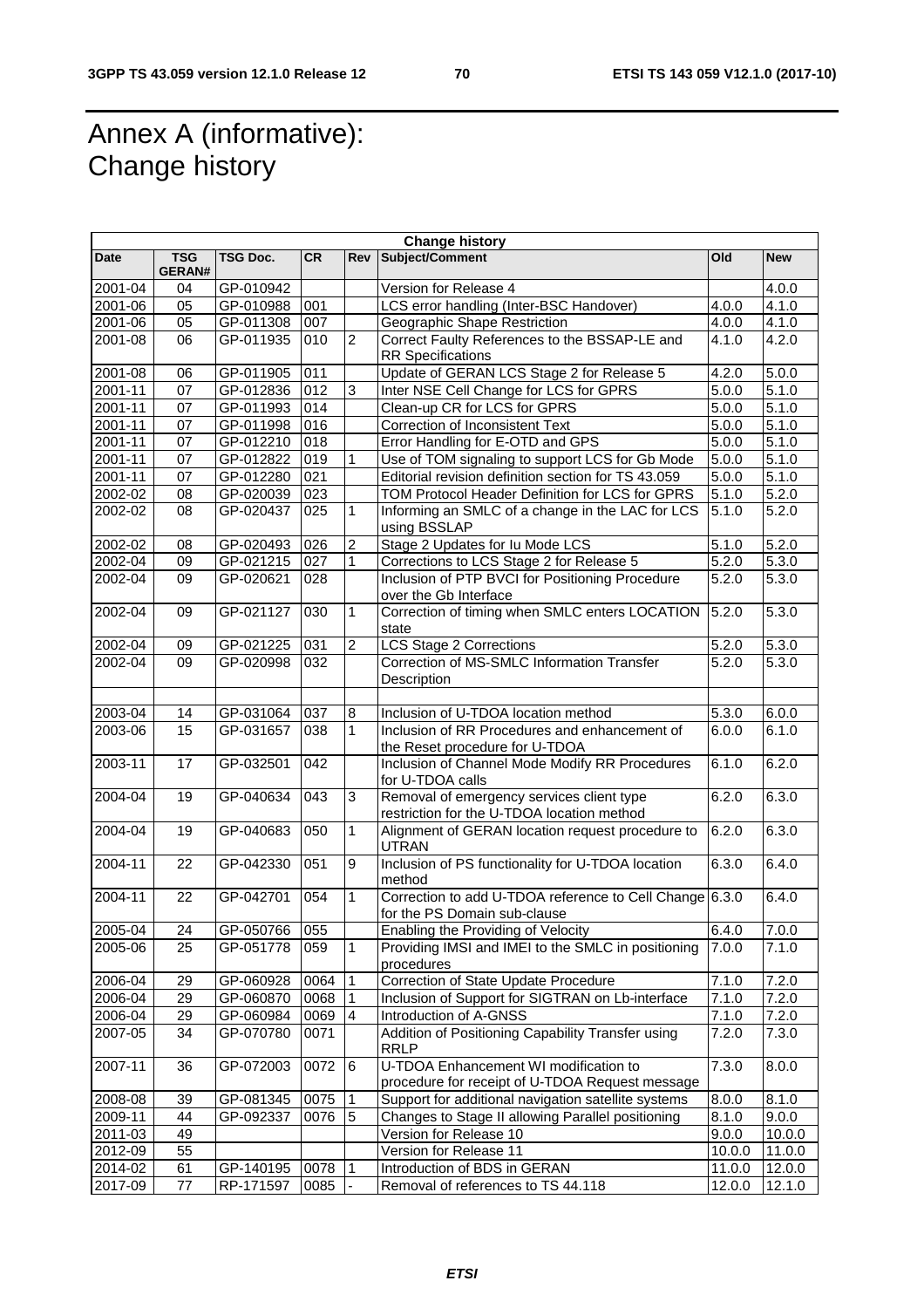# Annex A (informative): Change history

| Change history | | | | | | | |
|---|---|---|---|---|---|---|---|
| **Date** | **TSG GERAN#** | **TSG Doc.** | **CR** | **Rev** | **Subject/Comment** | **Old** | **New** |
| 2001-04 | 04 | GP-010942 | | | Version for Release 4 | | 4.0.0 |
| 2001-06 | 05 | GP-010988 | 001 | | LCS error handling (Inter-BSC Handover) | 4.0.0 | 4.1.0 |
| 2001-06 | 05 | GP-011308 | 007 | | Geographic Shape Restriction | 4.0.0 | 4.1.0 |
| 2001-08 | 06 | GP-011935 | 010 | 2 | Correct Faulty References to the BSSAP-LE and RR Specifications | 4.1.0 | 4.2.0 |
| 2001-08 | 06 | GP-011905 | 011 | | Update of GERAN LCS Stage 2 for Release 5 | 4.2.0 | 5.0.0 |
| 2001-11 | 07 | GP-012836 | 012 | 3 | Inter NSE Cell Change for LCS for GPRS | 5.0.0 | 5.1.0 |
| 2001-11 | 07 | GP-011993 | 014 | | Clean-up CR for LCS for GPRS | 5.0.0 | 5.1.0 |
| 2001-11 | 07 | GP-011998 | 016 | | Correction of Inconsistent Text | 5.0.0 | 5.1.0 |
| 2001-11 | 07 | GP-012210 | 018 | | Error Handling for E-OTD and GPS | 5.0.0 | 5.1.0 |
| 2001-11 | 07 | GP-012822 | 019 | 1 | Use of TOM signaling to support LCS for Gb Mode | 5.0.0 | 5.1.0 |
| 2001-11 | 07 | GP-012280 | 021 | | Editorial revision definition section for TS 43.059 | 5.0.0 | 5.1.0 |
| 2002-02 | 08 | GP-020039 | 023 | | TOM Protocol Header Definition for LCS for GPRS | 5.1.0 | 5.2.0 |
| 2002-02 | 08 | GP-020437 | 025 | 1 | Informing an SMLC of a change in the LAC for LCS using BSSLAP | 5.1.0 | 5.2.0 |
| 2002-02 | 08 | GP-020493 | 026 | 2 | Stage 2 Updates for Iu Mode LCS | 5.1.0 | 5.2.0 |
| 2002-04 | 09 | GP-021215 | 027 | 1 | Corrections to LCS Stage 2 for Release 5 | 5.2.0 | 5.3.0 |
| 2002-04 | 09 | GP-020621 | 028 | | Inclusion of PTP BVCI for Positioning Procedure over the Gb Interface | 5.2.0 | 5.3.0 |
| 2002-04 | 09 | GP-021127 | 030 | 1 | Correction of timing when SMLC enters LOCATION state | 5.2.0 | 5.3.0 |
| 2002-04 | 09 | GP-021225 | 031 | 2 | LCS Stage 2 Corrections | 5.2.0 | 5.3.0 |
| 2002-04 | 09 | GP-020998 | 032 | | Correction of MS-SMLC Information Transfer Description | 5.2.0 | 5.3.0 |
| | | | | | | | |
| 2003-04 | 14 | GP-031064 | 037 | 8 | Inclusion of U-TDOA location method | 5.3.0 | 6.0.0 |
| 2003-06 | 15 | GP-031657 | 038 | 1 | Inclusion of RR Procedures and enhancement of the Reset procedure for U-TDOA | 6.0.0 | 6.1.0 |
| 2003-11 | 17 | GP-032501 | 042 | | Inclusion of Channel Mode Modify RR Procedures for U-TDOA calls | 6.1.0 | 6.2.0 |
| 2004-04 | 19 | GP-040634 | 043 | 3 | Removal of emergency services client type restriction for the U-TDOA location method | 6.2.0 | 6.3.0 |
| 2004-04 | 19 | GP-040683 | 050 | 1 | Alignment of GERAN location request procedure to UTRAN | 6.2.0 | 6.3.0 |
| 2004-11 | 22 | GP-042330 | 051 | 9 | Inclusion of PS functionality for U-TDOA location method | 6.3.0 | 6.4.0 |
| 2004-11 | 22 | GP-042701 | 054 | 1 | Correction to add U-TDOA reference to Cell Change for the PS Domain sub-clause | 6.3.0 | 6.4.0 |
| 2005-04 | 24 | GP-050766 | 055 | | Enabling the Providing of Velocity | 6.4.0 | 7.0.0 |
| 2005-06 | 25 | GP-051778 | 059 | 1 | Providing IMSI and IMEI to the SMLC in positioning procedures | 7.0.0 | 7.1.0 |
| 2006-04 | 29 | GP-060928 | 0064 | 1 | Correction of State Update Procedure | 7.1.0 | 7.2.0 |
| 2006-04 | 29 | GP-060870 | 0068 | 1 | Inclusion of Support for SIGTRAN on Lb-interface | 7.1.0 | 7.2.0 |
| 2006-04 | 29 | GP-060984 | 0069 | 4 | Introduction of A-GNSS | 7.1.0 | 7.2.0 |
| 2007-05 | 34 | GP-070780 | 0071 | | Addition of Positioning Capability Transfer using RRLP | 7.2.0 | 7.3.0 |
| 2007-11 | 36 | GP-072003 | 0072 | 6 | U-TDOA Enhancement WI modification to procedure for receipt of U-TDOA Request message | 7.3.0 | 8.0.0 |
| 2008-08 | 39 | GP-081345 | 0075 | 1 | Support for additional navigation satellite systems | 8.0.0 | 8.1.0 |
| 2009-11 | 44 | GP-092337 | 0076 | 5 | Changes to Stage II allowing Parallel positioning | 8.1.0 | 9.0.0 |
| 2011-03 | 49 | | | | Version for Release 10 | 9.0.0 | 10.0.0 |
| 2012-09 | 55 | | | | Version for Release 11 | 10.0.0 | 11.0.0 |
| 2014-02 | 61 | GP-140195 | 0078 | 1 | Introduction of BDS in GERAN | 11.0.0 | 12.0.0 |
| 2017-09 | 77 | RP-171597 | 0085 | - | Removal of references to TS 44.118 | 12.0.0 | 12.1.0 |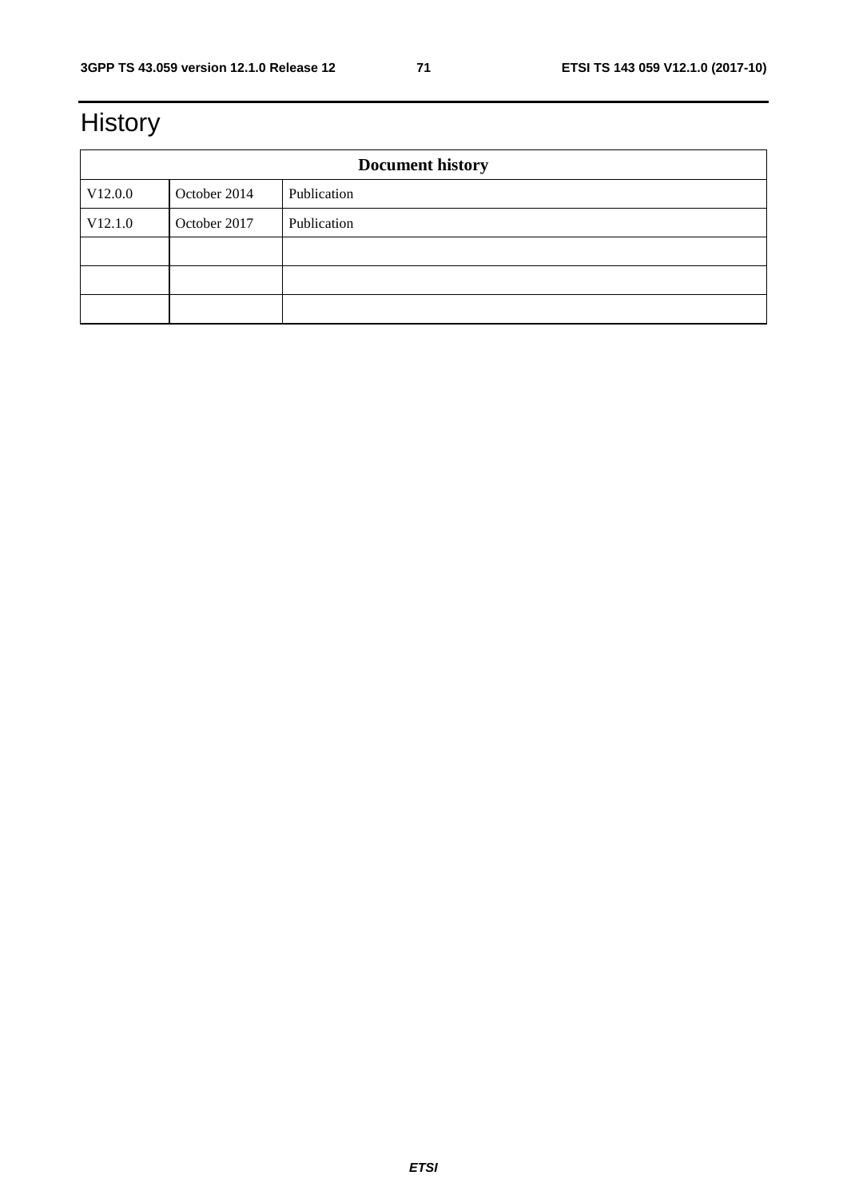# History

| Document history | | |
|---|---|---|
| V12.0.0 | October 2014 | Publication |
| V12.1.0 | October 2017 | Publication |
| | | |
| | | |
| | | |